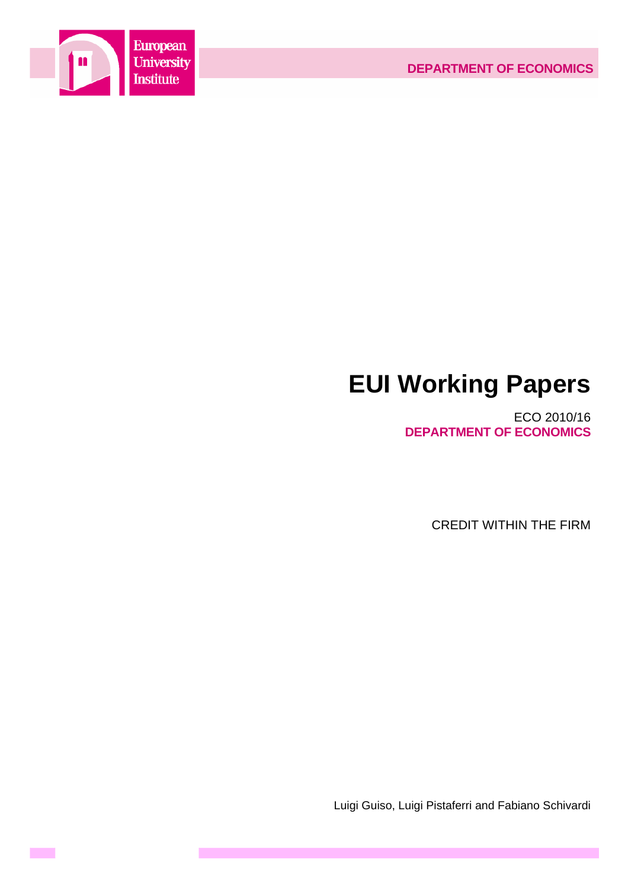European University Institute

DEPARTMENT OF ECONOMICS

# EUI Working Papers

ECO 2010/16
**DEPARTMENT OF ECONOMICS**

CREDIT WITHIN THE FIRM

Luigi Guiso, Luigi Pistaferri and Fabiano Schivardi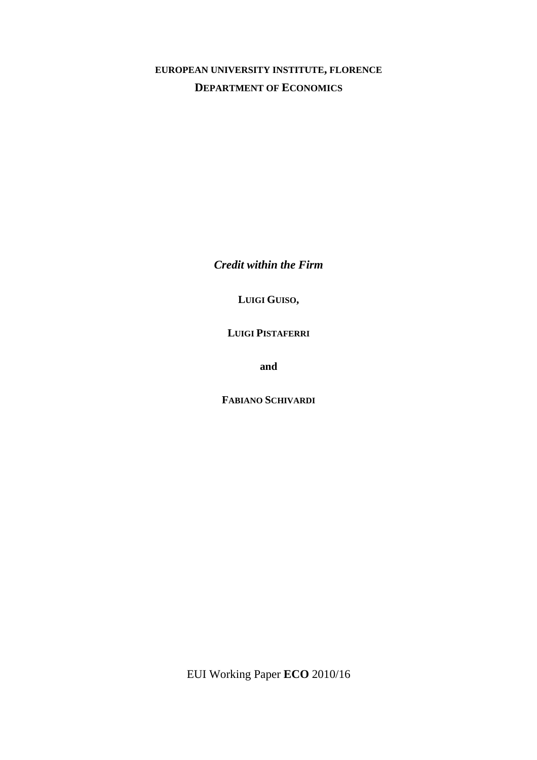**EUROPEAN UNIVERSITY INSTITUTE, FLORENCE**

**DEPARTMENT OF ECONOMICS**

***Credit within the Firm***

**LUIGI GUISO,**

**LUIGI PISTAFERRI**

**and**

**FABIANO SCHIVARDI**

EUI Working Paper **ECO** 2010/16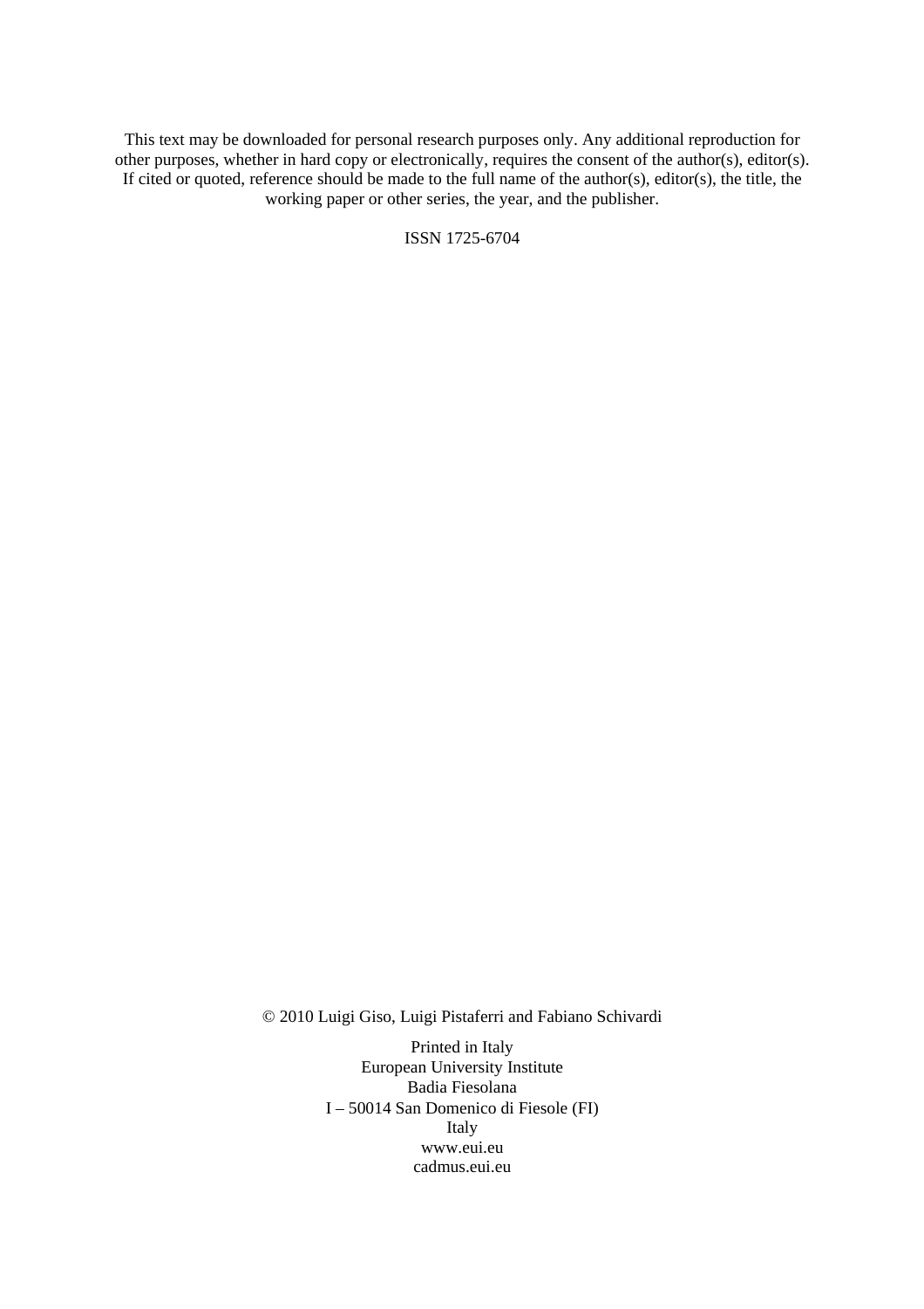This text may be downloaded for personal research purposes only. Any additional reproduction for other purposes, whether in hard copy or electronically, requires the consent of the author(s), editor(s). If cited or quoted, reference should be made to the full name of the author(s), editor(s), the title, the working paper or other series, the year, and the publisher.

ISSN 1725-6704

© 2010 Luigi Giso, Luigi Pistaferri and Fabiano Schivardi

Printed in Italy
European University Institute
Badia Fiesolana
I – 50014 San Domenico di Fiesole (FI)
Italy
www.eui.eu
cadmus.eui.eu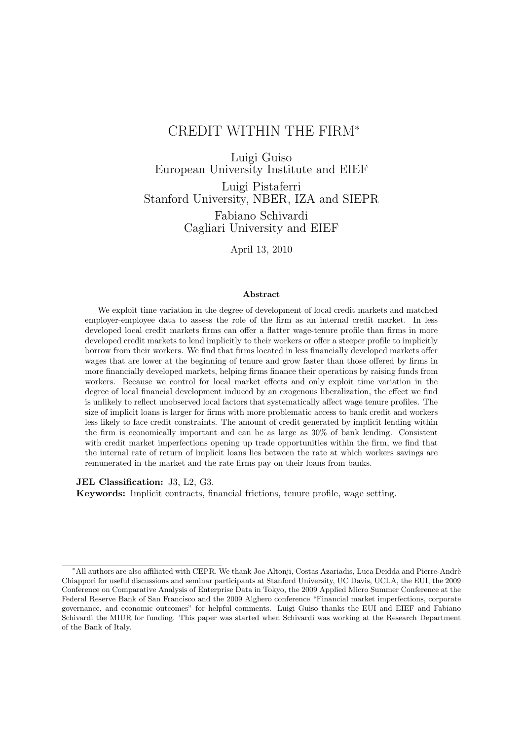# CREDIT WITHIN THE FIRM*

Luigi Guiso
European University Institute and EIEF

Luigi Pistaferri
Stanford University, NBER, IZA and SIEPR

Fabiano Schivardi
Cagliari University and EIEF

April 13, 2010

### Abstract

We exploit time variation in the degree of development of local credit markets and matched employer-employee data to assess the role of the firm as an internal credit market. In less developed local credit markets firms can offer a flatter wage-tenure profile than firms in more developed credit markets to lend implicitly to their workers or offer a steeper profile to implicitly borrow from their workers. We find that firms located in less financially developed markets offer wages that are lower at the beginning of tenure and grow faster than those offered by firms in more financially developed markets, helping firms finance their operations by raising funds from workers. Because we control for local market effects and only exploit time variation in the degree of local financial development induced by an exogenous liberalization, the effect we find is unlikely to reflect unobserved local factors that systematically affect wage tenure profiles. The size of implicit loans is larger for firms with more problematic access to bank credit and workers less likely to face credit constraints. The amount of credit generated by implicit lending within the firm is economically important and can be as large as 30% of bank lending. Consistent with credit market imperfections opening up trade opportunities within the firm, we find that the internal rate of return of implicit loans lies between the rate at which workers savings are remunerated in the market and the rate firms pay on their loans from banks.

**JEL Classification:** J3, L2, G3.
**Keywords:** Implicit contracts, financial frictions, tenure profile, wage setting.

---

*All authors are also affiliated with CEPR. We thank Joe Altonji, Costas Azariadis, Luca Deidda and Pierre-Andrè Chiappori for useful discussions and seminar participants at Stanford University, UC Davis, UCLA, the EUI, the 2009 Conference on Comparative Analysis of Enterprise Data in Tokyo, the 2009 Applied Micro Summer Conference at the Federal Reserve Bank of San Francisco and the 2009 Alghero conference "Financial market imperfections, corporate governance, and economic outcomes" for helpful comments. Luigi Guiso thanks the EUI and EIEF and Fabiano Schivardi the MIUR for funding. This paper was started when Schivardi was working at the Research Department of the Bank of Italy.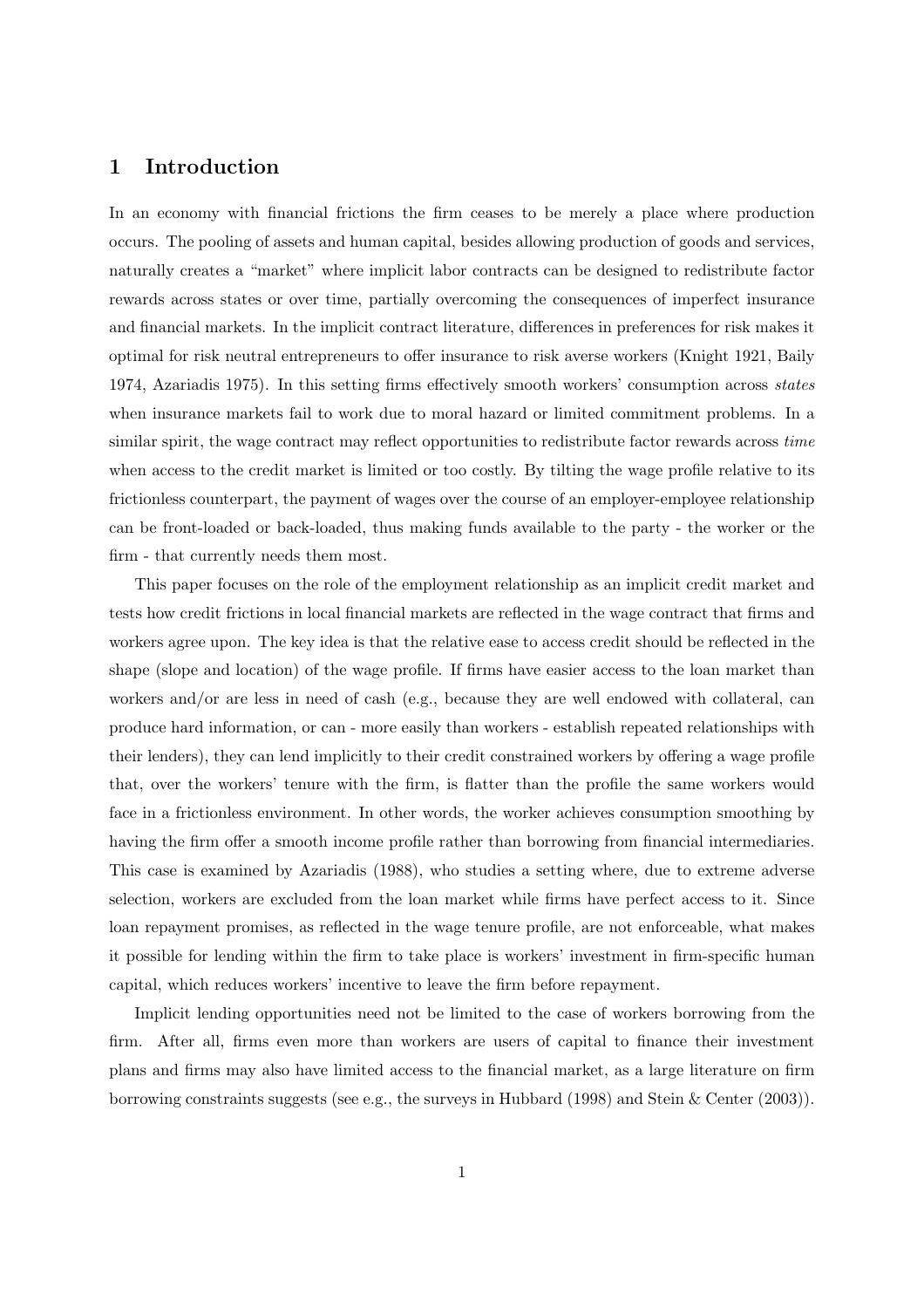## 1 Introduction

In an economy with financial frictions the firm ceases to be merely a place where production occurs. The pooling of assets and human capital, besides allowing production of goods and services, naturally creates a "market" where implicit labor contracts can be designed to redistribute factor rewards across states or over time, partially overcoming the consequences of imperfect insurance and financial markets. In the implicit contract literature, differences in preferences for risk makes it optimal for risk neutral entrepreneurs to offer insurance to risk averse workers (Knight 1921, Baily 1974, Azariadis 1975). In this setting firms effectively smooth workers' consumption across *states* when insurance markets fail to work due to moral hazard or limited commitment problems. In a similar spirit, the wage contract may reflect opportunities to redistribute factor rewards across *time* when access to the credit market is limited or too costly. By tilting the wage profile relative to its frictionless counterpart, the payment of wages over the course of an employer-employee relationship can be front-loaded or back-loaded, thus making funds available to the party - the worker or the firm - that currently needs them most.

This paper focuses on the role of the employment relationship as an implicit credit market and tests how credit frictions in local financial markets are reflected in the wage contract that firms and workers agree upon. The key idea is that the relative ease to access credit should be reflected in the shape (slope and location) of the wage profile. If firms have easier access to the loan market than workers and/or are less in need of cash (e.g., because they are well endowed with collateral, can produce hard information, or can - more easily than workers - establish repeated relationships with their lenders), they can lend implicitly to their credit constrained workers by offering a wage profile that, over the workers' tenure with the firm, is flatter than the profile the same workers would face in a frictionless environment. In other words, the worker achieves consumption smoothing by having the firm offer a smooth income profile rather than borrowing from financial intermediaries. This case is examined by Azariadis (1988), who studies a setting where, due to extreme adverse selection, workers are excluded from the loan market while firms have perfect access to it. Since loan repayment promises, as reflected in the wage tenure profile, are not enforceable, what makes it possible for lending within the firm to take place is workers' investment in firm-specific human capital, which reduces workers' incentive to leave the firm before repayment.

Implicit lending opportunities need not be limited to the case of workers borrowing from the firm. After all, firms even more than workers are users of capital to finance their investment plans and firms may also have limited access to the financial market, as a large literature on firm borrowing constraints suggests (see e.g., the surveys in Hubbard (1998) and Stein & Center (2003)).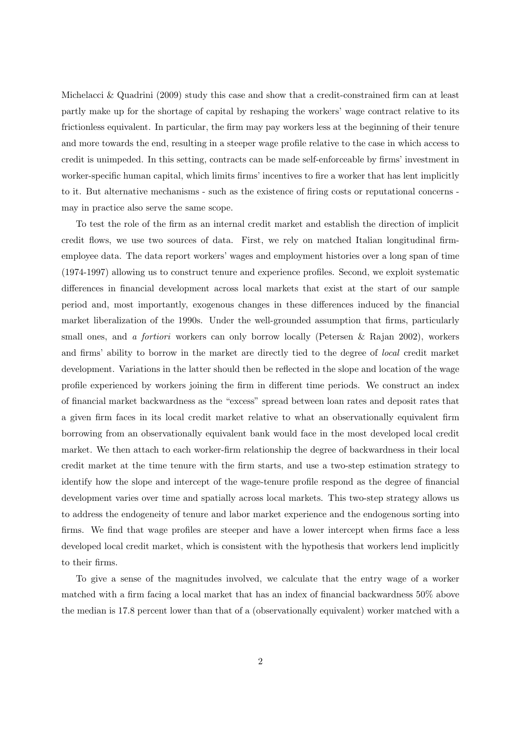Michelacci & Quadrini (2009) study this case and show that a credit-constrained firm can at least partly make up for the shortage of capital by reshaping the workers' wage contract relative to its frictionless equivalent. In particular, the firm may pay workers less at the beginning of their tenure and more towards the end, resulting in a steeper wage profile relative to the case in which access to credit is unimpeded. In this setting, contracts can be made self-enforceable by firms' investment in worker-specific human capital, which limits firms' incentives to fire a worker that has lent implicitly to it. But alternative mechanisms - such as the existence of firing costs or reputational concerns - may in practice also serve the same scope.

To test the role of the firm as an internal credit market and establish the direction of implicit credit flows, we use two sources of data. First, we rely on matched Italian longitudinal firm-employee data. The data report workers' wages and employment histories over a long span of time (1974-1997) allowing us to construct tenure and experience profiles. Second, we exploit systematic differences in financial development across local markets that exist at the start of our sample period and, most importantly, exogenous changes in these differences induced by the financial market liberalization of the 1990s. Under the well-grounded assumption that firms, particularly small ones, and *a fortiori* workers can only borrow locally (Petersen & Rajan 2002), workers and firms' ability to borrow in the market are directly tied to the degree of *local* credit market development. Variations in the latter should then be reflected in the slope and location of the wage profile experienced by workers joining the firm in different time periods. We construct an index of financial market backwardness as the "excess" spread between loan rates and deposit rates that a given firm faces in its local credit market relative to what an observationally equivalent firm borrowing from an observationally equivalent bank would face in the most developed local credit market. We then attach to each worker-firm relationship the degree of backwardness in their local credit market at the time tenure with the firm starts, and use a two-step estimation strategy to identify how the slope and intercept of the wage-tenure profile respond as the degree of financial development varies over time and spatially across local markets. This two-step strategy allows us to address the endogeneity of tenure and labor market experience and the endogenous sorting into firms. We find that wage profiles are steeper and have a lower intercept when firms face a less developed local credit market, which is consistent with the hypothesis that workers lend implicitly to their firms.

To give a sense of the magnitudes involved, we calculate that the entry wage of a worker matched with a firm facing a local market that has an index of financial backwardness 50% above the median is 17.8 percent lower than that of a (observationally equivalent) worker matched with a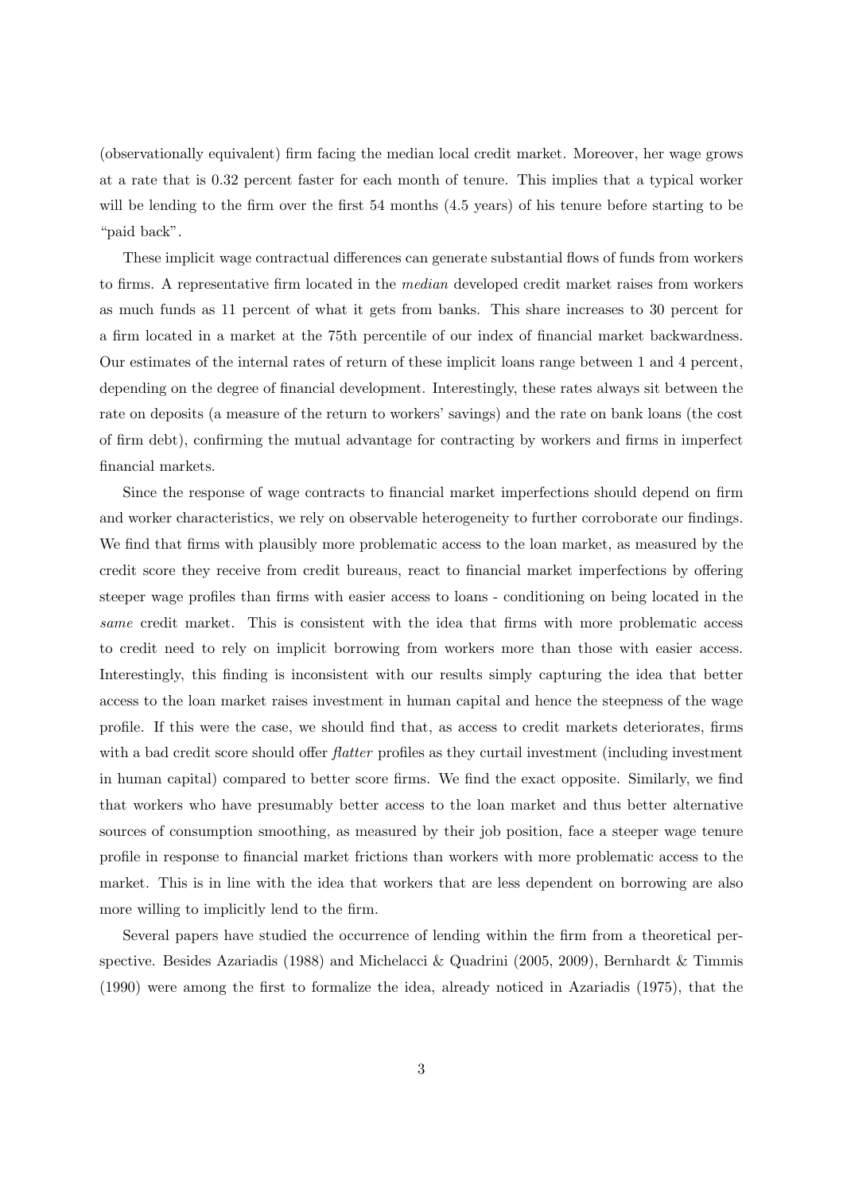(observationally equivalent) firm facing the median local credit market. Moreover, her wage grows at a rate that is 0.32 percent faster for each month of tenure. This implies that a typical worker will be lending to the firm over the first 54 months (4.5 years) of his tenure before starting to be "paid back".

These implicit wage contractual differences can generate substantial flows of funds from workers to firms. A representative firm located in the *median* developed credit market raises from workers as much funds as 11 percent of what it gets from banks. This share increases to 30 percent for a firm located in a market at the 75th percentile of our index of financial market backwardness. Our estimates of the internal rates of return of these implicit loans range between 1 and 4 percent, depending on the degree of financial development. Interestingly, these rates always sit between the rate on deposits (a measure of the return to workers' savings) and the rate on bank loans (the cost of firm debt), confirming the mutual advantage for contracting by workers and firms in imperfect financial markets.

Since the response of wage contracts to financial market imperfections should depend on firm and worker characteristics, we rely on observable heterogeneity to further corroborate our findings. We find that firms with plausibly more problematic access to the loan market, as measured by the credit score they receive from credit bureaus, react to financial market imperfections by offering steeper wage profiles than firms with easier access to loans - conditioning on being located in the *same* credit market. This is consistent with the idea that firms with more problematic access to credit need to rely on implicit borrowing from workers more than those with easier access. Interestingly, this finding is inconsistent with our results simply capturing the idea that better access to the loan market raises investment in human capital and hence the steepness of the wage profile. If this were the case, we should find that, as access to credit markets deteriorates, firms with a bad credit score should offer *flatter* profiles as they curtail investment (including investment in human capital) compared to better score firms. We find the exact opposite. Similarly, we find that workers who have presumably better access to the loan market and thus better alternative sources of consumption smoothing, as measured by their job position, face a steeper wage tenure profile in response to financial market frictions than workers with more problematic access to the market. This is in line with the idea that workers that are less dependent on borrowing are also more willing to implicitly lend to the firm.

Several papers have studied the occurrence of lending within the firm from a theoretical perspective. Besides Azariadis (1988) and Michelacci & Quadrini (2005, 2009), Bernhardt & Timmis (1990) were among the first to formalize the idea, already noticed in Azariadis (1975), that the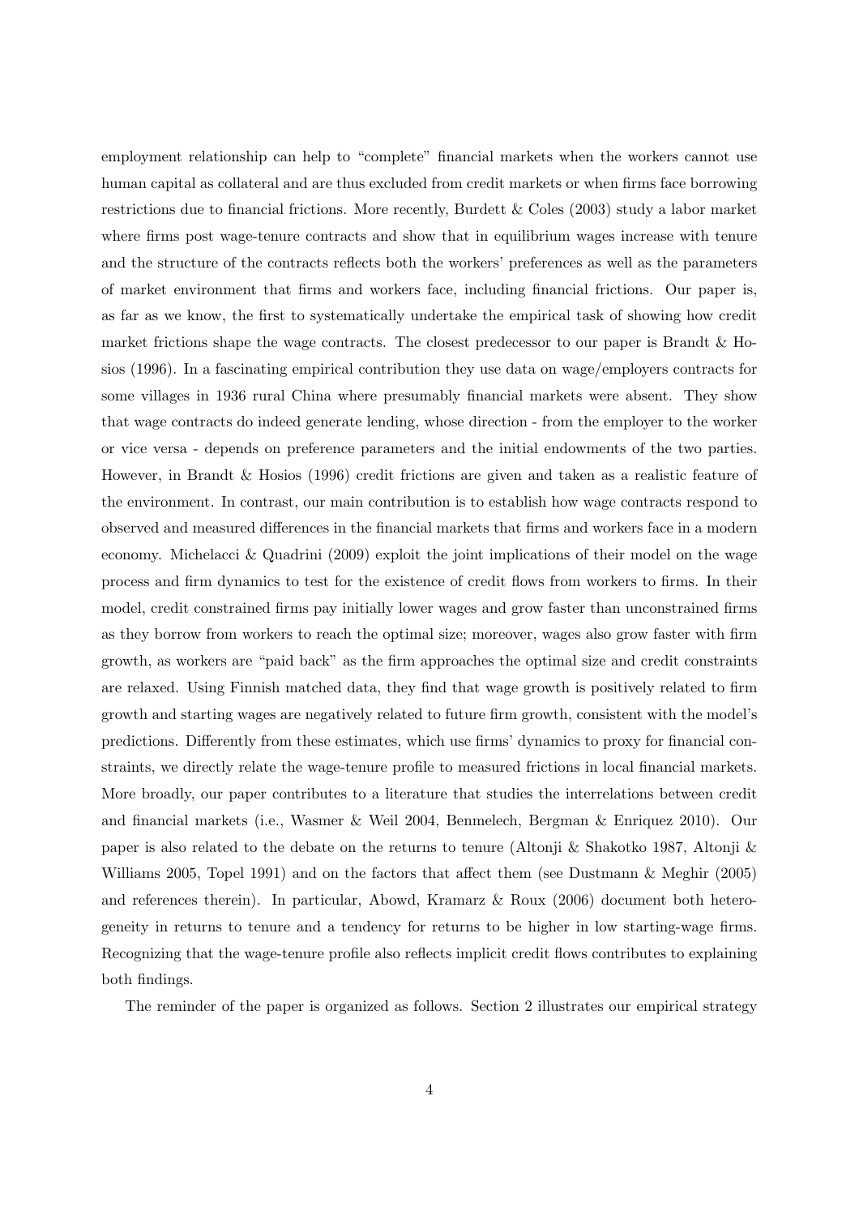employment relationship can help to "complete" financial markets when the workers cannot use human capital as collateral and are thus excluded from credit markets or when firms face borrowing restrictions due to financial frictions. More recently, Burdett & Coles (2003) study a labor market where firms post wage-tenure contracts and show that in equilibrium wages increase with tenure and the structure of the contracts reflects both the workers' preferences as well as the parameters of market environment that firms and workers face, including financial frictions. Our paper is, as far as we know, the first to systematically undertake the empirical task of showing how credit market frictions shape the wage contracts. The closest predecessor to our paper is Brandt & Hosios (1996). In a fascinating empirical contribution they use data on wage/employers contracts for some villages in 1936 rural China where presumably financial markets were absent. They show that wage contracts do indeed generate lending, whose direction - from the employer to the worker or vice versa - depends on preference parameters and the initial endowments of the two parties. However, in Brandt & Hosios (1996) credit frictions are given and taken as a realistic feature of the environment. In contrast, our main contribution is to establish how wage contracts respond to observed and measured differences in the financial markets that firms and workers face in a modern economy. Michelacci & Quadrini (2009) exploit the joint implications of their model on the wage process and firm dynamics to test for the existence of credit flows from workers to firms. In their model, credit constrained firms pay initially lower wages and grow faster than unconstrained firms as they borrow from workers to reach the optimal size; moreover, wages also grow faster with firm growth, as workers are "paid back" as the firm approaches the optimal size and credit constraints are relaxed. Using Finnish matched data, they find that wage growth is positively related to firm growth and starting wages are negatively related to future firm growth, consistent with the model's predictions. Differently from these estimates, which use firms' dynamics to proxy for financial constraints, we directly relate the wage-tenure profile to measured frictions in local financial markets. More broadly, our paper contributes to a literature that studies the interrelations between credit and financial markets (i.e., Wasmer & Weil 2004, Benmelech, Bergman & Enriquez 2010). Our paper is also related to the debate on the returns to tenure (Altonji & Shakotko 1987, Altonji & Williams 2005, Topel 1991) and on the factors that affect them (see Dustmann & Meghir (2005) and references therein). In particular, Abowd, Kramarz & Roux (2006) document both heterogeneity in returns to tenure and a tendency for returns to be higher in low starting-wage firms. Recognizing that the wage-tenure profile also reflects implicit credit flows contributes to explaining both findings.

The reminder of the paper is organized as follows. Section 2 illustrates our empirical strategy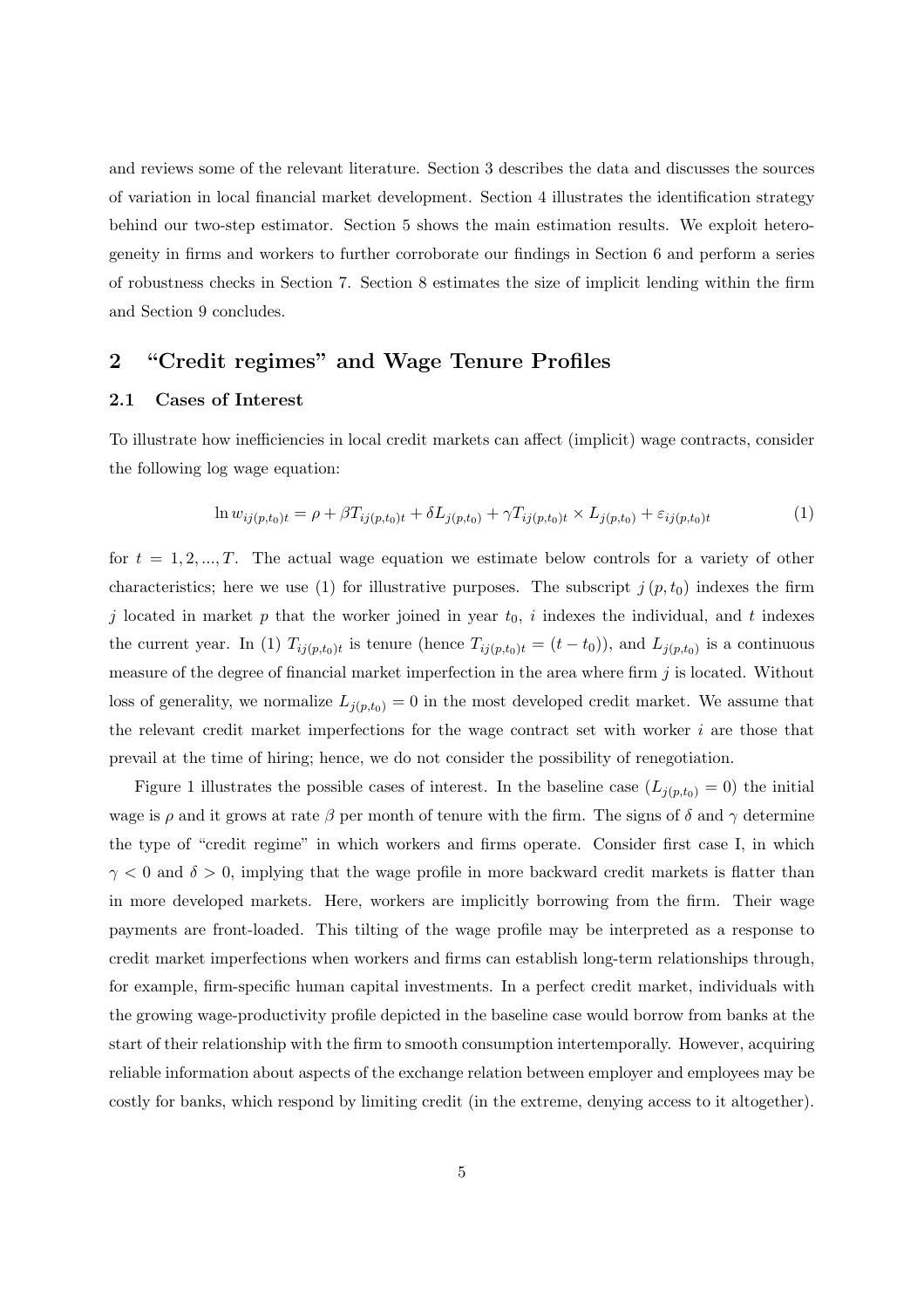and reviews some of the relevant literature. Section 3 describes the data and discusses the sources of variation in local financial market development. Section 4 illustrates the identification strategy behind our two-step estimator. Section 5 shows the main estimation results. We exploit heterogeneity in firms and workers to further corroborate our findings in Section 6 and perform a series of robustness checks in Section 7. Section 8 estimates the size of implicit lending within the firm and Section 9 concludes.

## 2 "Credit regimes" and Wage Tenure Profiles

### 2.1 Cases of Interest

To illustrate how inefficiencies in local credit markets can affect (implicit) wage contracts, consider the following log wage equation:

$$\ln w_{ij(p,t_0)t} = \rho + \beta T_{ij(p,t_0)t} + \delta L_{j(p,t_0)} + \gamma T_{ij(p,t_0)t} \times L_{j(p,t_0)} + \varepsilon_{ij(p,t_0)t} \tag{1}$$

for $t = 1, 2, ..., T$. The actual wage equation we estimate below controls for a variety of other characteristics; here we use (1) for illustrative purposes. The subscript $j(p, t_0)$ indexes the firm $j$ located in market $p$ that the worker joined in year $t_0$, $i$ indexes the individual, and $t$ indexes the current year. In (1) $T_{ij(p,t_0)t}$ is tenure (hence $T_{ij(p,t_0)t} = (t - t_0)$), and $L_{j(p,t_0)}$ is a continuous measure of the degree of financial market imperfection in the area where firm $j$ is located. Without loss of generality, we normalize $L_{j(p,t_0)} = 0$ in the most developed credit market. We assume that the relevant credit market imperfections for the wage contract set with worker $i$ are those that prevail at the time of hiring; hence, we do not consider the possibility of renegotiation.

Figure 1 illustrates the possible cases of interest. In the baseline case ($L_{j(p,t_0)} = 0$) the initial wage is $\rho$ and it grows at rate $\beta$ per month of tenure with the firm. The signs of $\delta$ and $\gamma$ determine the type of "credit regime" in which workers and firms operate. Consider first case I, in which $\gamma < 0$ and $\delta > 0$, implying that the wage profile in more backward credit markets is flatter than in more developed markets. Here, workers are implicitly borrowing from the firm. Their wage payments are front-loaded. This tilting of the wage profile may be interpreted as a response to credit market imperfections when workers and firms can establish long-term relationships through, for example, firm-specific human capital investments. In a perfect credit market, individuals with the growing wage-productivity profile depicted in the baseline case would borrow from banks at the start of their relationship with the firm to smooth consumption intertemporally. However, acquiring reliable information about aspects of the exchange relation between employer and employees may be costly for banks, which respond by limiting credit (in the extreme, denying access to it altogether).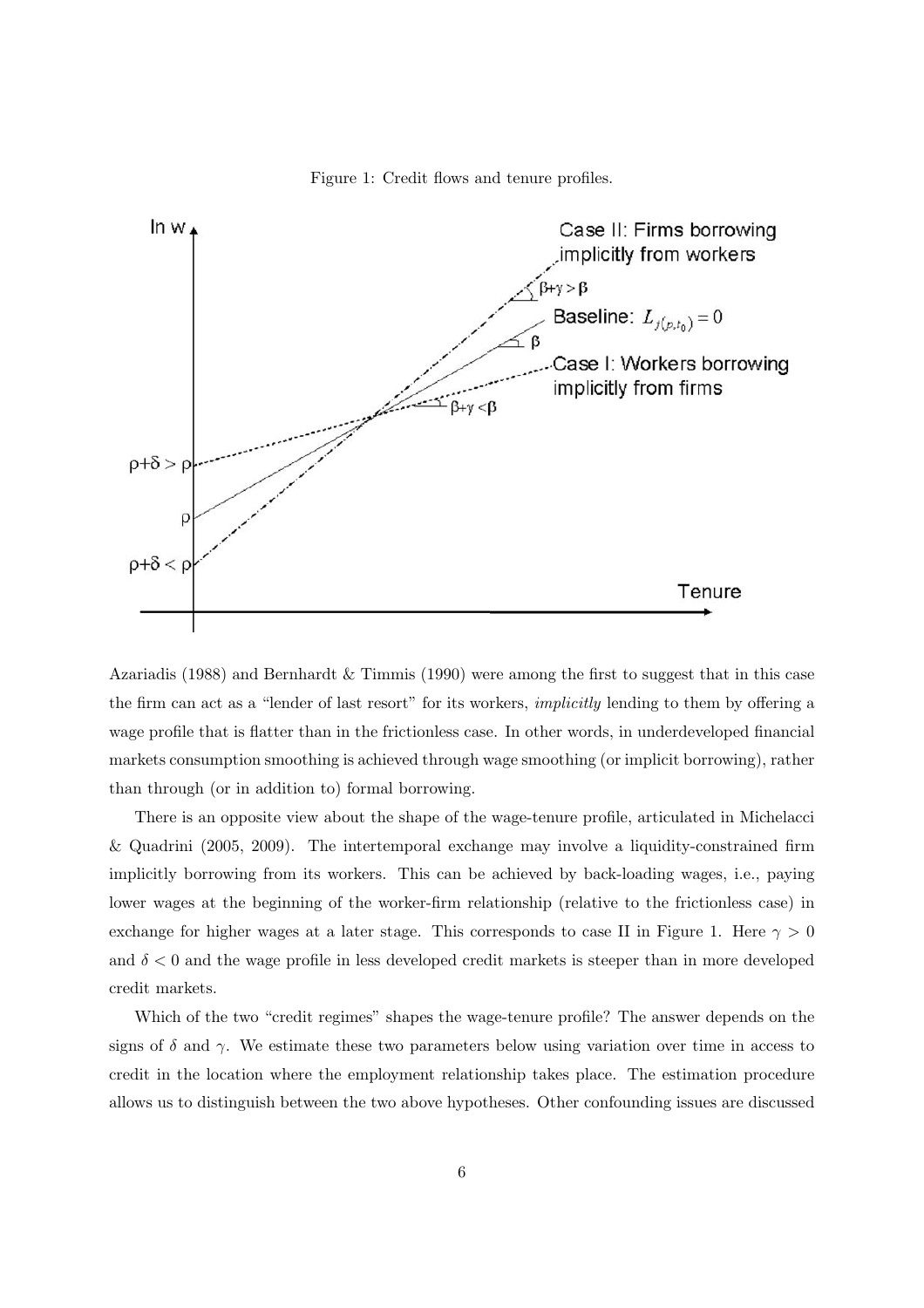Figure 1: Credit flows and tenure profiles.

Azariadis (1988) and Bernhardt & Timmis (1990) were among the first to suggest that in this case the firm can act as a "lender of last resort" for its workers, *implicitly* lending to them by offering a wage profile that is flatter than in the frictionless case. In other words, in underdeveloped financial markets consumption smoothing is achieved through wage smoothing (or implicit borrowing), rather than through (or in addition to) formal borrowing.

There is an opposite view about the shape of the wage-tenure profile, articulated in Michelacci & Quadrini (2005, 2009). The intertemporal exchange may involve a liquidity-constrained firm implicitly borrowing from its workers. This can be achieved by back-loading wages, i.e., paying lower wages at the beginning of the worker-firm relationship (relative to the frictionless case) in exchange for higher wages at a later stage. This corresponds to case II in Figure 1. Here $\gamma > 0$ and $\delta < 0$ and the wage profile in less developed credit markets is steeper than in more developed credit markets.

Which of the two "credit regimes" shapes the wage-tenure profile? The answer depends on the signs of $\delta$ and $\gamma$. We estimate these two parameters below using variation over time in access to credit in the location where the employment relationship takes place. The estimation procedure allows us to distinguish between the two above hypotheses. Other confounding issues are discussed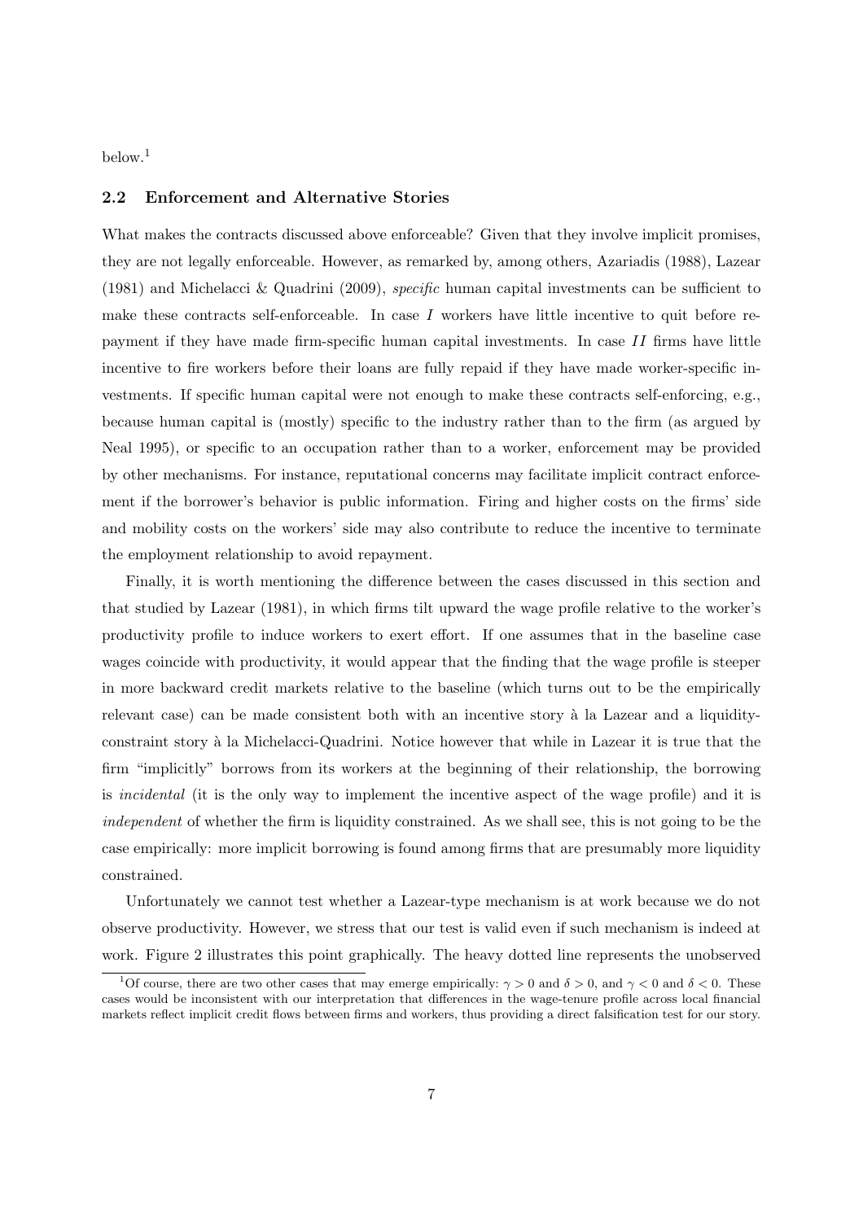below.[1]

### 2.2 Enforcement and Alternative Stories

What makes the contracts discussed above enforceable? Given that they involve implicit promises, they are not legally enforceable. However, as remarked by, among others, Azariadis (1988), Lazear (1981) and Michelacci & Quadrini (2009), *specific* human capital investments can be sufficient to make these contracts self-enforceable. In case $I$ workers have little incentive to quit before repayment if they have made firm-specific human capital investments. In case $II$ firms have little incentive to fire workers before their loans are fully repaid if they have made worker-specific investments. If specific human capital were not enough to make these contracts self-enforcing, e.g., because human capital is (mostly) specific to the industry rather than to the firm (as argued by Neal 1995), or specific to an occupation rather than to a worker, enforcement may be provided by other mechanisms. For instance, reputational concerns may facilitate implicit contract enforcement if the borrower's behavior is public information. Firing and higher costs on the firms' side and mobility costs on the workers' side may also contribute to reduce the incentive to terminate the employment relationship to avoid repayment.

Finally, it is worth mentioning the difference between the cases discussed in this section and that studied by Lazear (1981), in which firms tilt upward the wage profile relative to the worker's productivity profile to induce workers to exert effort. If one assumes that in the baseline case wages coincide with productivity, it would appear that the finding that the wage profile is steeper in more backward credit markets relative to the baseline (which turns out to be the empirically relevant case) can be made consistent both with an incentive story à la Lazear and a liquidity-constraint story à la Michelacci-Quadrini. Notice however that while in Lazear it is true that the firm "implicitly" borrows from its workers at the beginning of their relationship, the borrowing is *incidental* (it is the only way to implement the incentive aspect of the wage profile) and it is *independent* of whether the firm is liquidity constrained. As we shall see, this is not going to be the case empirically: more implicit borrowing is found among firms that are presumably more liquidity constrained.

Unfortunately we cannot test whether a Lazear-type mechanism is at work because we do not observe productivity. However, we stress that our test is valid even if such mechanism is indeed at work. Figure 2 illustrates this point graphically. The heavy dotted line represents the unobserved

[1] Of course, there are two other cases that may emerge empirically: $\gamma > 0$ and $\delta > 0$, and $\gamma < 0$ and $\delta < 0$. These cases would be inconsistent with our interpretation that differences in the wage-tenure profile across local financial markets reflect implicit credit flows between firms and workers, thus providing a direct falsification test for our story.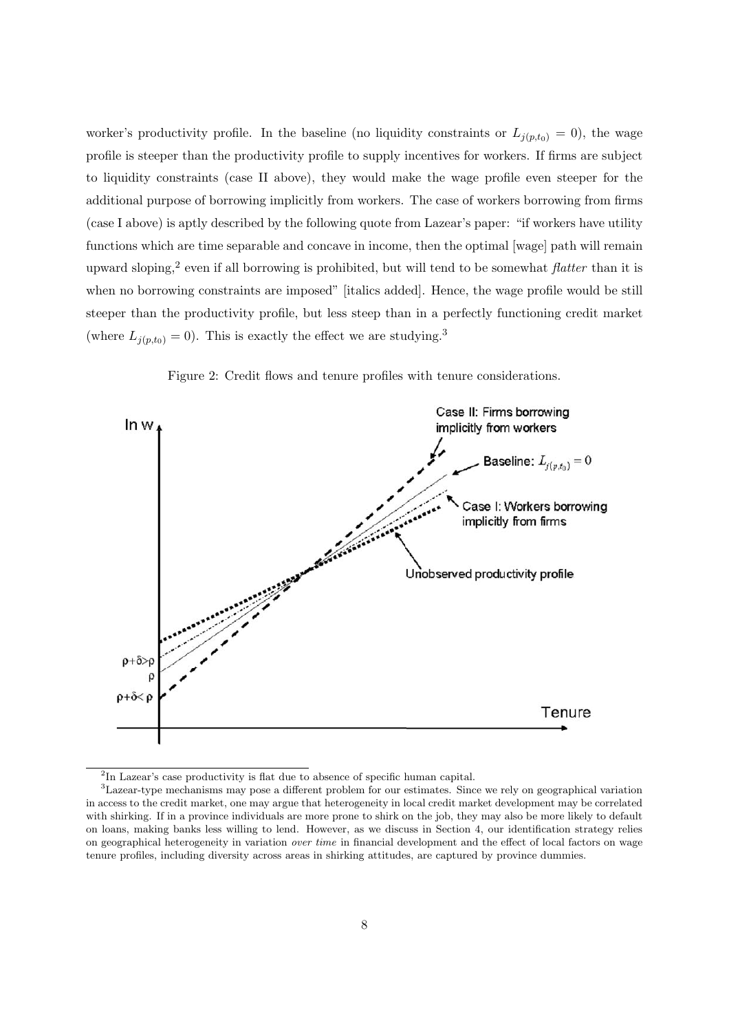worker's productivity profile. In the baseline (no liquidity constraints or $L_{j(p,t_0)} = 0$), the wage profile is steeper than the productivity profile to supply incentives for workers. If firms are subject to liquidity constraints (case II above), they would make the wage profile even steeper for the additional purpose of borrowing implicitly from workers. The case of workers borrowing from firms (case I above) is aptly described by the following quote from Lazear's paper: "if workers have utility functions which are time separable and concave in income, then the optimal [wage] path will remain upward sloping,[2] even if all borrowing is prohibited, but will tend to be somewhat *flatter* than it is when no borrowing constraints are imposed" [italics added]. Hence, the wage profile would be still steeper than the productivity profile, but less steep than in a perfectly functioning credit market (where $L_{j(p,t_0)} = 0$). This is exactly the effect we are studying.[3]

Figure 2: Credit flows and tenure profiles with tenure considerations.

[2] In Lazear's case productivity is flat due to absence of specific human capital.

[3] Lazear-type mechanisms may pose a different problem for our estimates. Since we rely on geographical variation in access to the credit market, one may argue that heterogeneity in local credit market development may be correlated with shirking. If in a province individuals are more prone to shirk on the job, they may also be more likely to default on loans, making banks less willing to lend. However, as we discuss in Section 4, our identification strategy relies on geographical heterogeneity in variation *over time* in financial development and the effect of local factors on wage tenure profiles, including diversity across areas in shirking attitudes, are captured by province dummies.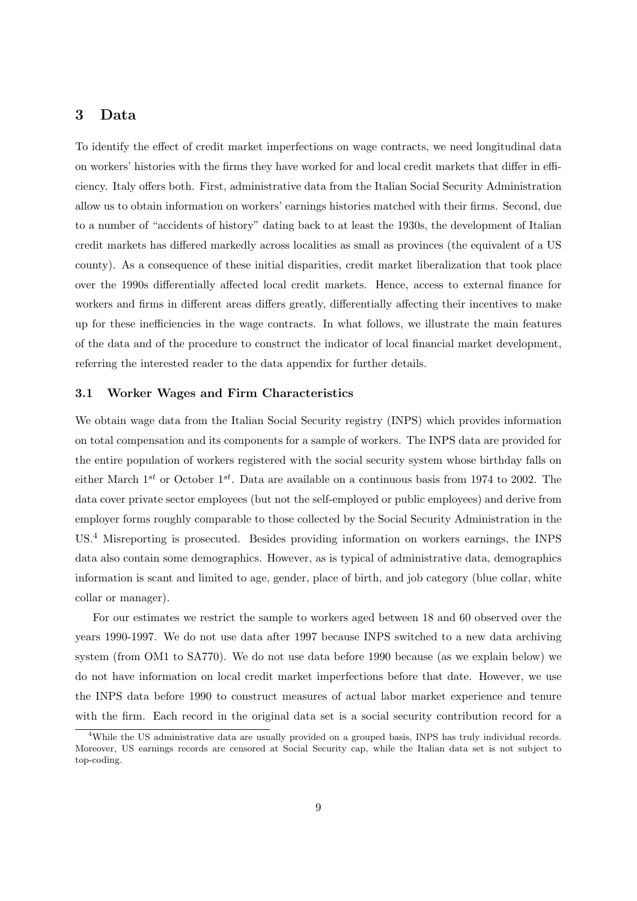## 3 Data

To identify the effect of credit market imperfections on wage contracts, we need longitudinal data on workers' histories with the firms they have worked for and local credit markets that differ in efficiency. Italy offers both. First, administrative data from the Italian Social Security Administration allow us to obtain information on workers' earnings histories matched with their firms. Second, due to a number of "accidents of history" dating back to at least the 1930s, the development of Italian credit markets has differed markedly across localities as small as provinces (the equivalent of a US county). As a consequence of these initial disparities, credit market liberalization that took place over the 1990s differentially affected local credit markets. Hence, access to external finance for workers and firms in different areas differs greatly, differentially affecting their incentives to make up for these inefficiencies in the wage contracts. In what follows, we illustrate the main features of the data and of the procedure to construct the indicator of local financial market development, referring the interested reader to the data appendix for further details.

### 3.1 Worker Wages and Firm Characteristics

We obtain wage data from the Italian Social Security registry (INPS) which provides information on total compensation and its components for a sample of workers. The INPS data are provided for the entire population of workers registered with the social security system whose birthday falls on either March $1^{st}$ or October $1^{st}$. Data are available on a continuous basis from 1974 to 2002. The data cover private sector employees (but not the self-employed or public employees) and derive from employer forms roughly comparable to those collected by the Social Security Administration in the US.[4] Misreporting is prosecuted. Besides providing information on workers earnings, the INPS data also contain some demographics. However, as is typical of administrative data, demographics information is scant and limited to age, gender, place of birth, and job category (blue collar, white collar or manager).

For our estimates we restrict the sample to workers aged between 18 and 60 observed over the years 1990-1997. We do not use data after 1997 because INPS switched to a new data archiving system (from OM1 to SA770). We do not use data before 1990 because (as we explain below) we do not have information on local credit market imperfections before that date. However, we use the INPS data before 1990 to construct measures of actual labor market experience and tenure with the firm. Each record in the original data set is a social security contribution record for a

[4] While the US administrative data are usually provided on a grouped basis, INPS has truly individual records. Moreover, US earnings records are censored at Social Security cap, while the Italian data set is not subject to top-coding.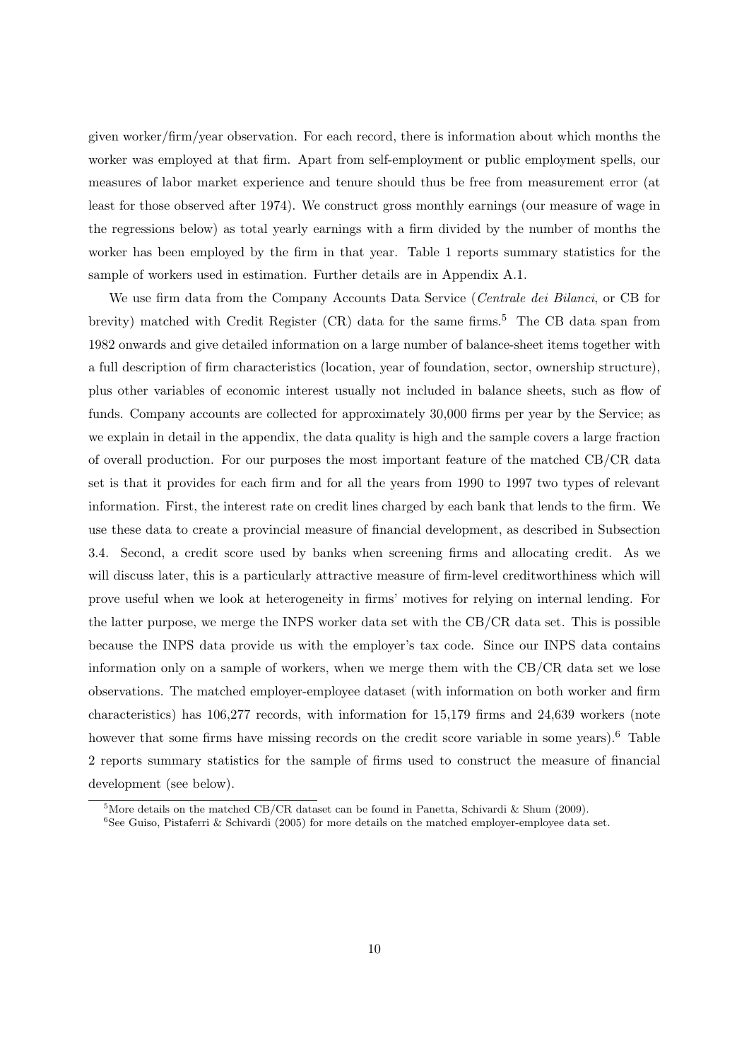given worker/firm/year observation. For each record, there is information about which months the worker was employed at that firm. Apart from self-employment or public employment spells, our measures of labor market experience and tenure should thus be free from measurement error (at least for those observed after 1974). We construct gross monthly earnings (our measure of wage in the regressions below) as total yearly earnings with a firm divided by the number of months the worker has been employed by the firm in that year. Table 1 reports summary statistics for the sample of workers used in estimation. Further details are in Appendix A.1.

We use firm data from the Company Accounts Data Service (*Centrale dei Bilanci*, or CB for brevity) matched with Credit Register (CR) data for the same firms.[5] The CB data span from 1982 onwards and give detailed information on a large number of balance-sheet items together with a full description of firm characteristics (location, year of foundation, sector, ownership structure), plus other variables of economic interest usually not included in balance sheets, such as flow of funds. Company accounts are collected for approximately 30,000 firms per year by the Service; as we explain in detail in the appendix, the data quality is high and the sample covers a large fraction of overall production. For our purposes the most important feature of the matched CB/CR data set is that it provides for each firm and for all the years from 1990 to 1997 two types of relevant information. First, the interest rate on credit lines charged by each bank that lends to the firm. We use these data to create a provincial measure of financial development, as described in Subsection 3.4. Second, a credit score used by banks when screening firms and allocating credit. As we will discuss later, this is a particularly attractive measure of firm-level creditworthiness which will prove useful when we look at heterogeneity in firms' motives for relying on internal lending. For the latter purpose, we merge the INPS worker data set with the CB/CR data set. This is possible because the INPS data provide us with the employer's tax code. Since our INPS data contains information only on a sample of workers, when we merge them with the CB/CR data set we lose observations. The matched employer-employee dataset (with information on both worker and firm characteristics) has 106,277 records, with information for 15,179 firms and 24,639 workers (note however that some firms have missing records on the credit score variable in some years).[6] Table 2 reports summary statistics for the sample of firms used to construct the measure of financial development (see below).

[5] More details on the matched CB/CR dataset can be found in Panetta, Schivardi & Shum (2009).

[6] See Guiso, Pistaferri & Schivardi (2005) for more details on the matched employer-employee data set.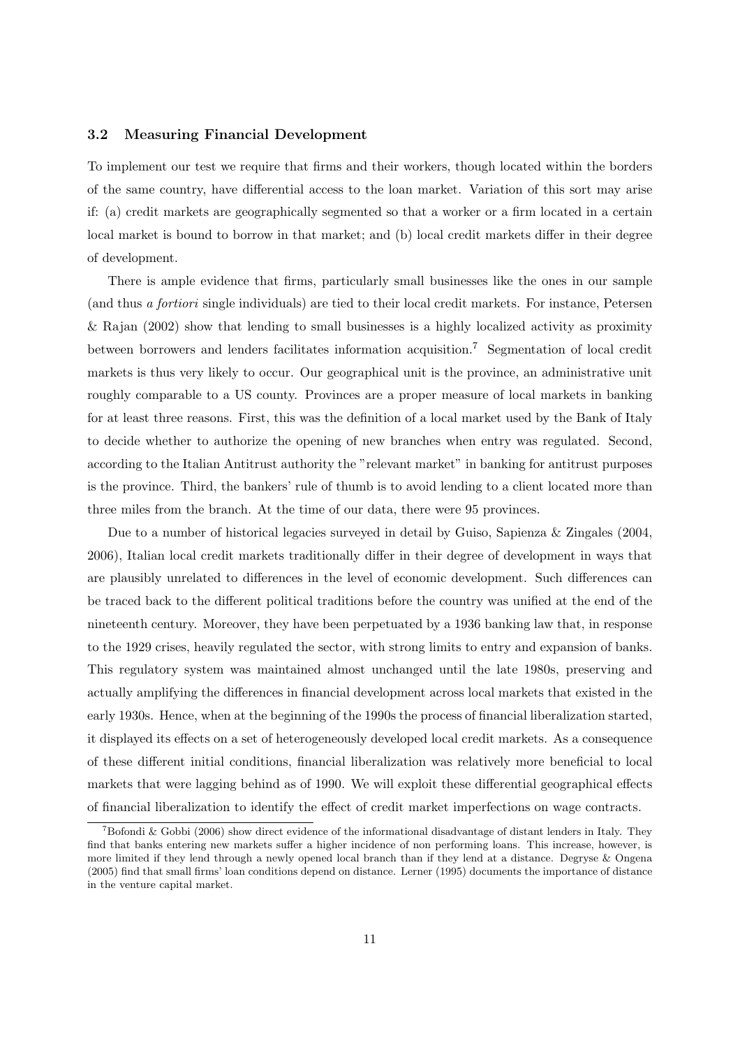### 3.2 Measuring Financial Development

To implement our test we require that firms and their workers, though located within the borders of the same country, have differential access to the loan market. Variation of this sort may arise if: (a) credit markets are geographically segmented so that a worker or a firm located in a certain local market is bound to borrow in that market; and (b) local credit markets differ in their degree of development.

There is ample evidence that firms, particularly small businesses like the ones in our sample (and thus *a fortiori* single individuals) are tied to their local credit markets. For instance, Petersen & Rajan (2002) show that lending to small businesses is a highly localized activity as proximity between borrowers and lenders facilitates information acquisition.[7] Segmentation of local credit markets is thus very likely to occur. Our geographical unit is the province, an administrative unit roughly comparable to a US county. Provinces are a proper measure of local markets in banking for at least three reasons. First, this was the definition of a local market used by the Bank of Italy to decide whether to authorize the opening of new branches when entry was regulated. Second, according to the Italian Antitrust authority the "relevant market" in banking for antitrust purposes is the province. Third, the bankers' rule of thumb is to avoid lending to a client located more than three miles from the branch. At the time of our data, there were 95 provinces.

Due to a number of historical legacies surveyed in detail by Guiso, Sapienza & Zingales (2004, 2006), Italian local credit markets traditionally differ in their degree of development in ways that are plausibly unrelated to differences in the level of economic development. Such differences can be traced back to the different political traditions before the country was unified at the end of the nineteenth century. Moreover, they have been perpetuated by a 1936 banking law that, in response to the 1929 crises, heavily regulated the sector, with strong limits to entry and expansion of banks. This regulatory system was maintained almost unchanged until the late 1980s, preserving and actually amplifying the differences in financial development across local markets that existed in the early 1930s. Hence, when at the beginning of the 1990s the process of financial liberalization started, it displayed its effects on a set of heterogeneously developed local credit markets. As a consequence of these different initial conditions, financial liberalization was relatively more beneficial to local markets that were lagging behind as of 1990. We will exploit these differential geographical effects of financial liberalization to identify the effect of credit market imperfections on wage contracts.

[7] Bofondi & Gobbi (2006) show direct evidence of the informational disadvantage of distant lenders in Italy. They find that banks entering new markets suffer a higher incidence of non performing loans. This increase, however, is more limited if they lend through a newly opened local branch than if they lend at a distance. Degryse & Ongena (2005) find that small firms' loan conditions depend on distance. Lerner (1995) documents the importance of distance in the venture capital market.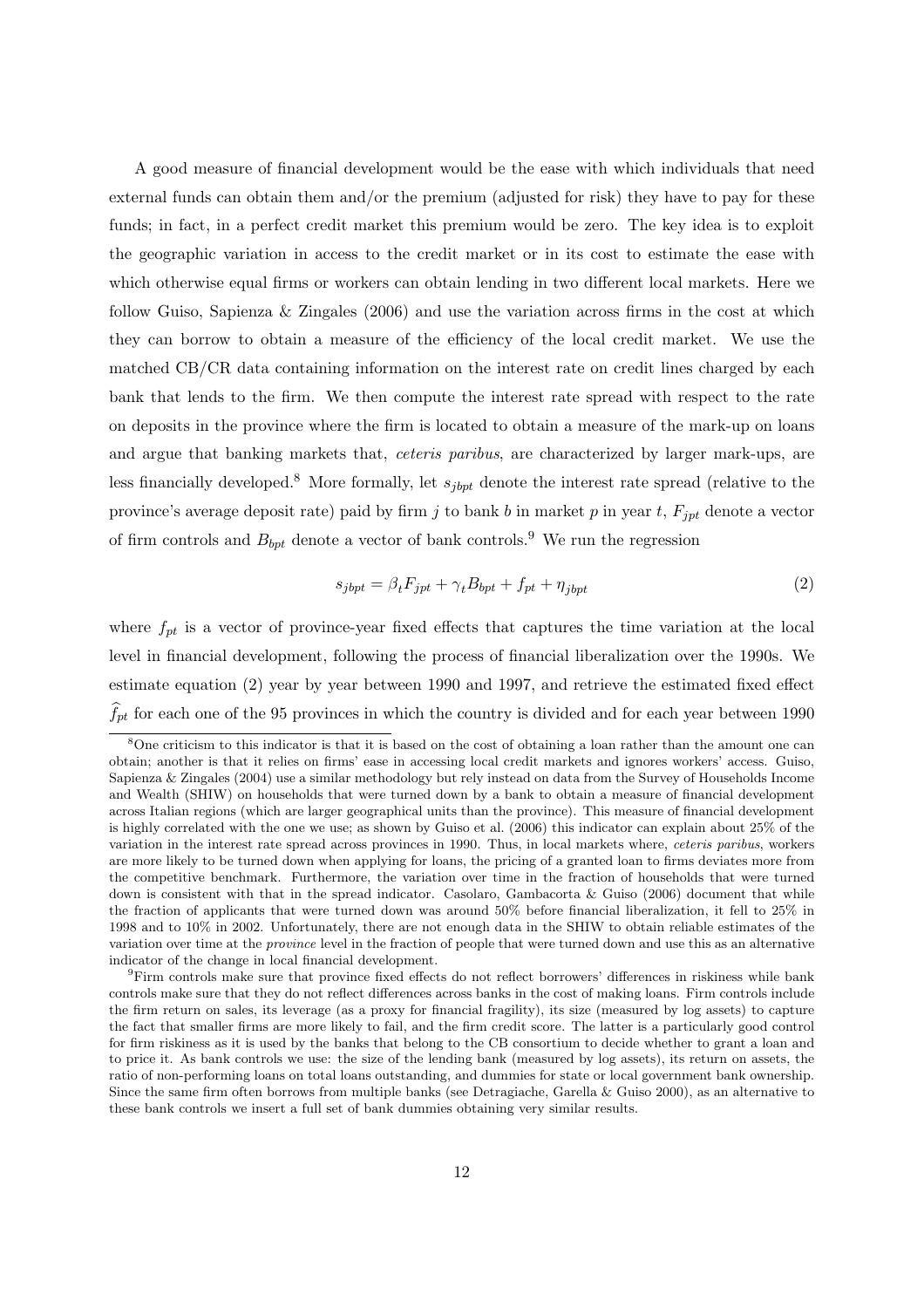A good measure of financial development would be the ease with which individuals that need external funds can obtain them and/or the premium (adjusted for risk) they have to pay for these funds; in fact, in a perfect credit market this premium would be zero. The key idea is to exploit the geographic variation in access to the credit market or in its cost to estimate the ease with which otherwise equal firms or workers can obtain lending in two different local markets. Here we follow Guiso, Sapienza & Zingales (2006) and use the variation across firms in the cost at which they can borrow to obtain a measure of the efficiency of the local credit market. We use the matched CB/CR data containing information on the interest rate on credit lines charged by each bank that lends to the firm. We then compute the interest rate spread with respect to the rate on deposits in the province where the firm is located to obtain a measure of the mark-up on loans and argue that banking markets that, *ceteris paribus*, are characterized by larger mark-ups, are less financially developed.[8] More formally, let $s_{jbpt}$ denote the interest rate spread (relative to the province's average deposit rate) paid by firm $j$ to bank $b$ in market $p$ in year $t$, $F_{jpt}$ denote a vector of firm controls and $B_{bpt}$ denote a vector of bank controls.[9] We run the regression

$$s_{jbpt} = \beta_t F_{jpt} + \gamma_t B_{bpt} + f_{pt} + \eta_{jbpt} \tag{2}$$

where $f_{pt}$ is a vector of province-year fixed effects that captures the time variation at the local level in financial development, following the process of financial liberalization over the 1990s. We estimate equation (2) year by year between 1990 and 1997, and retrieve the estimated fixed effect $\widehat{f}_{pt}$ for each one of the 95 provinces in which the country is divided and for each year between 1990

[8] One criticism to this indicator is that it is based on the cost of obtaining a loan rather than the amount one can obtain; another is that it relies on firms' ease in accessing local credit markets and ignores workers' access. Guiso, Sapienza & Zingales (2004) use a similar methodology but rely instead on data from the Survey of Households Income and Wealth (SHIW) on households that were turned down by a bank to obtain a measure of financial development across Italian regions (which are larger geographical units than the province). This measure of financial development is highly correlated with the one we use; as shown by Guiso et al. (2006) this indicator can explain about 25% of the variation in the interest rate spread across provinces in 1990. Thus, in local markets where, *ceteris paribus*, workers are more likely to be turned down when applying for loans, the pricing of a granted loan to firms deviates more from the competitive benchmark. Furthermore, the variation over time in the fraction of households that were turned down is consistent with that in the spread indicator. Casolaro, Gambacorta & Guiso (2006) document that while the fraction of applicants that were turned down was around 50% before financial liberalization, it fell to 25% in 1998 and to 10% in 2002. Unfortunately, there are not enough data in the SHIW to obtain reliable estimates of the variation over time at the *province* level in the fraction of people that were turned down and use this as an alternative indicator of the change in local financial development.

[9] Firm controls make sure that province fixed effects do not reflect borrowers' differences in riskiness while bank controls make sure that they do not reflect differences across banks in the cost of making loans. Firm controls include the firm return on sales, its leverage (as a proxy for financial fragility), its size (measured by log assets) to capture the fact that smaller firms are more likely to fail, and the firm credit score. The latter is a particularly good control for firm riskiness as it is used by the banks that belong to the CB consortium to decide whether to grant a loan and to price it. As bank controls we use: the size of the lending bank (measured by log assets), its return on assets, the ratio of non-performing loans on total loans outstanding, and dummies for state or local government bank ownership. Since the same firm often borrows from multiple banks (see Detragiache, Garella & Guiso 2000), as an alternative to these bank controls we insert a full set of bank dummies obtaining very similar results.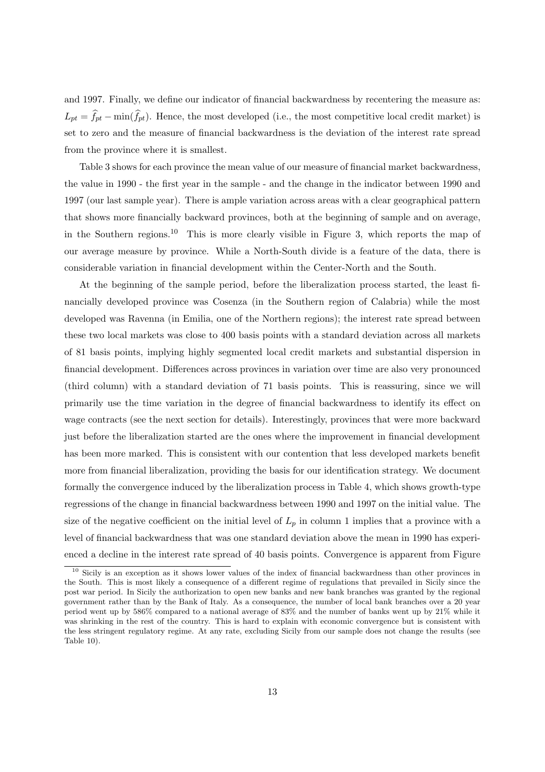and 1997. Finally, we define our indicator of financial backwardness by recentering the measure as: $L_{pt} = \widehat{f}_{pt} - \min(\widehat{f}_{pt})$. Hence, the most developed (i.e., the most competitive local credit market) is set to zero and the measure of financial backwardness is the deviation of the interest rate spread from the province where it is smallest.

Table 3 shows for each province the mean value of our measure of financial market backwardness, the value in 1990 - the first year in the sample - and the change in the indicator between 1990 and 1997 (our last sample year). There is ample variation across areas with a clear geographical pattern that shows more financially backward provinces, both at the beginning of sample and on average, in the Southern regions.[10] This is more clearly visible in Figure 3, which reports the map of our average measure by province. While a North-South divide is a feature of the data, there is considerable variation in financial development within the Center-North and the South.

At the beginning of the sample period, before the liberalization process started, the least financially developed province was Cosenza (in the Southern region of Calabria) while the most developed was Ravenna (in Emilia, one of the Northern regions); the interest rate spread between these two local markets was close to 400 basis points with a standard deviation across all markets of 81 basis points, implying highly segmented local credit markets and substantial dispersion in financial development. Differences across provinces in variation over time are also very pronounced (third column) with a standard deviation of 71 basis points. This is reassuring, since we will primarily use the time variation in the degree of financial backwardness to identify its effect on wage contracts (see the next section for details). Interestingly, provinces that were more backward just before the liberalization started are the ones where the improvement in financial development has been more marked. This is consistent with our contention that less developed markets benefit more from financial liberalization, providing the basis for our identification strategy. We document formally the convergence induced by the liberalization process in Table 4, which shows growth-type regressions of the change in financial backwardness between 1990 and 1997 on the initial value. The size of the negative coefficient on the initial level of $L_p$ in column 1 implies that a province with a level of financial backwardness that was one standard deviation above the mean in 1990 has experienced a decline in the interest rate spread of 40 basis points. Convergence is apparent from Figure

[10] Sicily is an exception as it shows lower values of the index of financial backwardness than other provinces in the South. This is most likely a consequence of a different regime of regulations that prevailed in Sicily since the post war period. In Sicily the authorization to open new banks and new bank branches was granted by the regional government rather than by the Bank of Italy. As a consequence, the number of local bank branches over a 20 year period went up by 586% compared to a national average of 83% and the number of banks went up by 21% while it was shrinking in the rest of the country. This is hard to explain with economic convergence but is consistent with the less stringent regulatory regime. At any rate, excluding Sicily from our sample does not change the results (see Table 10).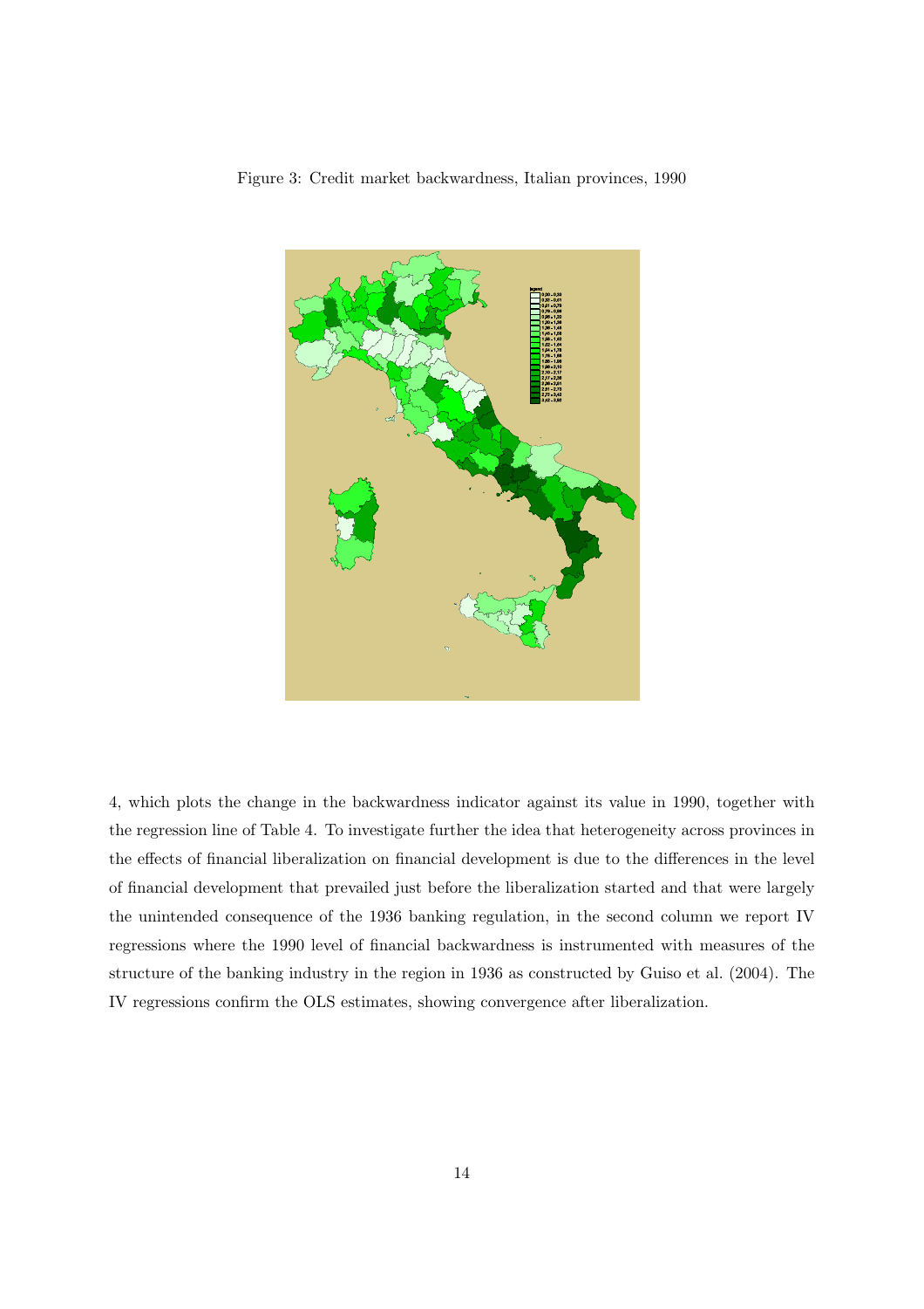Figure 3: Credit market backwardness, Italian provinces, 1990

4, which plots the change in the backwardness indicator against its value in 1990, together with the regression line of Table 4. To investigate further the idea that heterogeneity across provinces in the effects of financial liberalization on financial development is due to the differences in the level of financial development that prevailed just before the liberalization started and that were largely the unintended consequence of the 1936 banking regulation, in the second column we report IV regressions where the 1990 level of financial backwardness is instrumented with measures of the structure of the banking industry in the region in 1936 as constructed by Guiso et al. (2004). The IV regressions confirm the OLS estimates, showing convergence after liberalization.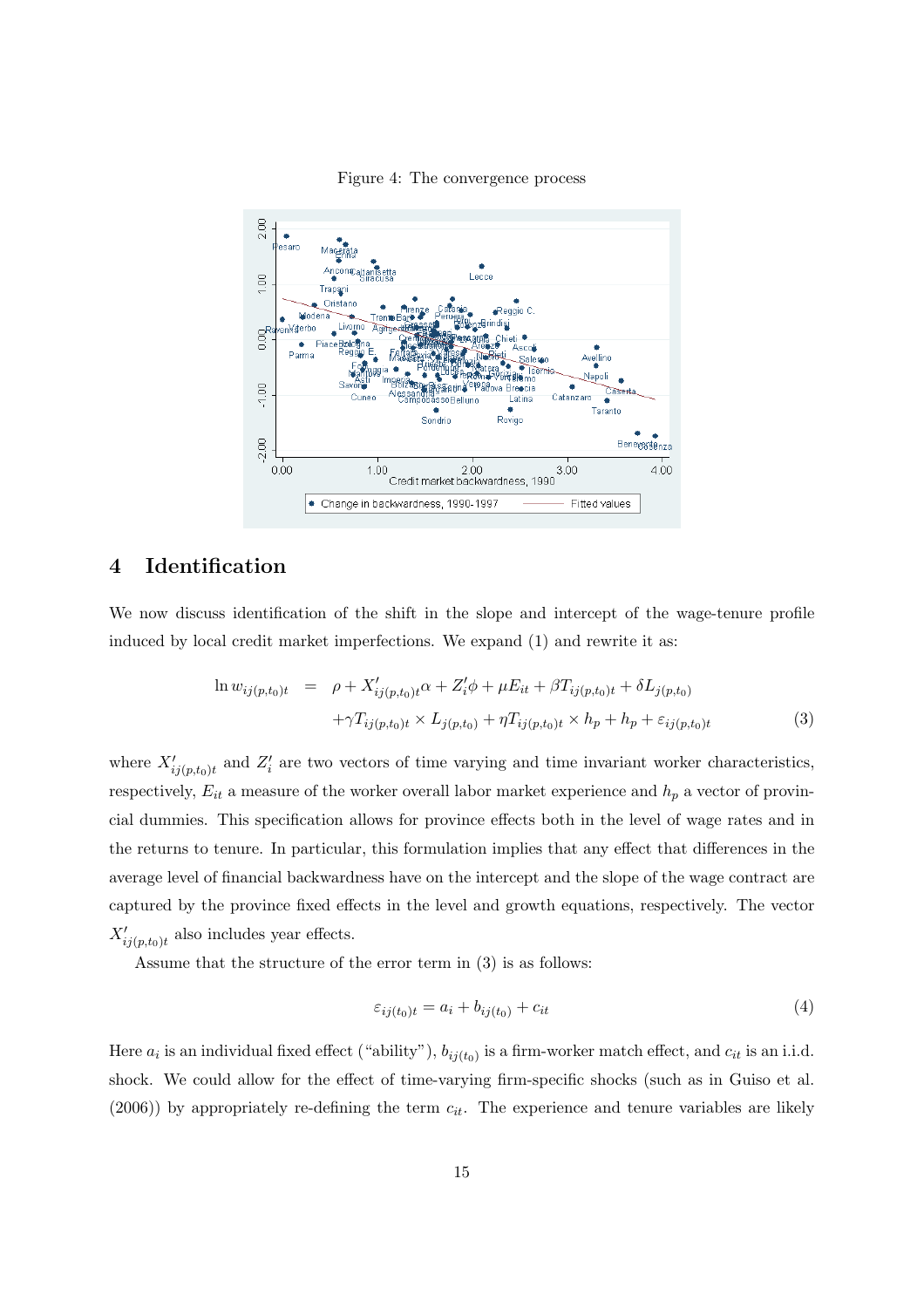Figure 4: The convergence process

# 4 Identification

We now discuss identification of the shift in the slope and intercept of the wage-tenure profile induced by local credit market imperfections. We expand (1) and rewrite it as:

$$
\begin{aligned}
\ln w_{ij(p,t_0)t} \quad = \quad & \rho + X'_{ij(p,t_0)t}\alpha + Z'_i\phi + \mu E_{it} + \beta T_{ij(p,t_0)t} + \delta L_{j(p,t_0)} \\
& + \gamma T_{ij(p,t_0)t} \times L_{j(p,t_0)} + \eta T_{ij(p,t_0)t} \times h_p + h_p + \varepsilon_{ij(p,t_0)t}
\end{aligned} \tag{3}
$$

where $X'_{ij(p,t_0)t}$ and $Z'_i$ are two vectors of time varying and time invariant worker characteristics, respectively, $E_{it}$ a measure of the worker overall labor market experience and $h_p$ a vector of provincial dummies. This specification allows for province effects both in the level of wage rates and in the returns to tenure. In particular, this formulation implies that any effect that differences in the average level of financial backwardness have on the intercept and the slope of the wage contract are captured by the province fixed effects in the level and growth equations, respectively. The vector $X'_{ij(p,t_0)t}$ also includes year effects.

Assume that the structure of the error term in (3) is as follows:

$$
\varepsilon_{ij(t_0)t} = a_i + b_{ij(t_0)} + c_{it} \tag{4}
$$

Here $a_i$ is an individual fixed effect ("ability"), $b_{ij(t_0)}$ is a firm-worker match effect, and $c_{it}$ is an i.i.d. shock. We could allow for the effect of time-varying firm-specific shocks (such as in Guiso et al. (2006)) by appropriately re-defining the term $c_{it}$. The experience and tenure variables are likely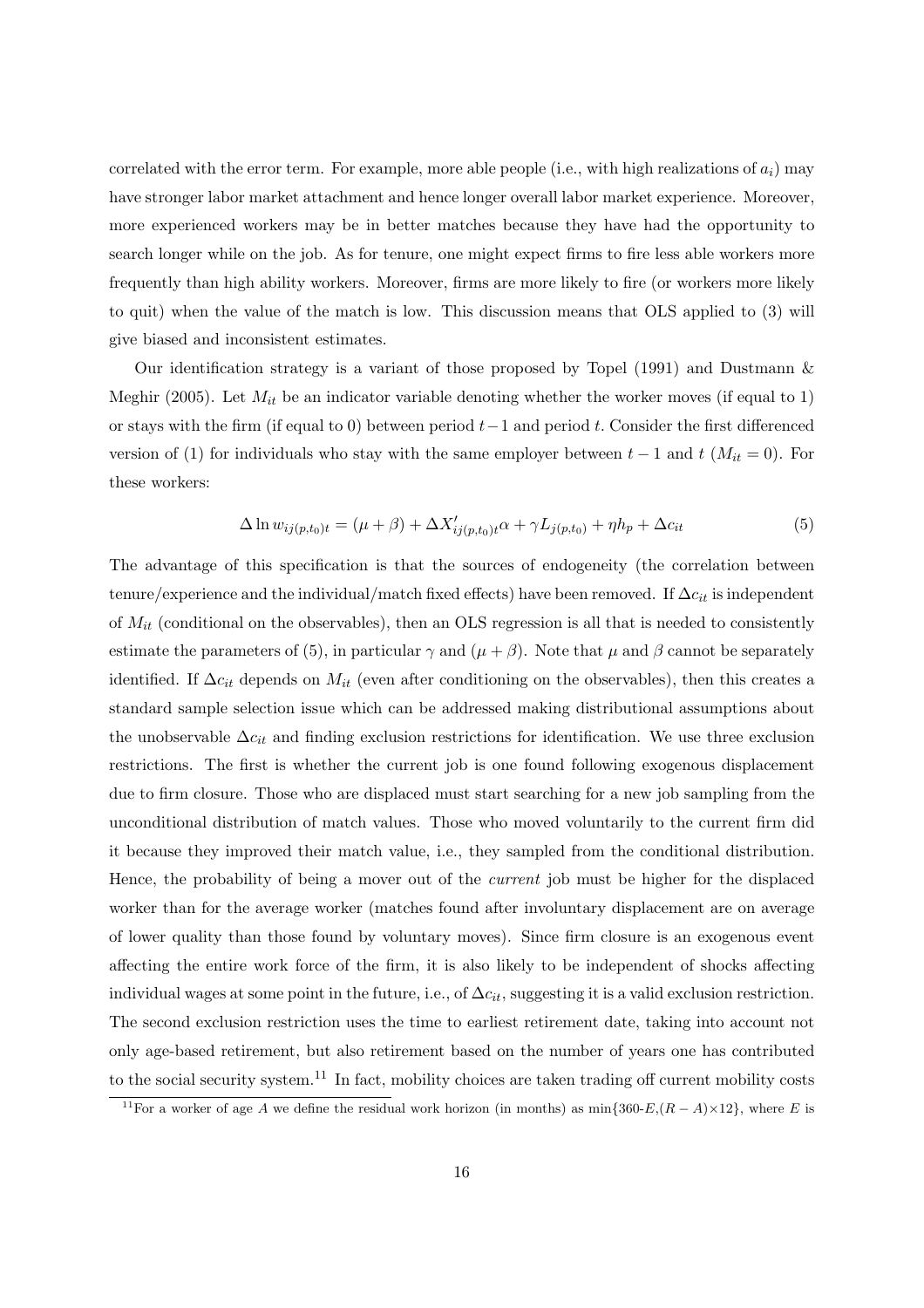correlated with the error term. For example, more able people (i.e., with high realizations of $a_i$) may have stronger labor market attachment and hence longer overall labor market experience. Moreover, more experienced workers may be in better matches because they have had the opportunity to search longer while on the job. As for tenure, one might expect firms to fire less able workers more frequently than high ability workers. Moreover, firms are more likely to fire (or workers more likely to quit) when the value of the match is low. This discussion means that OLS applied to (3) will give biased and inconsistent estimates.

Our identification strategy is a variant of those proposed by Topel (1991) and Dustmann & Meghir (2005). Let $M_{it}$ be an indicator variable denoting whether the worker moves (if equal to 1) or stays with the firm (if equal to 0) between period $t-1$ and period $t$. Consider the first differenced version of (1) for individuals who stay with the same employer between $t-1$ and $t$ ($M_{it} = 0$). For these workers:

$$\Delta \ln w_{ij(p,t_0)t} = (\mu + \beta) + \Delta X'_{ij(p,t_0)t}\alpha + \gamma L_{j(p,t_0)} + \eta h_p + \Delta c_{it} \tag{5}$$

The advantage of this specification is that the sources of endogeneity (the correlation between tenure/experience and the individual/match fixed effects) have been removed. If $\Delta c_{it}$ is independent of $M_{it}$ (conditional on the observables), then an OLS regression is all that is needed to consistently estimate the parameters of (5), in particular $\gamma$ and $(\mu + \beta)$. Note that $\mu$ and $\beta$ cannot be separately identified. If $\Delta c_{it}$ depends on $M_{it}$ (even after conditioning on the observables), then this creates a standard sample selection issue which can be addressed making distributional assumptions about the unobservable $\Delta c_{it}$ and finding exclusion restrictions for identification. We use three exclusion restrictions. The first is whether the current job is one found following exogenous displacement due to firm closure. Those who are displaced must start searching for a new job sampling from the unconditional distribution of match values. Those who moved voluntarily to the current firm did it because they improved their match value, i.e., they sampled from the conditional distribution. Hence, the probability of being a mover out of the *current* job must be higher for the displaced worker than for the average worker (matches found after involuntary displacement are on average of lower quality than those found by voluntary moves). Since firm closure is an exogenous event affecting the entire work force of the firm, it is also likely to be independent of shocks affecting individual wages at some point in the future, i.e., of $\Delta c_{it}$, suggesting it is a valid exclusion restriction. The second exclusion restriction uses the time to earliest retirement date, taking into account not only age-based retirement, but also retirement based on the number of years one has contributed to the social security system.[11] In fact, mobility choices are taken trading off current mobility costs

[11] For a worker of age $A$ we define the residual work horizon (in months) as $\min\{360\text{-}E,(R-A)\times 12\}$, where $E$ is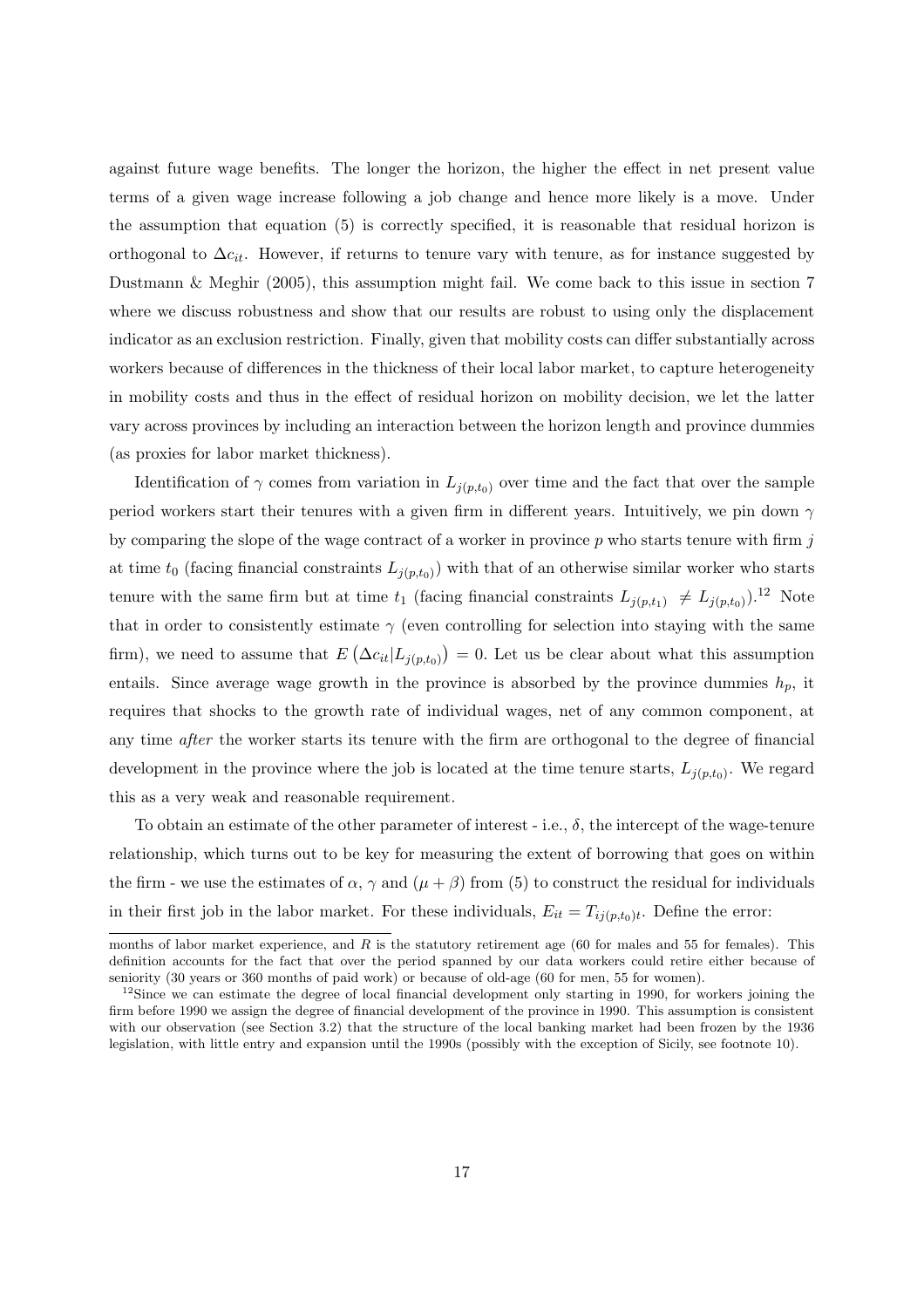against future wage benefits. The longer the horizon, the higher the effect in net present value terms of a given wage increase following a job change and hence more likely is a move. Under the assumption that equation (5) is correctly specified, it is reasonable that residual horizon is orthogonal to $\Delta c_{it}$. However, if returns to tenure vary with tenure, as for instance suggested by Dustmann & Meghir (2005), this assumption might fail. We come back to this issue in section 7 where we discuss robustness and show that our results are robust to using only the displacement indicator as an exclusion restriction. Finally, given that mobility costs can differ substantially across workers because of differences in the thickness of their local labor market, to capture heterogeneity in mobility costs and thus in the effect of residual horizon on mobility decision, we let the latter vary across provinces by including an interaction between the horizon length and province dummies (as proxies for labor market thickness).

Identification of $\gamma$ comes from variation in $L_{j(p,t_0)}$ over time and the fact that over the sample period workers start their tenures with a given firm in different years. Intuitively, we pin down $\gamma$ by comparing the slope of the wage contract of a worker in province $p$ who starts tenure with firm $j$ at time $t_0$ (facing financial constraints $L_{j(p,t_0)}$) with that of an otherwise similar worker who starts tenure with the same firm but at time $t_1$ (facing financial constraints $L_{j(p,t_1)} \neq L_{j(p,t_0)}$).[12] Note that in order to consistently estimate $\gamma$ (even controlling for selection into staying with the same firm), we need to assume that $E\left(\Delta c_{it}|L_{j(p,t_0)}\right) = 0$. Let us be clear about what this assumption entails. Since average wage growth in the province is absorbed by the province dummies $h_p$, it requires that shocks to the growth rate of individual wages, net of any common component, at any time *after* the worker starts its tenure with the firm are orthogonal to the degree of financial development in the province where the job is located at the time tenure starts, $L_{j(p,t_0)}$. We regard this as a very weak and reasonable requirement.

To obtain an estimate of the other parameter of interest - i.e., $\delta$, the intercept of the wage-tenure relationship, which turns out to be key for measuring the extent of borrowing that goes on within the firm - we use the estimates of $\alpha$, $\gamma$ and $(\mu + \beta)$ from (5) to construct the residual for individuals in their first job in the labor market. For these individuals, $E_{it} = T_{ij(p,t_0)t}$. Define the error:

months of labor market experience, and $R$ is the statutory retirement age (60 for males and 55 for females). This definition accounts for the fact that over the period spanned by our data workers could retire either because of seniority (30 years or 360 months of paid work) or because of old-age (60 for men, 55 for women).

[12] Since we can estimate the degree of local financial development only starting in 1990, for workers joining the firm before 1990 we assign the degree of financial development of the province in 1990. This assumption is consistent with our observation (see Section 3.2) that the structure of the local banking market had been frozen by the 1936 legislation, with little entry and expansion until the 1990s (possibly with the exception of Sicily, see footnote 10).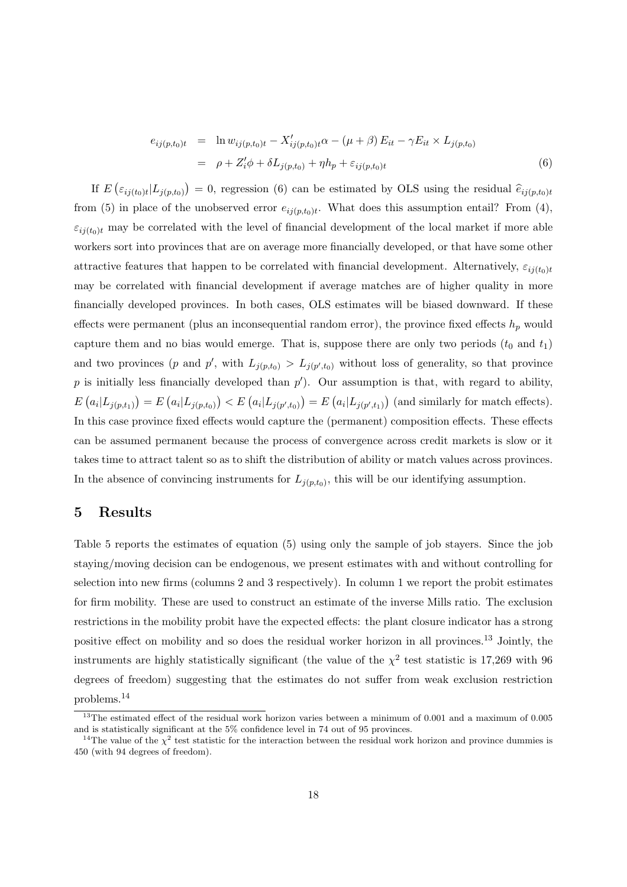$$
\begin{aligned}
e_{ij(p,t_0)t} &= \ln w_{ij(p,t_0)t} - X'_{ij(p,t_0)t}\alpha - (\mu+\beta) E_{it} - \gamma E_{it} \times L_{j(p,t_0)} \\
&= \rho + Z'_i\phi + \delta L_{j(p,t_0)} + \eta h_p + \varepsilon_{ij(p,t_0)t}
\end{aligned} \tag{6}
$$

If $E\left(\varepsilon_{ij(t_0)t}|L_{j(p,t_0)}\right) = 0$, regression (6) can be estimated by OLS using the residual $\widehat{e}_{ij(p,t_0)t}$ from (5) in place of the unobserved error $e_{ij(p,t_0)t}$. What does this assumption entail? From (4), $\varepsilon_{ij(t_0)t}$ may be correlated with the level of financial development of the local market if more able workers sort into provinces that are on average more financially developed, or that have some other attractive features that happen to be correlated with financial development. Alternatively, $\varepsilon_{ij(t_0)t}$ may be correlated with financial development if average matches are of higher quality in more financially developed provinces. In both cases, OLS estimates will be biased downward. If these effects were permanent (plus an inconsequential random error), the province fixed effects $h_p$ would capture them and no bias would emerge. That is, suppose there are only two periods ($t_0$ and $t_1$) and two provinces ($p$ and $p'$, with $L_{j(p,t_0)} > L_{j(p',t_0)}$ without loss of generality, so that province $p$ is initially less financially developed than $p'$). Our assumption is that, with regard to ability, $E\left(a_i|L_{j(p,t_1)}\right) = E\left(a_i|L_{j(p,t_0)}\right) < E\left(a_i|L_{j(p',t_0)}\right) = E\left(a_i|L_{j(p',t_1)}\right)$ (and similarly for match effects). In this case province fixed effects would capture the (permanent) composition effects. These effects can be assumed permanent because the process of convergence across credit markets is slow or it takes time to attract talent so as to shift the distribution of ability or match values across provinces. In the absence of convincing instruments for $L_{j(p,t_0)}$, this will be our identifying assumption.

## 5 Results

Table 5 reports the estimates of equation (5) using only the sample of job stayers. Since the job staying/moving decision can be endogenous, we present estimates with and without controlling for selection into new firms (columns 2 and 3 respectively). In column 1 we report the probit estimates for firm mobility. These are used to construct an estimate of the inverse Mills ratio. The exclusion restrictions in the mobility probit have the expected effects: the plant closure indicator has a strong positive effect on mobility and so does the residual worker horizon in all provinces.[13] Jointly, the instruments are highly statistically significant (the value of the $\chi^2$ test statistic is 17,269 with 96 degrees of freedom) suggesting that the estimates do not suffer from weak exclusion restriction problems.[14]

[13] The estimated effect of the residual work horizon varies between a minimum of 0.001 and a maximum of 0.005 and is statistically significant at the 5% confidence level in 74 out of 95 provinces.

[14] The value of the $\chi^2$ test statistic for the interaction between the residual work horizon and province dummies is 450 (with 94 degrees of freedom).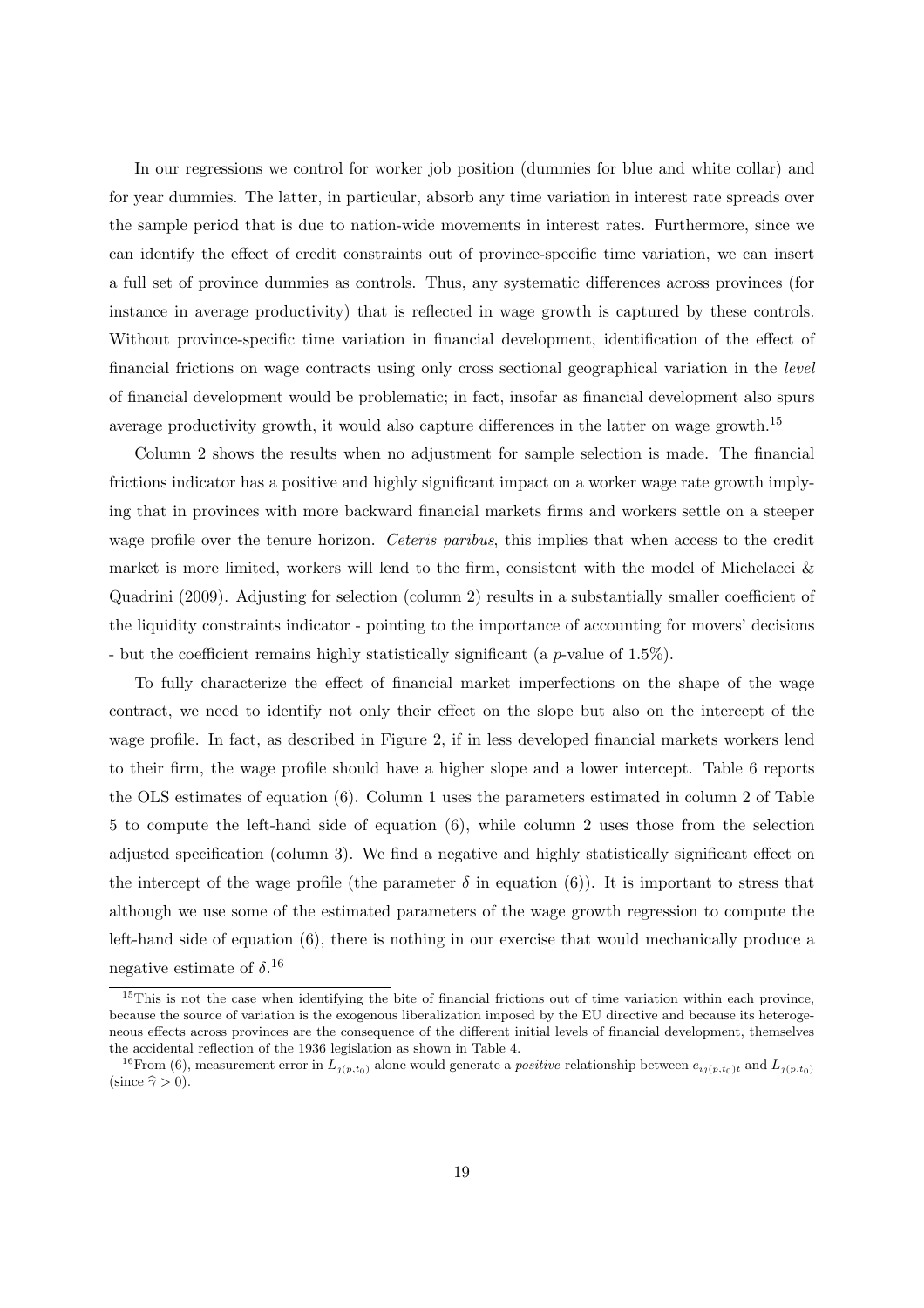In our regressions we control for worker job position (dummies for blue and white collar) and for year dummies. The latter, in particular, absorb any time variation in interest rate spreads over the sample period that is due to nation-wide movements in interest rates. Furthermore, since we can identify the effect of credit constraints out of province-specific time variation, we can insert a full set of province dummies as controls. Thus, any systematic differences across provinces (for instance in average productivity) that is reflected in wage growth is captured by these controls. Without province-specific time variation in financial development, identification of the effect of financial frictions on wage contracts using only cross sectional geographical variation in the *level* of financial development would be problematic; in fact, insofar as financial development also spurs average productivity growth, it would also capture differences in the latter on wage growth.[15]

Column 2 shows the results when no adjustment for sample selection is made. The financial frictions indicator has a positive and highly significant impact on a worker wage rate growth implying that in provinces with more backward financial markets firms and workers settle on a steeper wage profile over the tenure horizon. *Ceteris paribus*, this implies that when access to the credit market is more limited, workers will lend to the firm, consistent with the model of Michelacci & Quadrini (2009). Adjusting for selection (column 2) results in a substantially smaller coefficient of the liquidity constraints indicator - pointing to the importance of accounting for movers' decisions - but the coefficient remains highly statistically significant (a $p$-value of 1.5%).

To fully characterize the effect of financial market imperfections on the shape of the wage contract, we need to identify not only their effect on the slope but also on the intercept of the wage profile. In fact, as described in Figure 2, if in less developed financial markets workers lend to their firm, the wage profile should have a higher slope and a lower intercept. Table 6 reports the OLS estimates of equation (6). Column 1 uses the parameters estimated in column 2 of Table 5 to compute the left-hand side of equation (6), while column 2 uses those from the selection adjusted specification (column 3). We find a negative and highly statistically significant effect on the intercept of the wage profile (the parameter $\delta$ in equation (6)). It is important to stress that although we use some of the estimated parameters of the wage growth regression to compute the left-hand side of equation (6), there is nothing in our exercise that would mechanically produce a negative estimate of $\delta$.[16]

[15] This is not the case when identifying the bite of financial frictions out of time variation within each province, because the source of variation is the exogenous liberalization imposed by the EU directive and because its heterogeneous effects across provinces are the consequence of the different initial levels of financial development, themselves the accidental reflection of the 1936 legislation as shown in Table 4.

[16] From (6), measurement error in $L_{j(p,t_0)}$ alone would generate a *positive* relationship between $e_{ij(p,t_0)t}$ and $L_{j(p,t_0)}$ (since $\widehat{\gamma} > 0$).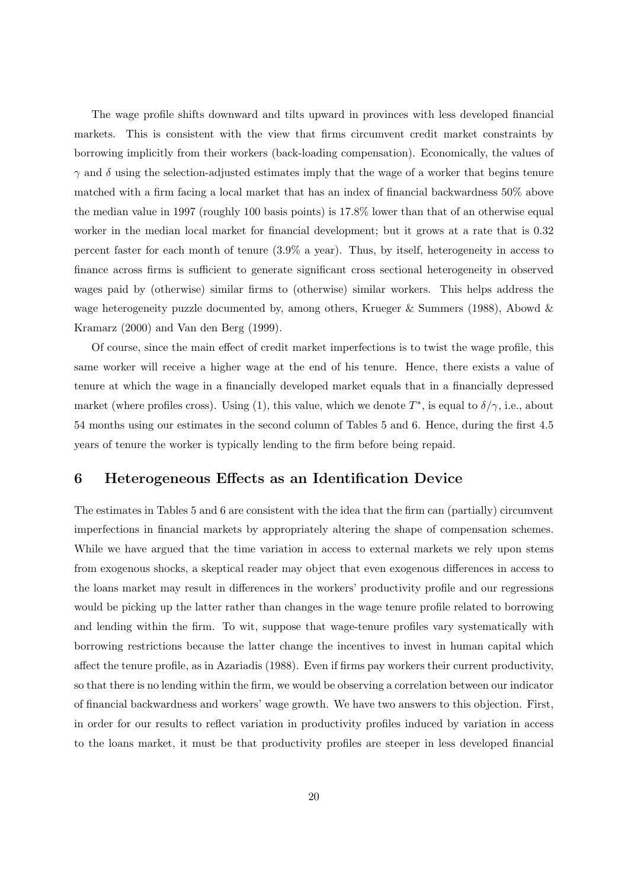The wage profile shifts downward and tilts upward in provinces with less developed financial markets. This is consistent with the view that firms circumvent credit market constraints by borrowing implicitly from their workers (back-loading compensation). Economically, the values of $\gamma$ and $\delta$ using the selection-adjusted estimates imply that the wage of a worker that begins tenure matched with a firm facing a local market that has an index of financial backwardness 50% above the median value in 1997 (roughly 100 basis points) is 17.8% lower than that of an otherwise equal worker in the median local market for financial development; but it grows at a rate that is 0.32 percent faster for each month of tenure (3.9% a year). Thus, by itself, heterogeneity in access to finance across firms is sufficient to generate significant cross sectional heterogeneity in observed wages paid by (otherwise) similar firms to (otherwise) similar workers. This helps address the wage heterogeneity puzzle documented by, among others, Krueger & Summers (1988), Abowd & Kramarz (2000) and Van den Berg (1999).

Of course, since the main effect of credit market imperfections is to twist the wage profile, this same worker will receive a higher wage at the end of his tenure. Hence, there exists a value of tenure at which the wage in a financially developed market equals that in a financially depressed market (where profiles cross). Using (1), this value, which we denote $T^*$, is equal to $\delta/\gamma$, i.e., about 54 months using our estimates in the second column of Tables 5 and 6. Hence, during the first 4.5 years of tenure the worker is typically lending to the firm before being repaid.

## 6 Heterogeneous Effects as an Identification Device

The estimates in Tables 5 and 6 are consistent with the idea that the firm can (partially) circumvent imperfections in financial markets by appropriately altering the shape of compensation schemes. While we have argued that the time variation in access to external markets we rely upon stems from exogenous shocks, a skeptical reader may object that even exogenous differences in access to the loans market may result in differences in the workers' productivity profile and our regressions would be picking up the latter rather than changes in the wage tenure profile related to borrowing and lending within the firm. To wit, suppose that wage-tenure profiles vary systematically with borrowing restrictions because the latter change the incentives to invest in human capital which affect the tenure profile, as in Azariadis (1988). Even if firms pay workers their current productivity, so that there is no lending within the firm, we would be observing a correlation between our indicator of financial backwardness and workers' wage growth. We have two answers to this objection. First, in order for our results to reflect variation in productivity profiles induced by variation in access to the loans market, it must be that productivity profiles are steeper in less developed financial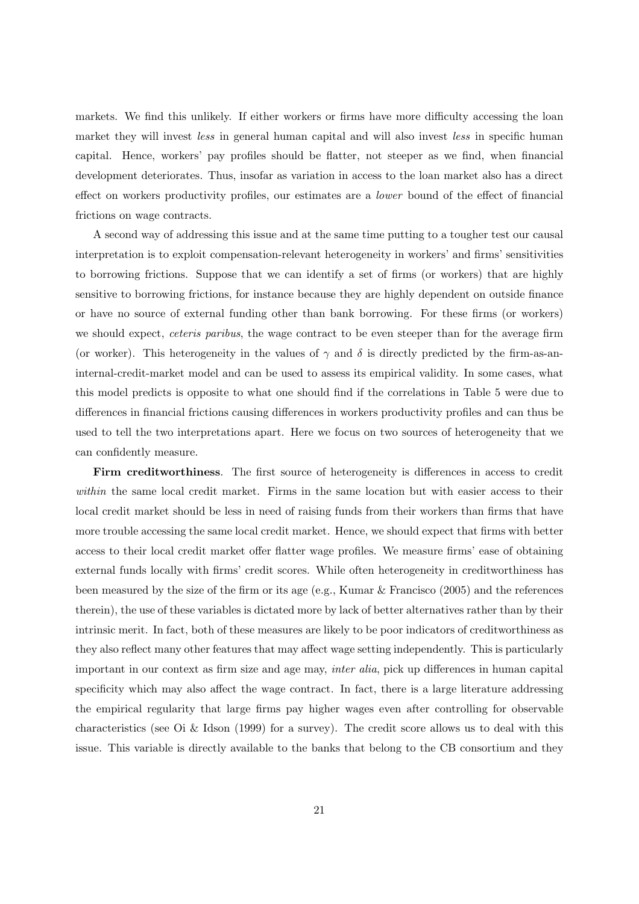markets. We find this unlikely. If either workers or firms have more difficulty accessing the loan market they will invest *less* in general human capital and will also invest *less* in specific human capital. Hence, workers' pay profiles should be flatter, not steeper as we find, when financial development deteriorates. Thus, insofar as variation in access to the loan market also has a direct effect on workers productivity profiles, our estimates are a *lower* bound of the effect of financial frictions on wage contracts.

A second way of addressing this issue and at the same time putting to a tougher test our causal interpretation is to exploit compensation-relevant heterogeneity in workers' and firms' sensitivities to borrowing frictions. Suppose that we can identify a set of firms (or workers) that are highly sensitive to borrowing frictions, for instance because they are highly dependent on outside finance or have no source of external funding other than bank borrowing. For these firms (or workers) we should expect, *ceteris paribus*, the wage contract to be even steeper than for the average firm (or worker). This heterogeneity in the values of $\gamma$ and $\delta$ is directly predicted by the firm-as-an-internal-credit-market model and can be used to assess its empirical validity. In some cases, what this model predicts is opposite to what one should find if the correlations in Table 5 were due to differences in financial frictions causing differences in workers productivity profiles and can thus be used to tell the two interpretations apart. Here we focus on two sources of heterogeneity that we can confidently measure.

**Firm creditworthiness**. The first source of heterogeneity is differences in access to credit *within* the same local credit market. Firms in the same location but with easier access to their local credit market should be less in need of raising funds from their workers than firms that have more trouble accessing the same local credit market. Hence, we should expect that firms with better access to their local credit market offer flatter wage profiles. We measure firms' ease of obtaining external funds locally with firms' credit scores. While often heterogeneity in creditworthiness has been measured by the size of the firm or its age (e.g., Kumar & Francisco (2005) and the references therein), the use of these variables is dictated more by lack of better alternatives rather than by their intrinsic merit. In fact, both of these measures are likely to be poor indicators of creditworthiness as they also reflect many other features that may affect wage setting independently. This is particularly important in our context as firm size and age may, *inter alia*, pick up differences in human capital specificity which may also affect the wage contract. In fact, there is a large literature addressing the empirical regularity that large firms pay higher wages even after controlling for observable characteristics (see Oi & Idson (1999) for a survey). The credit score allows us to deal with this issue. This variable is directly available to the banks that belong to the CB consortium and they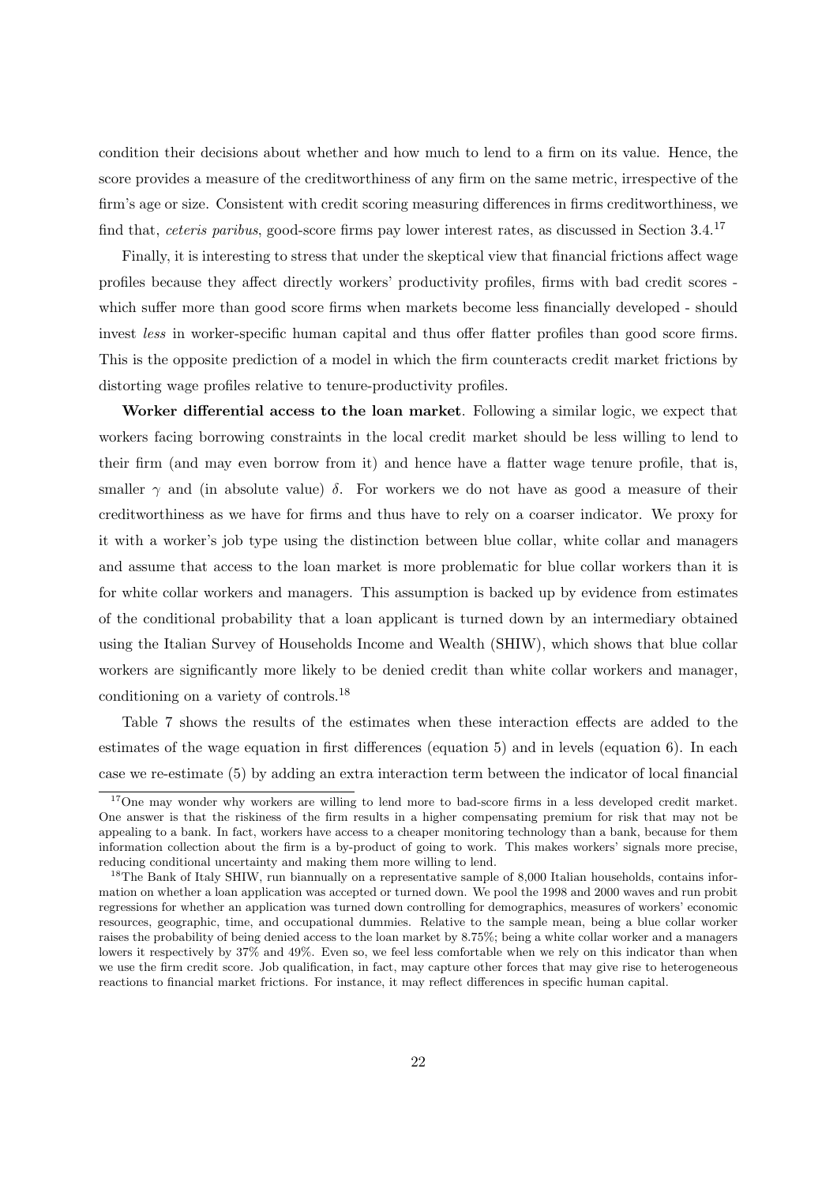condition their decisions about whether and how much to lend to a firm on its value. Hence, the score provides a measure of the creditworthiness of any firm on the same metric, irrespective of the firm's age or size. Consistent with credit scoring measuring differences in firms creditworthiness, we find that, *ceteris paribus*, good-score firms pay lower interest rates, as discussed in Section 3.4.[17]

Finally, it is interesting to stress that under the skeptical view that financial frictions affect wage profiles because they affect directly workers' productivity profiles, firms with bad credit scores - which suffer more than good score firms when markets become less financially developed - should invest *less* in worker-specific human capital and thus offer flatter profiles than good score firms. This is the opposite prediction of a model in which the firm counteracts credit market frictions by distorting wage profiles relative to tenure-productivity profiles.

**Worker differential access to the loan market**. Following a similar logic, we expect that workers facing borrowing constraints in the local credit market should be less willing to lend to their firm (and may even borrow from it) and hence have a flatter wage tenure profile, that is, smaller $\gamma$ and (in absolute value) $\delta$. For workers we do not have as good a measure of their creditworthiness as we have for firms and thus have to rely on a coarser indicator. We proxy for it with a worker's job type using the distinction between blue collar, white collar and managers and assume that access to the loan market is more problematic for blue collar workers than it is for white collar workers and managers. This assumption is backed up by evidence from estimates of the conditional probability that a loan applicant is turned down by an intermediary obtained using the Italian Survey of Households Income and Wealth (SHIW), which shows that blue collar workers are significantly more likely to be denied credit than white collar workers and manager, conditioning on a variety of controls.[18]

Table 7 shows the results of the estimates when these interaction effects are added to the estimates of the wage equation in first differences (equation 5) and in levels (equation 6). In each case we re-estimate (5) by adding an extra interaction term between the indicator of local financial

[17] One may wonder why workers are willing to lend more to bad-score firms in a less developed credit market. One answer is that the riskiness of the firm results in a higher compensating premium for risk that may not be appealing to a bank. In fact, workers have access to a cheaper monitoring technology than a bank, because for them information collection about the firm is a by-product of going to work. This makes workers' signals more precise, reducing conditional uncertainty and making them more willing to lend.

[18] The Bank of Italy SHIW, run biannually on a representative sample of 8,000 Italian households, contains information on whether a loan application was accepted or turned down. We pool the 1998 and 2000 waves and run probit regressions for whether an application was turned down controlling for demographics, measures of workers' economic resources, geographic, time, and occupational dummies. Relative to the sample mean, being a blue collar worker raises the probability of being denied access to the loan market by 8.75%; being a white collar worker and a managers lowers it respectively by 37% and 49%. Even so, we feel less comfortable when we rely on this indicator than when we use the firm credit score. Job qualification, in fact, may capture other forces that may give rise to heterogeneous reactions to financial market frictions. For instance, it may reflect differences in specific human capital.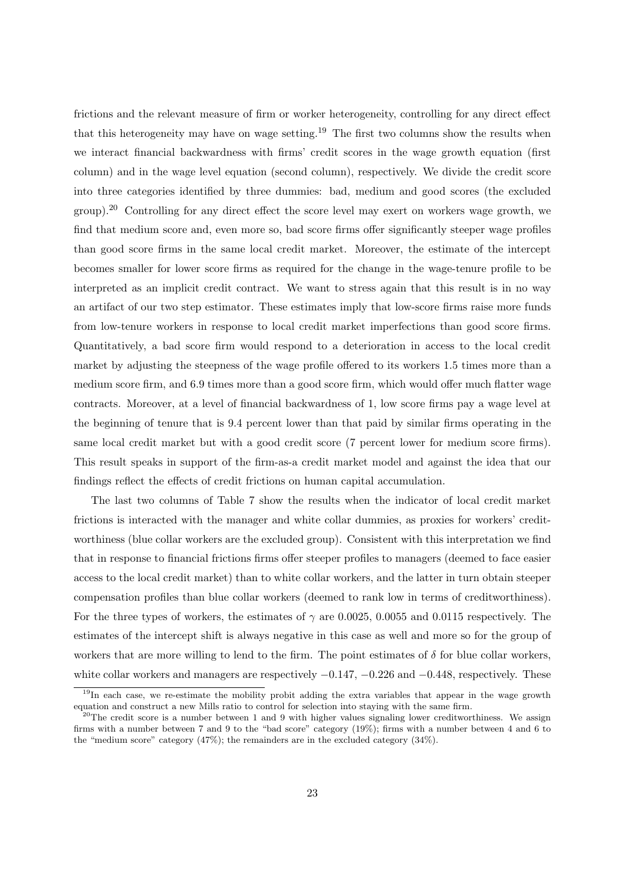frictions and the relevant measure of firm or worker heterogeneity, controlling for any direct effect that this heterogeneity may have on wage setting.[19] The first two columns show the results when we interact financial backwardness with firms' credit scores in the wage growth equation (first column) and in the wage level equation (second column), respectively. We divide the credit score into three categories identified by three dummies: bad, medium and good scores (the excluded group).[20] Controlling for any direct effect the score level may exert on workers wage growth, we find that medium score and, even more so, bad score firms offer significantly steeper wage profiles than good score firms in the same local credit market. Moreover, the estimate of the intercept becomes smaller for lower score firms as required for the change in the wage-tenure profile to be interpreted as an implicit credit contract. We want to stress again that this result is in no way an artifact of our two step estimator. These estimates imply that low-score firms raise more funds from low-tenure workers in response to local credit market imperfections than good score firms. Quantitatively, a bad score firm would respond to a deterioration in access to the local credit market by adjusting the steepness of the wage profile offered to its workers 1.5 times more than a medium score firm, and 6.9 times more than a good score firm, which would offer much flatter wage contracts. Moreover, at a level of financial backwardness of 1, low score firms pay a wage level at the beginning of tenure that is 9.4 percent lower than that paid by similar firms operating in the same local credit market but with a good credit score (7 percent lower for medium score firms). This result speaks in support of the firm-as-a credit market model and against the idea that our findings reflect the effects of credit frictions on human capital accumulation.

The last two columns of Table 7 show the results when the indicator of local credit market frictions is interacted with the manager and white collar dummies, as proxies for workers' creditworthiness (blue collar workers are the excluded group). Consistent with this interpretation we find that in response to financial frictions firms offer steeper profiles to managers (deemed to face easier access to the local credit market) than to white collar workers, and the latter in turn obtain steeper compensation profiles than blue collar workers (deemed to rank low in terms of creditworthiness). For the three types of workers, the estimates of $\gamma$ are 0.0025, 0.0055 and 0.0115 respectively. The estimates of the intercept shift is always negative in this case as well and more so for the group of workers that are more willing to lend to the firm. The point estimates of $\delta$ for blue collar workers, white collar workers and managers are respectively $-0.147$, $-0.226$ and $-0.448$, respectively. These

[19] In each case, we re-estimate the mobility probit adding the extra variables that appear in the wage growth equation and construct a new Mills ratio to control for selection into staying with the same firm.

[20] The credit score is a number between 1 and 9 with higher values signaling lower creditworthiness. We assign firms with a number between 7 and 9 to the "bad score" category (19%); firms with a number between 4 and 6 to the "medium score" category (47%); the remainders are in the excluded category (34%).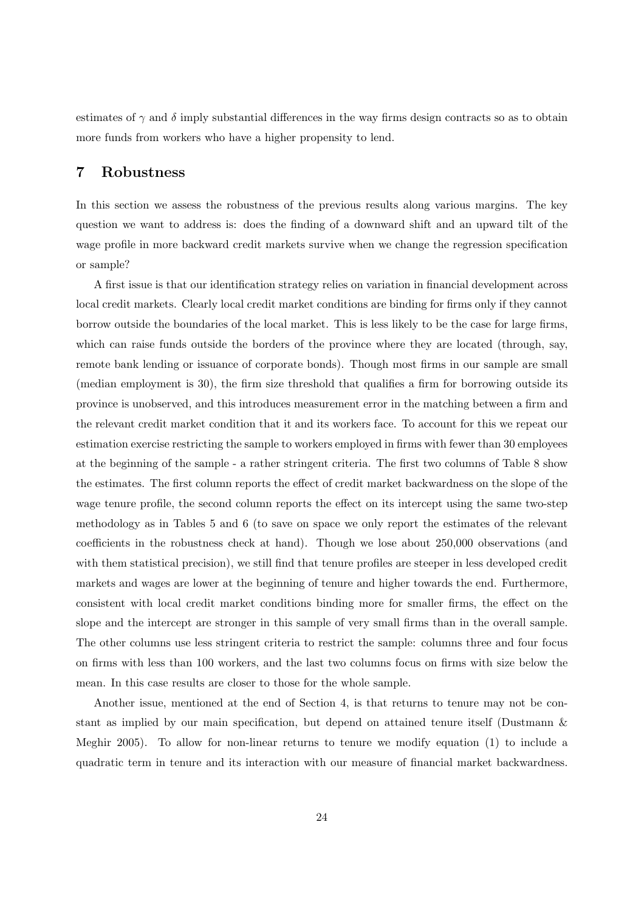estimates of $\gamma$ and $\delta$ imply substantial differences in the way firms design contracts so as to obtain more funds from workers who have a higher propensity to lend.

## 7 Robustness

In this section we assess the robustness of the previous results along various margins. The key question we want to address is: does the finding of a downward shift and an upward tilt of the wage profile in more backward credit markets survive when we change the regression specification or sample?

A first issue is that our identification strategy relies on variation in financial development across local credit markets. Clearly local credit market conditions are binding for firms only if they cannot borrow outside the boundaries of the local market. This is less likely to be the case for large firms, which can raise funds outside the borders of the province where they are located (through, say, remote bank lending or issuance of corporate bonds). Though most firms in our sample are small (median employment is 30), the firm size threshold that qualifies a firm for borrowing outside its province is unobserved, and this introduces measurement error in the matching between a firm and the relevant credit market condition that it and its workers face. To account for this we repeat our estimation exercise restricting the sample to workers employed in firms with fewer than 30 employees at the beginning of the sample - a rather stringent criteria. The first two columns of Table 8 show the estimates. The first column reports the effect of credit market backwardness on the slope of the wage tenure profile, the second column reports the effect on its intercept using the same two-step methodology as in Tables 5 and 6 (to save on space we only report the estimates of the relevant coefficients in the robustness check at hand). Though we lose about 250,000 observations (and with them statistical precision), we still find that tenure profiles are steeper in less developed credit markets and wages are lower at the beginning of tenure and higher towards the end. Furthermore, consistent with local credit market conditions binding more for smaller firms, the effect on the slope and the intercept are stronger in this sample of very small firms than in the overall sample. The other columns use less stringent criteria to restrict the sample: columns three and four focus on firms with less than 100 workers, and the last two columns focus on firms with size below the mean. In this case results are closer to those for the whole sample.

Another issue, mentioned at the end of Section 4, is that returns to tenure may not be constant as implied by our main specification, but depend on attained tenure itself (Dustmann & Meghir 2005). To allow for non-linear returns to tenure we modify equation (1) to include a quadratic term in tenure and its interaction with our measure of financial market backwardness.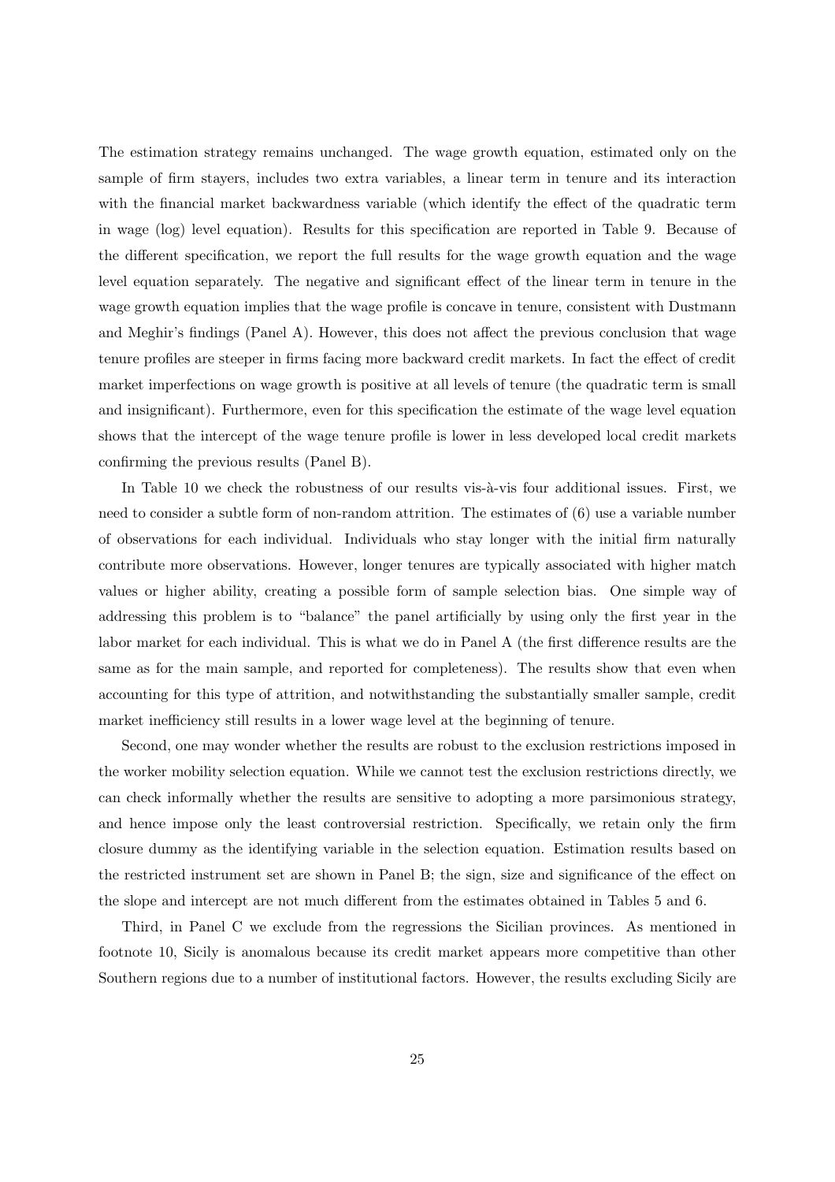The estimation strategy remains unchanged. The wage growth equation, estimated only on the sample of firm stayers, includes two extra variables, a linear term in tenure and its interaction with the financial market backwardness variable (which identify the effect of the quadratic term in wage (log) level equation). Results for this specification are reported in Table 9. Because of the different specification, we report the full results for the wage growth equation and the wage level equation separately. The negative and significant effect of the linear term in tenure in the wage growth equation implies that the wage profile is concave in tenure, consistent with Dustmann and Meghir's findings (Panel A). However, this does not affect the previous conclusion that wage tenure profiles are steeper in firms facing more backward credit markets. In fact the effect of credit market imperfections on wage growth is positive at all levels of tenure (the quadratic term is small and insignificant). Furthermore, even for this specification the estimate of the wage level equation shows that the intercept of the wage tenure profile is lower in less developed local credit markets confirming the previous results (Panel B).

In Table 10 we check the robustness of our results vis-à-vis four additional issues. First, we need to consider a subtle form of non-random attrition. The estimates of (6) use a variable number of observations for each individual. Individuals who stay longer with the initial firm naturally contribute more observations. However, longer tenures are typically associated with higher match values or higher ability, creating a possible form of sample selection bias. One simple way of addressing this problem is to "balance" the panel artificially by using only the first year in the labor market for each individual. This is what we do in Panel A (the first difference results are the same as for the main sample, and reported for completeness). The results show that even when accounting for this type of attrition, and notwithstanding the substantially smaller sample, credit market inefficiency still results in a lower wage level at the beginning of tenure.

Second, one may wonder whether the results are robust to the exclusion restrictions imposed in the worker mobility selection equation. While we cannot test the exclusion restrictions directly, we can check informally whether the results are sensitive to adopting a more parsimonious strategy, and hence impose only the least controversial restriction. Specifically, we retain only the firm closure dummy as the identifying variable in the selection equation. Estimation results based on the restricted instrument set are shown in Panel B; the sign, size and significance of the effect on the slope and intercept are not much different from the estimates obtained in Tables 5 and 6.

Third, in Panel C we exclude from the regressions the Sicilian provinces. As mentioned in footnote 10, Sicily is anomalous because its credit market appears more competitive than other Southern regions due to a number of institutional factors. However, the results excluding Sicily are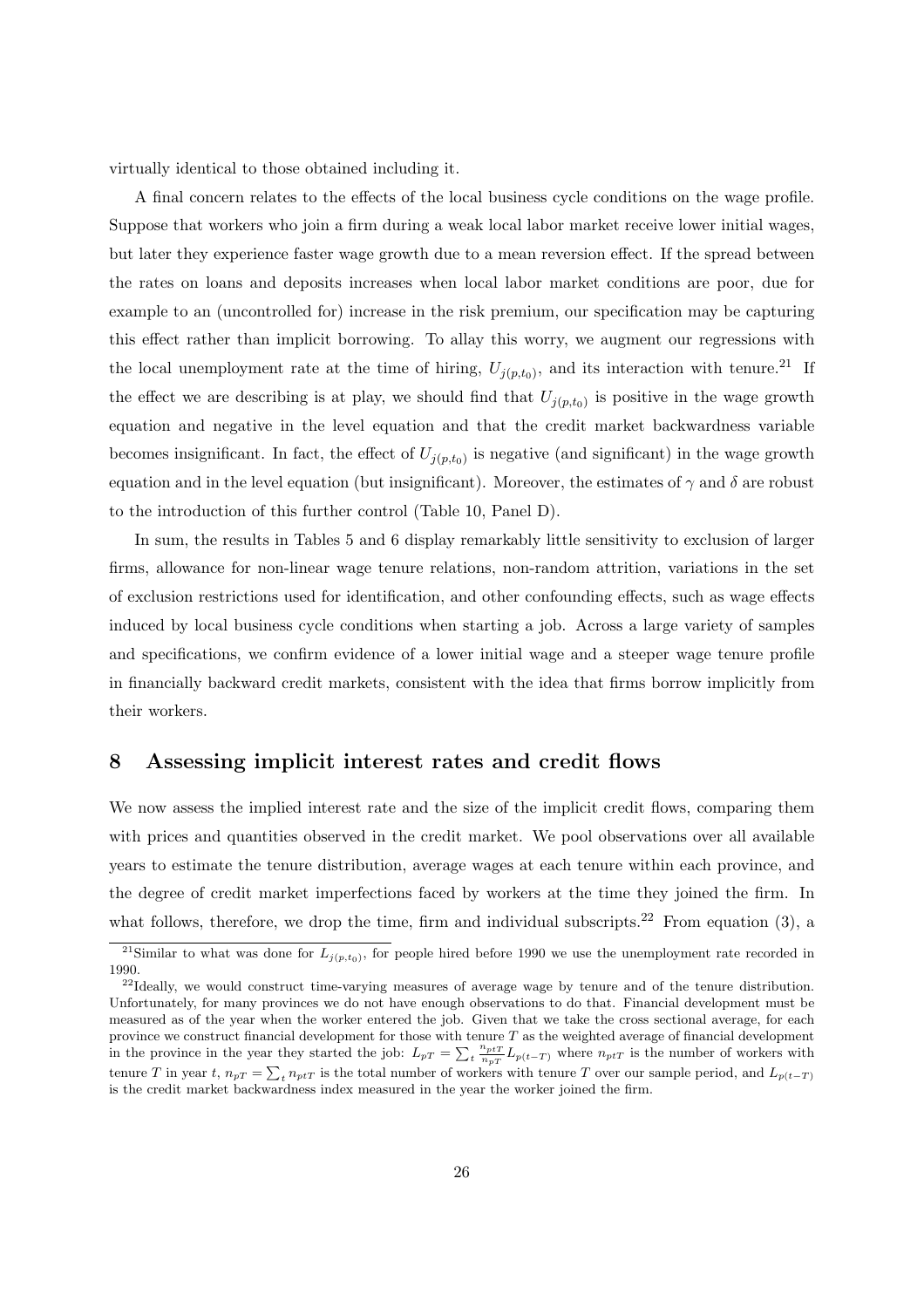virtually identical to those obtained including it.

A final concern relates to the effects of the local business cycle conditions on the wage profile. Suppose that workers who join a firm during a weak local labor market receive lower initial wages, but later they experience faster wage growth due to a mean reversion effect. If the spread between the rates on loans and deposits increases when local labor market conditions are poor, due for example to an (uncontrolled for) increase in the risk premium, our specification may be capturing this effect rather than implicit borrowing. To allay this worry, we augment our regressions with the local unemployment rate at the time of hiring, $U_{j(p,t_0)}$, and its interaction with tenure.[21] If the effect we are describing is at play, we should find that $U_{j(p,t_0)}$ is positive in the wage growth equation and negative in the level equation and that the credit market backwardness variable becomes insignificant. In fact, the effect of $U_{j(p,t_0)}$ is negative (and significant) in the wage growth equation and in the level equation (but insignificant). Moreover, the estimates of $\gamma$ and $\delta$ are robust to the introduction of this further control (Table 10, Panel D).

In sum, the results in Tables 5 and 6 display remarkably little sensitivity to exclusion of larger firms, allowance for non-linear wage tenure relations, non-random attrition, variations in the set of exclusion restrictions used for identification, and other confounding effects, such as wage effects induced by local business cycle conditions when starting a job. Across a large variety of samples and specifications, we confirm evidence of a lower initial wage and a steeper wage tenure profile in financially backward credit markets, consistent with the idea that firms borrow implicitly from their workers.

## 8 Assessing implicit interest rates and credit flows

We now assess the implied interest rate and the size of the implicit credit flows, comparing them with prices and quantities observed in the credit market. We pool observations over all available years to estimate the tenure distribution, average wages at each tenure within each province, and the degree of credit market imperfections faced by workers at the time they joined the firm. In what follows, therefore, we drop the time, firm and individual subscripts.[22] From equation (3), a

[21] Similar to what was done for $L_{j(p,t_0)}$, for people hired before 1990 we use the unemployment rate recorded in 1990.

[22] Ideally, we would construct time-varying measures of average wage by tenure and of the tenure distribution. Unfortunately, for many provinces we do not have enough observations to do that. Financial development must be measured as of the year when the worker entered the job. Given that we take the cross sectional average, for each province we construct financial development for those with tenure $T$ as the weighted average of financial development in the province in the year they started the job: $L_{pT} = \sum_t \frac{n_{ptT}}{n_{pT}} L_{p(t-T)}$ where $n_{ptT}$ is the number of workers with tenure $T$ in year $t$, $n_{pT} = \sum_t n_{ptT}$ is the total number of workers with tenure $T$ over our sample period, and $L_{p(t-T)}$ is the credit market backwardness index measured in the year the worker joined the firm.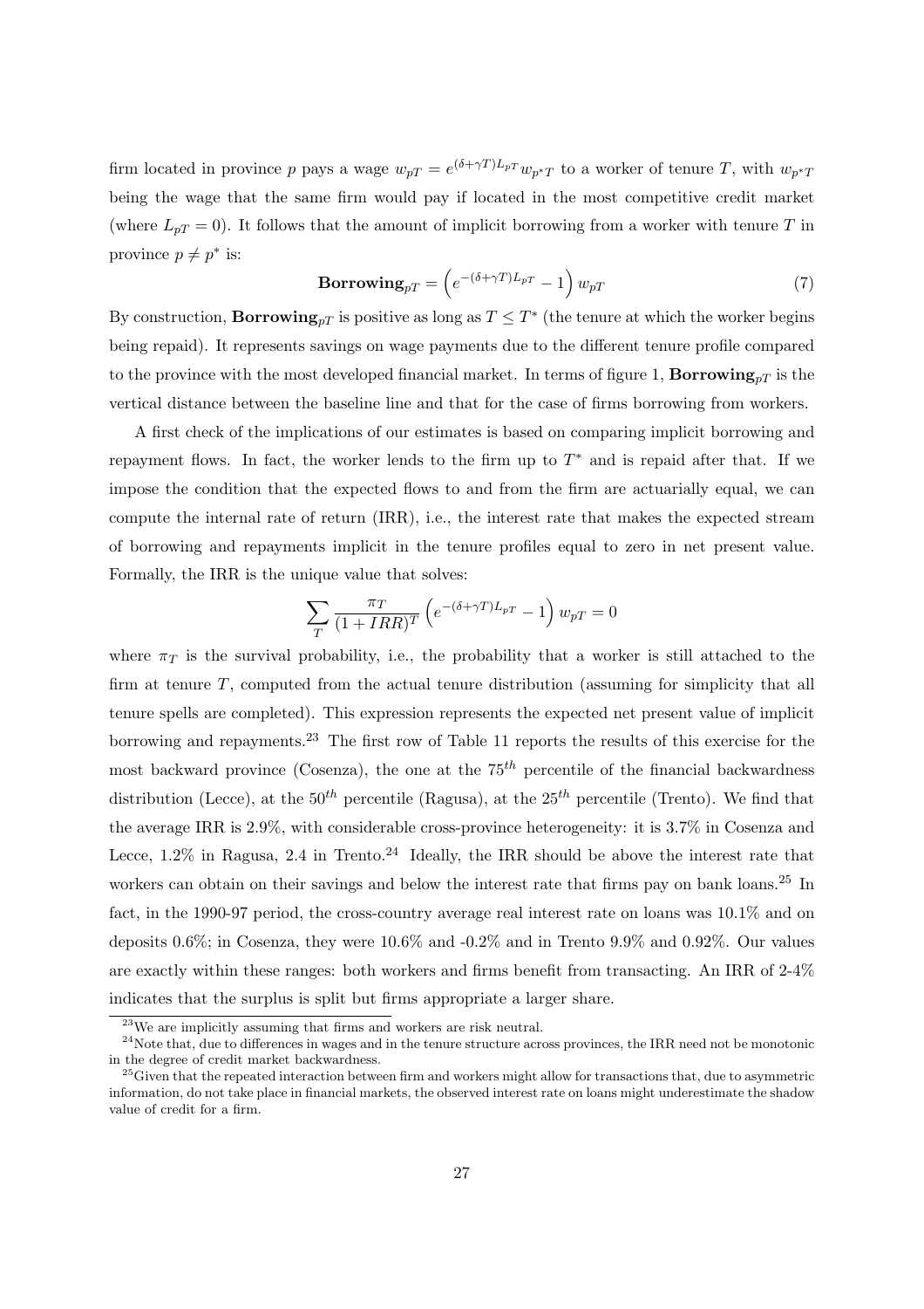firm located in province $p$ pays a wage $w_{pT} = e^{(\delta+\gamma T)L_{pT}} w_{p^*T}$ to a worker of tenure $T$, with $w_{p^*T}$ being the wage that the same firm would pay if located in the most competitive credit market (where $L_{pT} = 0$). It follows that the amount of implicit borrowing from a worker with tenure $T$ in province $p \neq p^*$ is:

$$\mathbf{Borrowing}_{pT} = \left(e^{-(\delta+\gamma T)L_{pT}} - 1\right) w_{pT} \tag{7}$$

By construction, $\mathbf{Borrowing}_{pT}$ is positive as long as $T \leq T^*$ (the tenure at which the worker begins being repaid). It represents savings on wage payments due to the different tenure profile compared to the province with the most developed financial market. In terms of figure 1, $\mathbf{Borrowing}_{pT}$ is the vertical distance between the baseline line and that for the case of firms borrowing from workers.

A first check of the implications of our estimates is based on comparing implicit borrowing and repayment flows. In fact, the worker lends to the firm up to $T^*$ and is repaid after that. If we impose the condition that the expected flows to and from the firm are actuarially equal, we can compute the internal rate of return (IRR), i.e., the interest rate that makes the expected stream of borrowing and repayments implicit in the tenure profiles equal to zero in net present value. Formally, the IRR is the unique value that solves:

$$\sum_T \frac{\pi_T}{(1+IRR)^T} \left(e^{-(\delta+\gamma T)L_{pT}} - 1\right) w_{pT} = 0$$

where $\pi_T$ is the survival probability, i.e., the probability that a worker is still attached to the firm at tenure $T$, computed from the actual tenure distribution (assuming for simplicity that all tenure spells are completed). This expression represents the expected net present value of implicit borrowing and repayments.[23] The first row of Table 11 reports the results of this exercise for the most backward province (Cosenza), the one at the $75^{th}$ percentile of the financial backwardness distribution (Lecce), at the $50^{th}$ percentile (Ragusa), at the $25^{th}$ percentile (Trento). We find that the average IRR is 2.9%, with considerable cross-province heterogeneity: it is 3.7% in Cosenza and Lecce, 1.2% in Ragusa, 2.4 in Trento.[24] Ideally, the IRR should be above the interest rate that workers can obtain on their savings and below the interest rate that firms pay on bank loans.[25] In fact, in the 1990-97 period, the cross-country average real interest rate on loans was 10.1% and on deposits 0.6%; in Cosenza, they were 10.6% and -0.2% and in Trento 9.9% and 0.92%. Our values are exactly within these ranges: both workers and firms benefit from transacting. An IRR of 2-4% indicates that the surplus is split but firms appropriate a larger share.

[23] We are implicitly assuming that firms and workers are risk neutral.

[24] Note that, due to differences in wages and in the tenure structure across provinces, the IRR need not be monotonic in the degree of credit market backwardness.

[25] Given that the repeated interaction between firm and workers might allow for transactions that, due to asymmetric information, do not take place in financial markets, the observed interest rate on loans might underestimate the shadow value of credit for a firm.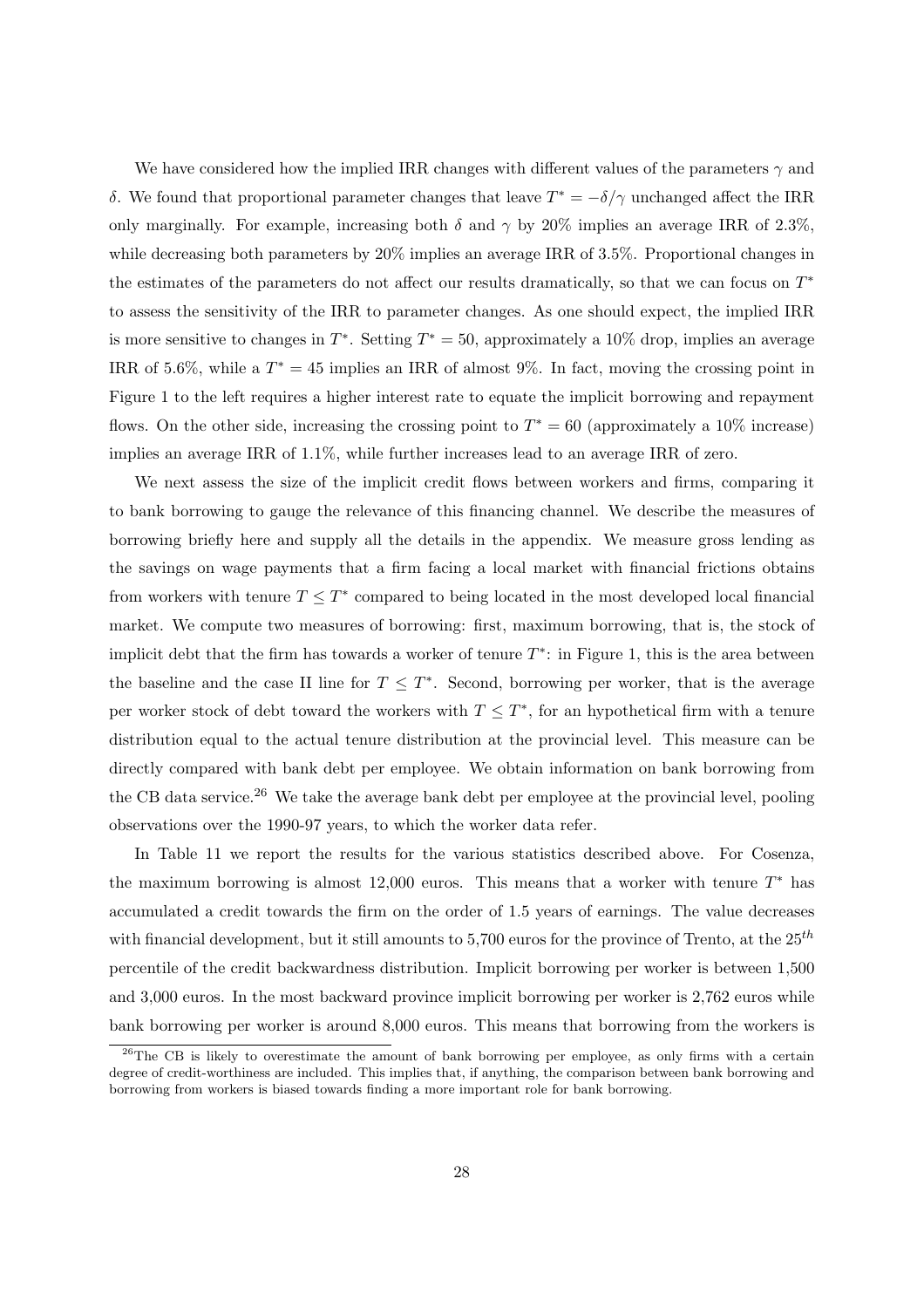We have considered how the implied IRR changes with different values of the parameters $\gamma$ and $\delta$. We found that proportional parameter changes that leave $T^* = -\delta/\gamma$ unchanged affect the IRR only marginally. For example, increasing both $\delta$ and $\gamma$ by 20% implies an average IRR of 2.3%, while decreasing both parameters by 20% implies an average IRR of 3.5%. Proportional changes in the estimates of the parameters do not affect our results dramatically, so that we can focus on $T^*$ to assess the sensitivity of the IRR to parameter changes. As one should expect, the implied IRR is more sensitive to changes in $T^*$. Setting $T^* = 50$, approximately a 10% drop, implies an average IRR of 5.6%, while a $T^* = 45$ implies an IRR of almost 9%. In fact, moving the crossing point in Figure 1 to the left requires a higher interest rate to equate the implicit borrowing and repayment flows. On the other side, increasing the crossing point to $T^* = 60$ (approximately a 10% increase) implies an average IRR of 1.1%, while further increases lead to an average IRR of zero.

We next assess the size of the implicit credit flows between workers and firms, comparing it to bank borrowing to gauge the relevance of this financing channel. We describe the measures of borrowing briefly here and supply all the details in the appendix. We measure gross lending as the savings on wage payments that a firm facing a local market with financial frictions obtains from workers with tenure $T \leq T^*$ compared to being located in the most developed local financial market. We compute two measures of borrowing: first, maximum borrowing, that is, the stock of implicit debt that the firm has towards a worker of tenure $T^*$: in Figure 1, this is the area between the baseline and the case II line for $T \leq T^*$. Second, borrowing per worker, that is the average per worker stock of debt toward the workers with $T \leq T^*$, for an hypothetical firm with a tenure distribution equal to the actual tenure distribution at the provincial level. This measure can be directly compared with bank debt per employee. We obtain information on bank borrowing from the CB data service.[26] We take the average bank debt per employee at the provincial level, pooling observations over the 1990-97 years, to which the worker data refer.

In Table 11 we report the results for the various statistics described above. For Cosenza, the maximum borrowing is almost 12,000 euros. This means that a worker with tenure $T^*$ has accumulated a credit towards the firm on the order of 1.5 years of earnings. The value decreases with financial development, but it still amounts to 5,700 euros for the province of Trento, at the $25^{th}$ percentile of the credit backwardness distribution. Implicit borrowing per worker is between 1,500 and 3,000 euros. In the most backward province implicit borrowing per worker is 2,762 euros while bank borrowing per worker is around 8,000 euros. This means that borrowing from the workers is

[26] The CB is likely to overestimate the amount of bank borrowing per employee, as only firms with a certain degree of credit-worthiness are included. This implies that, if anything, the comparison between bank borrowing and borrowing from workers is biased towards finding a more important role for bank borrowing.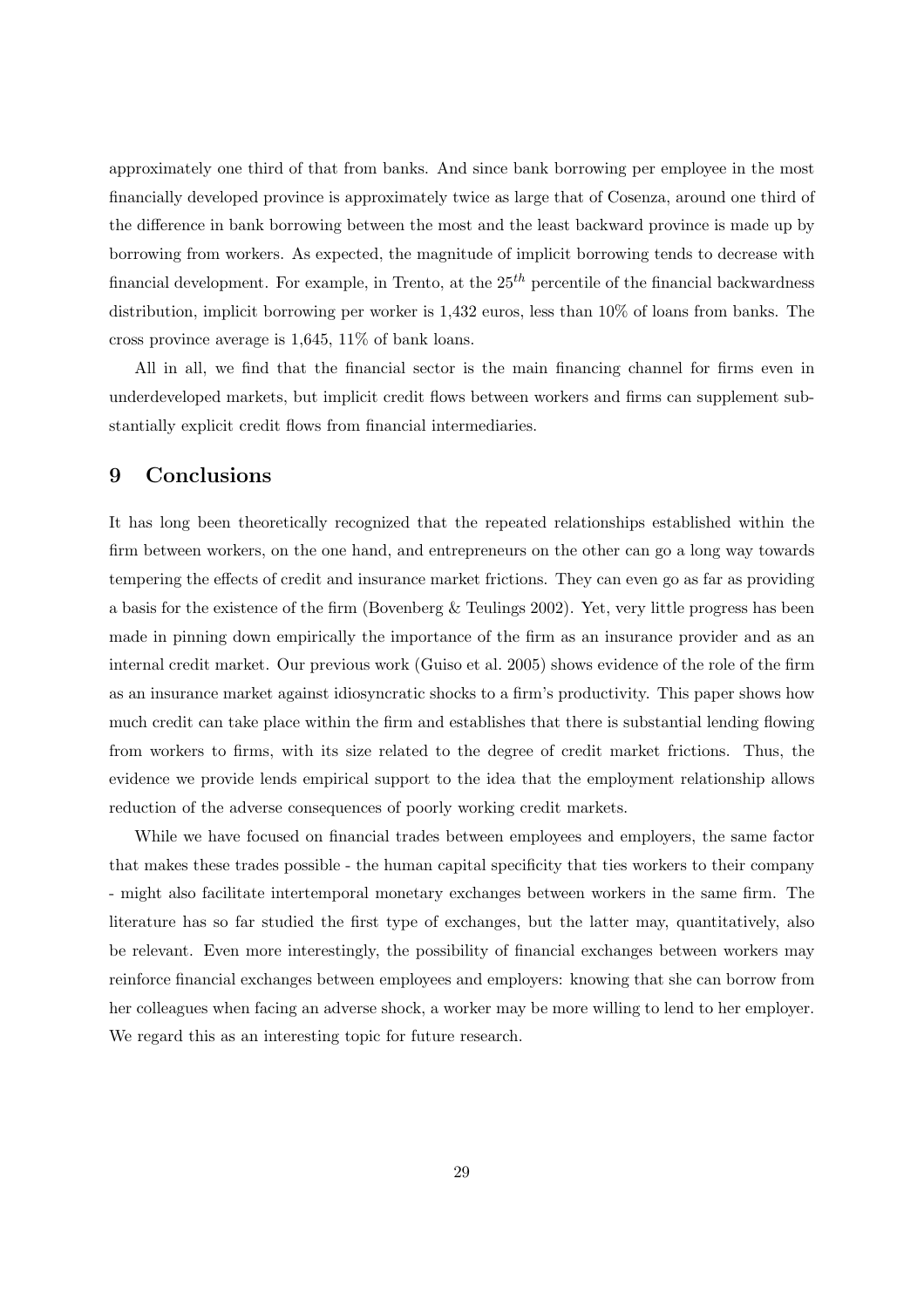approximately one third of that from banks. And since bank borrowing per employee in the most financially developed province is approximately twice as large that of Cosenza, around one third of the difference in bank borrowing between the most and the least backward province is made up by borrowing from workers. As expected, the magnitude of implicit borrowing tends to decrease with financial development. For example, in Trento, at the $25^{th}$ percentile of the financial backwardness distribution, implicit borrowing per worker is 1,432 euros, less than 10% of loans from banks. The cross province average is 1,645, 11% of bank loans.

All in all, we find that the financial sector is the main financing channel for firms even in underdeveloped markets, but implicit credit flows between workers and firms can supplement substantially explicit credit flows from financial intermediaries.

## 9 Conclusions

It has long been theoretically recognized that the repeated relationships established within the firm between workers, on the one hand, and entrepreneurs on the other can go a long way towards tempering the effects of credit and insurance market frictions. They can even go as far as providing a basis for the existence of the firm (Bovenberg & Teulings 2002). Yet, very little progress has been made in pinning down empirically the importance of the firm as an insurance provider and as an internal credit market. Our previous work (Guiso et al. 2005) shows evidence of the role of the firm as an insurance market against idiosyncratic shocks to a firm's productivity. This paper shows how much credit can take place within the firm and establishes that there is substantial lending flowing from workers to firms, with its size related to the degree of credit market frictions. Thus, the evidence we provide lends empirical support to the idea that the employment relationship allows reduction of the adverse consequences of poorly working credit markets.

While we have focused on financial trades between employees and employers, the same factor that makes these trades possible - the human capital specificity that ties workers to their company - might also facilitate intertemporal monetary exchanges between workers in the same firm. The literature has so far studied the first type of exchanges, but the latter may, quantitatively, also be relevant. Even more interestingly, the possibility of financial exchanges between workers may reinforce financial exchanges between employees and employers: knowing that she can borrow from her colleagues when facing an adverse shock, a worker may be more willing to lend to her employer. We regard this as an interesting topic for future research.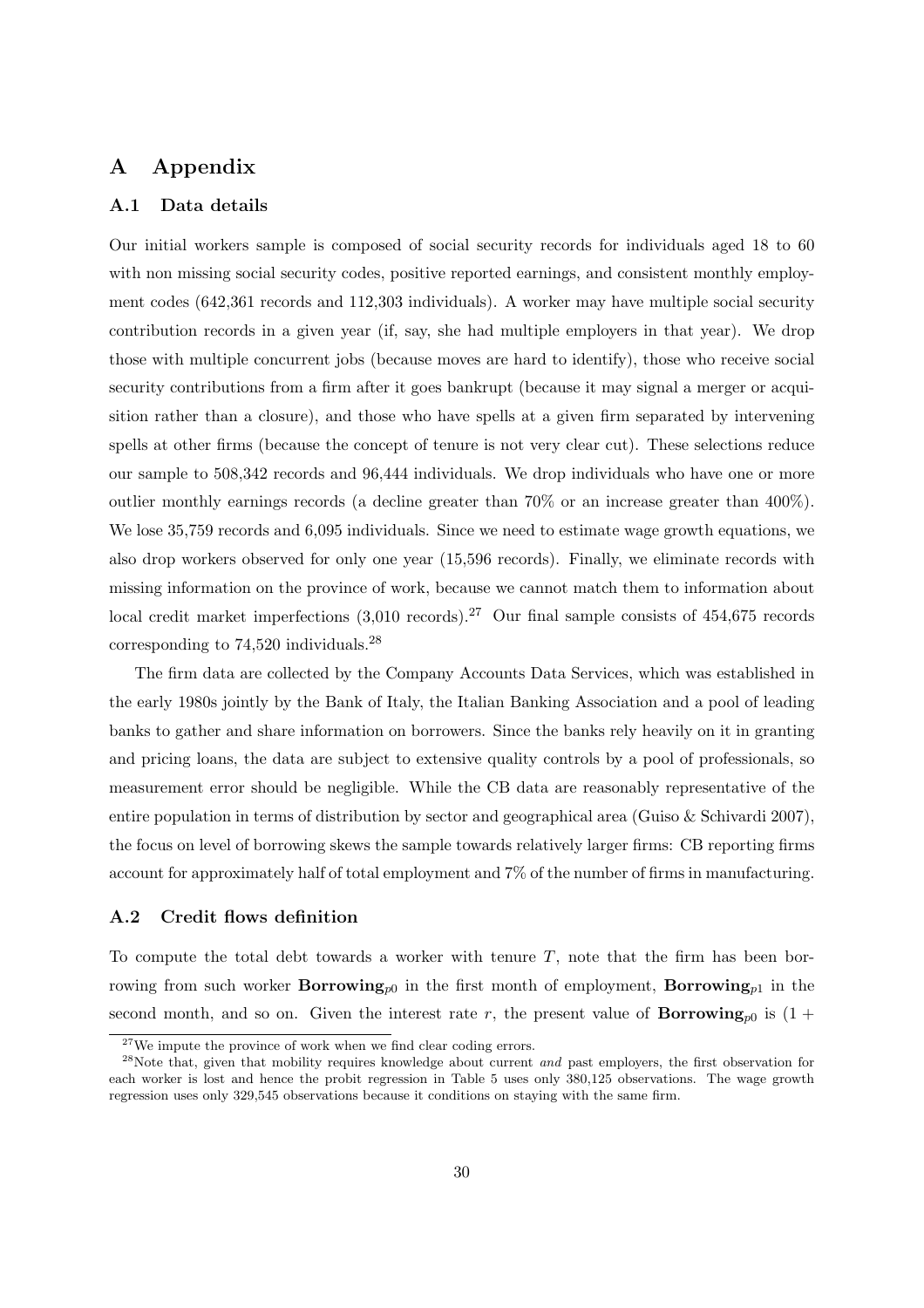# A Appendix

## A.1 Data details

Our initial workers sample is composed of social security records for individuals aged 18 to 60 with non missing social security codes, positive reported earnings, and consistent monthly employment codes (642,361 records and 112,303 individuals). A worker may have multiple social security contribution records in a given year (if, say, she had multiple employers in that year). We drop those with multiple concurrent jobs (because moves are hard to identify), those who receive social security contributions from a firm after it goes bankrupt (because it may signal a merger or acquisition rather than a closure), and those who have spells at a given firm separated by intervening spells at other firms (because the concept of tenure is not very clear cut). These selections reduce our sample to 508,342 records and 96,444 individuals. We drop individuals who have one or more outlier monthly earnings records (a decline greater than 70% or an increase greater than 400%). We lose 35,759 records and 6,095 individuals. Since we need to estimate wage growth equations, we also drop workers observed for only one year (15,596 records). Finally, we eliminate records with missing information on the province of work, because we cannot match them to information about local credit market imperfections (3,010 records).[27] Our final sample consists of 454,675 records corresponding to 74,520 individuals.[28]

The firm data are collected by the Company Accounts Data Services, which was established in the early 1980s jointly by the Bank of Italy, the Italian Banking Association and a pool of leading banks to gather and share information on borrowers. Since the banks rely heavily on it in granting and pricing loans, the data are subject to extensive quality controls by a pool of professionals, so measurement error should be negligible. While the CB data are reasonably representative of the entire population in terms of distribution by sector and geographical area (Guiso & Schivardi 2007), the focus on level of borrowing skews the sample towards relatively larger firms: CB reporting firms account for approximately half of total employment and 7% of the number of firms in manufacturing.

## A.2 Credit flows definition

To compute the total debt towards a worker with tenure $T$, note that the firm has been borrowing from such worker $\textbf{Borrowing}_{p0}$ in the first month of employment, $\textbf{Borrowing}_{p1}$ in the second month, and so on. Given the interest rate $r$, the present value of $\textbf{Borrowing}_{p0}$ is $(1 +$

[27] We impute the province of work when we find clear coding errors.

[28] Note that, given that mobility requires knowledge about current *and* past employers, the first observation for each worker is lost and hence the probit regression in Table 5 uses only 380,125 observations. The wage growth regression uses only 329,545 observations because it conditions on staying with the same firm.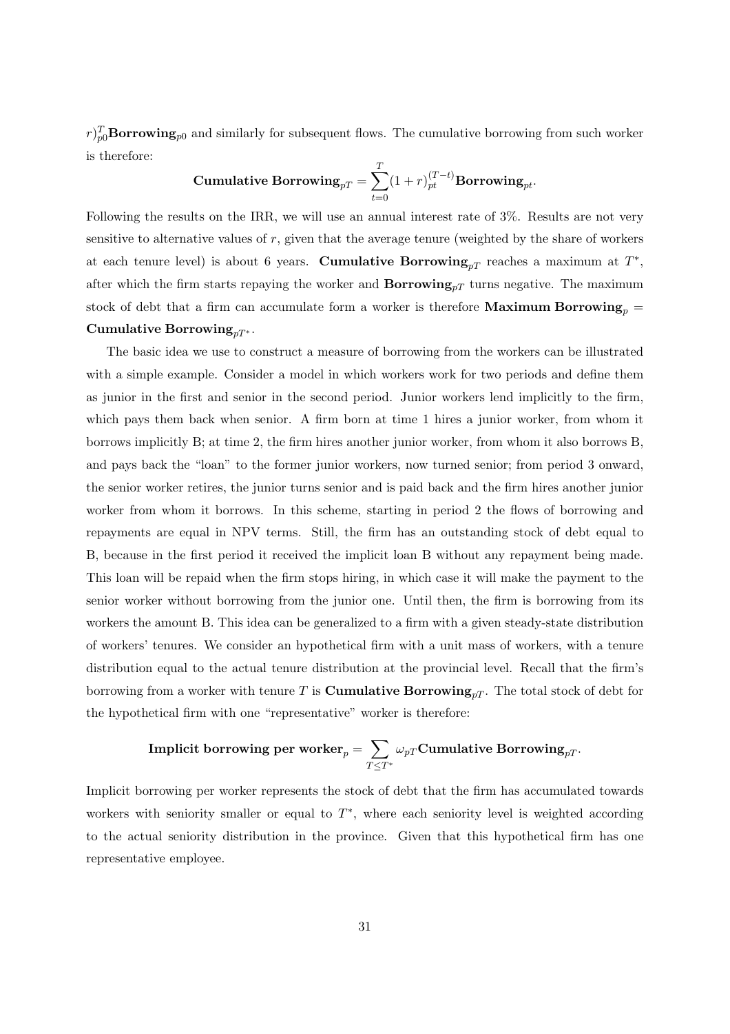$r)_{p0}^{T}$**Borrowing**$_{p0}$ and similarly for subsequent flows. The cumulative borrowing from such worker is therefore:

$$\textbf{Cumulative Borrowing}_{pT} = \sum_{t=0}^{T} (1+r)_{pt}^{(T-t)} \textbf{Borrowing}_{pt}.$$

Following the results on the IRR, we will use an annual interest rate of 3%. Results are not very sensitive to alternative values of $r$, given that the average tenure (weighted by the share of workers at each tenure level) is about 6 years. **Cumulative Borrowing**$_{pT}$ reaches a maximum at $T^*$, after which the firm starts repaying the worker and **Borrowing**$_{pT}$ turns negative. The maximum stock of debt that a firm can accumulate form a worker is therefore **Maximum Borrowing**$_p$ = **Cumulative Borrowing**$_{pT^*}$.

The basic idea we use to construct a measure of borrowing from the workers can be illustrated with a simple example. Consider a model in which workers work for two periods and define them as junior in the first and senior in the second period. Junior workers lend implicitly to the firm, which pays them back when senior. A firm born at time 1 hires a junior worker, from whom it borrows implicitly B; at time 2, the firm hires another junior worker, from whom it also borrows B, and pays back the "loan" to the former junior workers, now turned senior; from period 3 onward, the senior worker retires, the junior turns senior and is paid back and the firm hires another junior worker from whom it borrows. In this scheme, starting in period 2 the flows of borrowing and repayments are equal in NPV terms. Still, the firm has an outstanding stock of debt equal to B, because in the first period it received the implicit loan B without any repayment being made. This loan will be repaid when the firm stops hiring, in which case it will make the payment to the senior worker without borrowing from the junior one. Until then, the firm is borrowing from its workers the amount B. This idea can be generalized to a firm with a given steady-state distribution of workers' tenures. We consider an hypothetical firm with a unit mass of workers, with a tenure distribution equal to the actual tenure distribution at the provincial level. Recall that the firm's borrowing from a worker with tenure $T$ is **Cumulative Borrowing**$_{pT}$. The total stock of debt for the hypothetical firm with one "representative" worker is therefore:

$$\textbf{Implicit borrowing per worker}_p = \sum_{T \leq T^*} \omega_{pT} \textbf{Cumulative Borrowing}_{pT}.$$

Implicit borrowing per worker represents the stock of debt that the firm has accumulated towards workers with seniority smaller or equal to $T^*$, where each seniority level is weighted according to the actual seniority distribution in the province. Given that this hypothetical firm has one representative employee.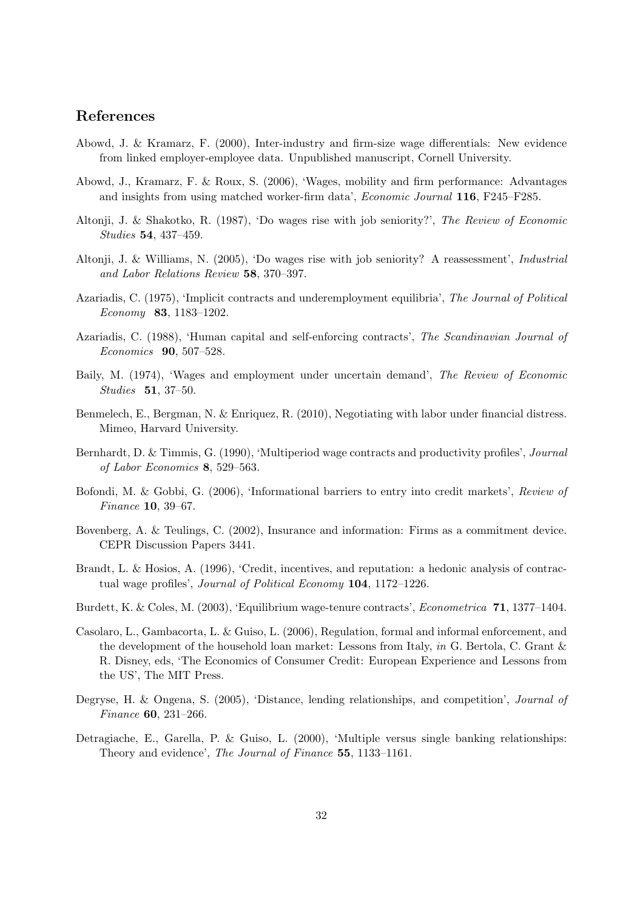## References

Abowd, J. & Kramarz, F. (2000), Inter-industry and firm-size wage differentials: New evidence from linked employer-employee data. Unpublished manuscript, Cornell University.

Abowd, J., Kramarz, F. & Roux, S. (2006), 'Wages, mobility and firm performance: Advantages and insights from using matched worker-firm data', *Economic Journal* **116**, F245–F285.

Altonji, J. & Shakotko, R. (1987), 'Do wages rise with job seniority?', *The Review of Economic Studies* **54**, 437–459.

Altonji, J. & Williams, N. (2005), 'Do wages rise with job seniority? A reassessment', *Industrial and Labor Relations Review* **58**, 370–397.

Azariadis, C. (1975), 'Implicit contracts and underemployment equilibria', *The Journal of Political Economy* **83**, 1183–1202.

Azariadis, C. (1988), 'Human capital and self-enforcing contracts', *The Scandinavian Journal of Economics* **90**, 507–528.

Baily, M. (1974), 'Wages and employment under uncertain demand', *The Review of Economic Studies* **51**, 37–50.

Benmelech, E., Bergman, N. & Enriquez, R. (2010), Negotiating with labor under financial distress. Mimeo, Harvard University.

Bernhardt, D. & Timmis, G. (1990), 'Multiperiod wage contracts and productivity profiles', *Journal of Labor Economics* **8**, 529–563.

Bofondi, M. & Gobbi, G. (2006), 'Informational barriers to entry into credit markets', *Review of Finance* **10**, 39–67.

Bovenberg, A. & Teulings, C. (2002), Insurance and information: Firms as a commitment device. CEPR Discussion Papers 3441.

Brandt, L. & Hosios, A. (1996), 'Credit, incentives, and reputation: a hedonic analysis of contractual wage profiles', *Journal of Political Economy* **104**, 1172–1226.

Burdett, K. & Coles, M. (2003), 'Equilibrium wage-tenure contracts', *Econometrica* **71**, 1377–1404.

Casolaro, L., Gambacorta, L. & Guiso, L. (2006), Regulation, formal and informal enforcement, and the development of the household loan market: Lessons from Italy, *in* G. Bertola, C. Grant & R. Disney, eds, 'The Economics of Consumer Credit: European Experience and Lessons from the US', The MIT Press.

Degryse, H. & Ongena, S. (2005), 'Distance, lending relationships, and competition', *Journal of Finance* **60**, 231–266.

Detragiache, E., Garella, P. & Guiso, L. (2000), 'Multiple versus single banking relationships: Theory and evidence', *The Journal of Finance* **55**, 1133–1161.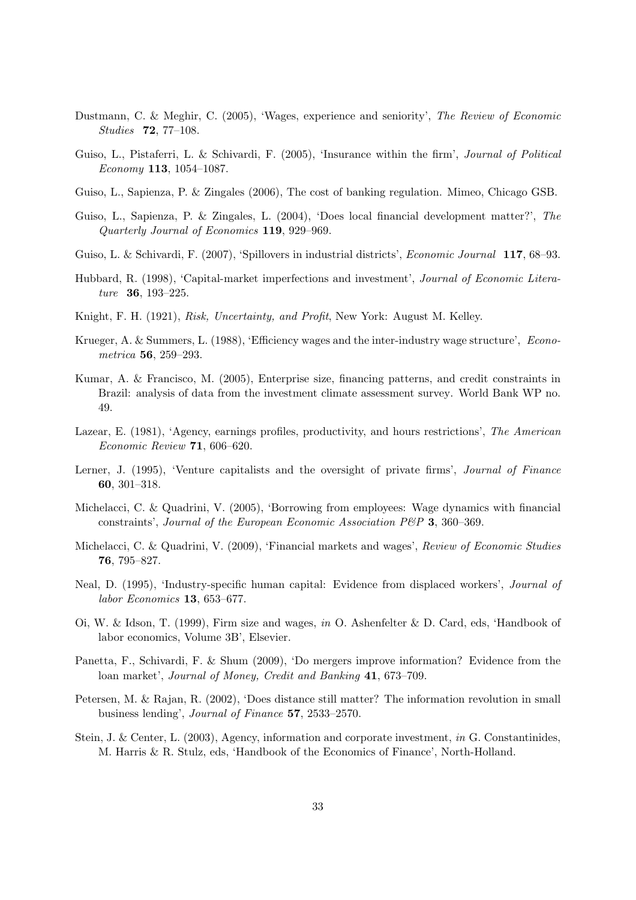Dustmann, C. & Meghir, C. (2005), 'Wages, experience and seniority', *The Review of Economic Studies* **72**, 77–108.

Guiso, L., Pistaferri, L. & Schivardi, F. (2005), 'Insurance within the firm', *Journal of Political Economy* **113**, 1054–1087.

Guiso, L., Sapienza, P. & Zingales (2006), The cost of banking regulation. Mimeo, Chicago GSB.

Guiso, L., Sapienza, P. & Zingales, L. (2004), 'Does local financial development matter?', *The Quarterly Journal of Economics* **119**, 929–969.

Guiso, L. & Schivardi, F. (2007), 'Spillovers in industrial districts', *Economic Journal* **117**, 68–93.

Hubbard, R. (1998), 'Capital-market imperfections and investment', *Journal of Economic Literature* **36**, 193–225.

Knight, F. H. (1921), *Risk, Uncertainty, and Profit*, New York: August M. Kelley.

Krueger, A. & Summers, L. (1988), 'Efficiency wages and the inter-industry wage structure', *Econometrica* **56**, 259–293.

Kumar, A. & Francisco, M. (2005), Enterprise size, financing patterns, and credit constraints in Brazil: analysis of data from the investment climate assessment survey. World Bank WP no. 49.

Lazear, E. (1981), 'Agency, earnings profiles, productivity, and hours restrictions', *The American Economic Review* **71**, 606–620.

Lerner, J. (1995), 'Venture capitalists and the oversight of private firms', *Journal of Finance* **60**, 301–318.

Michelacci, C. & Quadrini, V. (2005), 'Borrowing from employees: Wage dynamics with financial constraints', *Journal of the European Economic Association P&P* **3**, 360–369.

Michelacci, C. & Quadrini, V. (2009), 'Financial markets and wages', *Review of Economic Studies* **76**, 795–827.

Neal, D. (1995), 'Industry-specific human capital: Evidence from displaced workers', *Journal of labor Economics* **13**, 653–677.

Oi, W. & Idson, T. (1999), Firm size and wages, *in* O. Ashenfelter & D. Card, eds, 'Handbook of labor economics, Volume 3B', Elsevier.

Panetta, F., Schivardi, F. & Shum (2009), 'Do mergers improve information? Evidence from the loan market', *Journal of Money, Credit and Banking* **41**, 673–709.

Petersen, M. & Rajan, R. (2002), 'Does distance still matter? The information revolution in small business lending', *Journal of Finance* **57**, 2533–2570.

Stein, J. & Center, L. (2003), Agency, information and corporate investment, *in* G. Constantinides, M. Harris & R. Stulz, eds, 'Handbook of the Economics of Finance', North-Holland.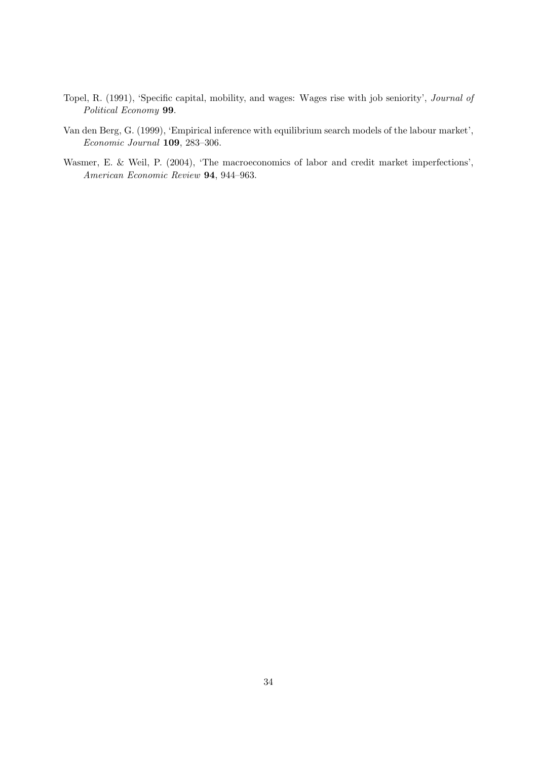Topel, R. (1991), 'Specific capital, mobility, and wages: Wages rise with job seniority', *Journal of Political Economy* **99**.

Van den Berg, G. (1999), 'Empirical inference with equilibrium search models of the labour market', *Economic Journal* **109**, 283–306.

Wasmer, E. & Weil, P. (2004), 'The macroeconomics of labor and credit market imperfections', *American Economic Review* **94**, 944–963.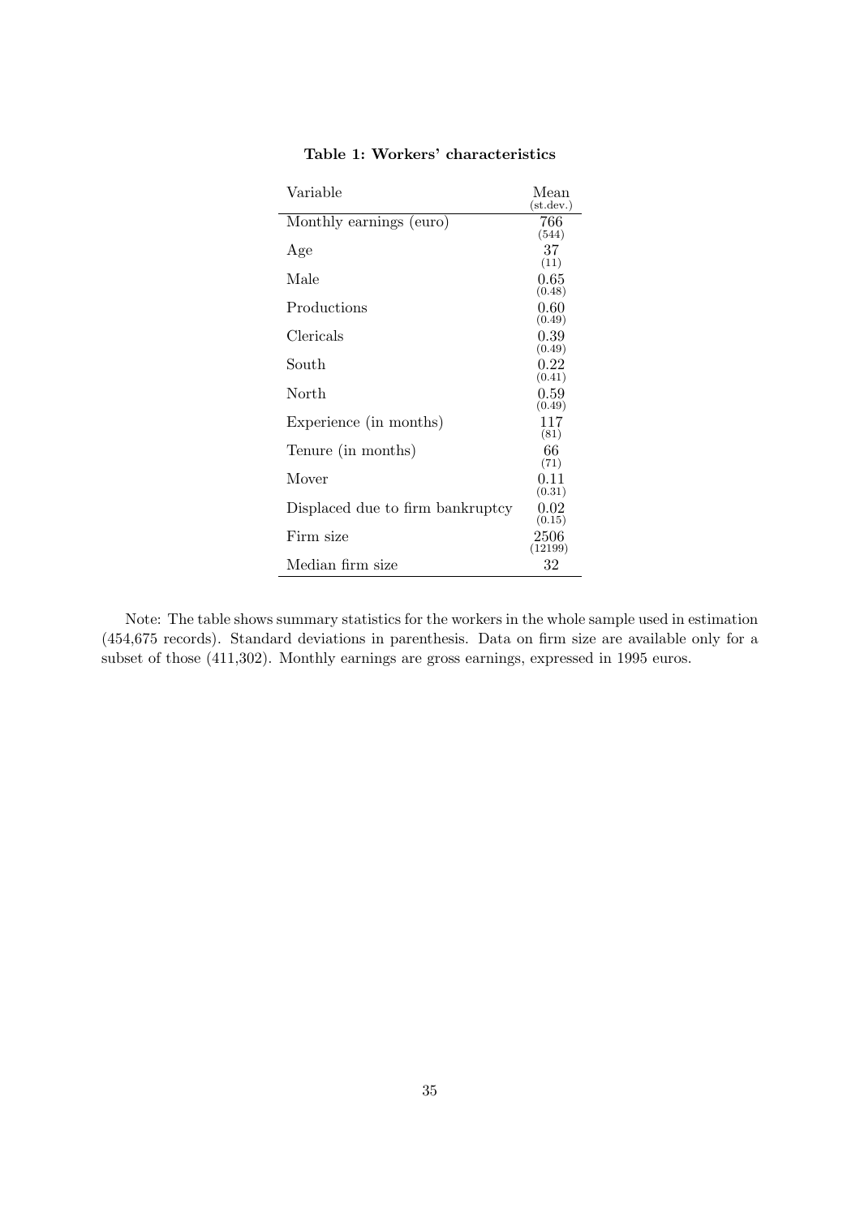**Table 1: Workers' characteristics**

| Variable | Mean (st.dev.) |
|---|---|
| Monthly earnings (euro) | 766 (544) |
| Age | 37 (11) |
| Male | 0.65 (0.48) |
| Productions | 0.60 (0.49) |
| Clericals | 0.39 (0.49) |
| South | 0.22 (0.41) |
| North | 0.59 (0.49) |
| Experience (in months) | 117 (81) |
| Tenure (in months) | 66 (71) |
| Mover | 0.11 (0.31) |
| Displaced due to firm bankruptcy | 0.02 (0.15) |
| Firm size | 2506 (12199) |
| Median firm size | 32 |

Note: The table shows summary statistics for the workers in the whole sample used in estimation (454,675 records). Standard deviations in parenthesis. Data on firm size are available only for a subset of those (411,302). Monthly earnings are gross earnings, expressed in 1995 euros.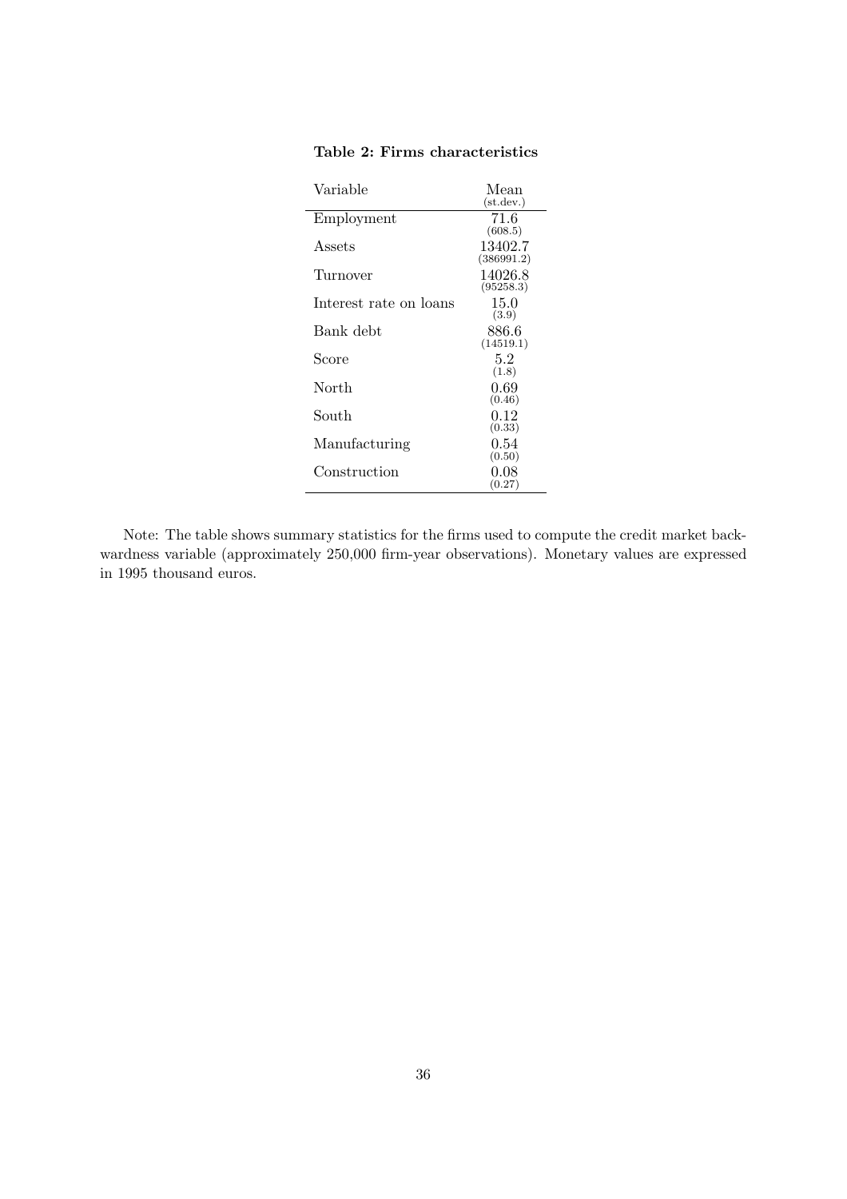**Table 2: Firms characteristics**

| Variable | Mean (st.dev.) |
|---|---|
| Employment | 71.6 (608.5) |
| Assets | 13402.7 (386991.2) |
| Turnover | 14026.8 (95258.3) |
| Interest rate on loans | 15.0 (3.9) |
| Bank debt | 886.6 (14519.1) |
| Score | 5.2 (1.8) |
| North | 0.69 (0.46) |
| South | 0.12 (0.33) |
| Manufacturing | 0.54 (0.50) |
| Construction | 0.08 (0.27) |

Note: The table shows summary statistics for the firms used to compute the credit market backwardness variable (approximately 250,000 firm-year observations). Monetary values are expressed in 1995 thousand euros.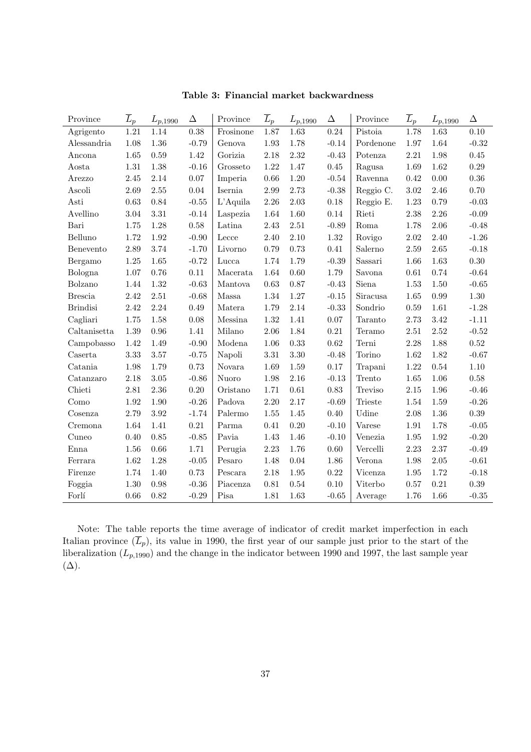**Table 3: Financial market backwardness**

| Province | $\overline{L}_p$ | $L_{p,1990}$ | $\Delta$ | Province | $\overline{L}_p$ | $L_{p,1990}$ | $\Delta$ | Province | $\overline{L}_p$ | $L_{p,1990}$ | $\Delta$ |
|---|---|---|---|---|---|---|---|---|---|---|---|
| Agrigento | 1.21 | 1.14 | 0.38 | Frosinone | 1.87 | 1.63 | 0.24 | Pistoia | 1.78 | 1.63 | 0.10 |
| Alessandria | 1.08 | 1.36 | -0.79 | Genova | 1.93 | 1.78 | -0.14 | Pordenone | 1.97 | 1.64 | -0.32 |
| Ancona | 1.65 | 0.59 | 1.42 | Gorizia | 2.18 | 2.32 | -0.43 | Potenza | 2.21 | 1.98 | 0.45 |
| Aosta | 1.31 | 1.38 | -0.16 | Grosseto | 1.22 | 1.47 | 0.45 | Ragusa | 1.69 | 1.62 | 0.29 |
| Arezzo | 2.45 | 2.14 | 0.07 | Imperia | 0.66 | 1.20 | -0.54 | Ravenna | 0.42 | 0.00 | 0.36 |
| Ascoli | 2.69 | 2.55 | 0.04 | Isernia | 2.99 | 2.73 | -0.38 | Reggio C. | 3.02 | 2.46 | 0.70 |
| Asti | 0.63 | 0.84 | -0.55 | L'Aquila | 2.26 | 2.03 | 0.18 | Reggio E. | 1.23 | 0.79 | -0.03 |
| Avellino | 3.04 | 3.31 | -0.14 | Laspezia | 1.64 | 1.60 | 0.14 | Rieti | 2.38 | 2.26 | -0.09 |
| Bari | 1.75 | 1.28 | 0.58 | Latina | 2.43 | 2.51 | -0.89 | Roma | 1.78 | 2.06 | -0.48 |
| Belluno | 1.72 | 1.92 | -0.90 | Lecce | 2.40 | 2.10 | 1.32 | Rovigo | 2.02 | 2.40 | -1.26 |
| Benevento | 2.89 | 3.74 | -1.70 | Livorno | 0.79 | 0.73 | 0.41 | Salerno | 2.59 | 2.65 | -0.18 |
| Bergamo | 1.25 | 1.65 | -0.72 | Lucca | 1.74 | 1.79 | -0.39 | Sassari | 1.66 | 1.63 | 0.30 |
| Bologna | 1.07 | 0.76 | 0.11 | Macerata | 1.64 | 0.60 | 1.79 | Savona | 0.61 | 0.74 | -0.64 |
| Bolzano | 1.44 | 1.32 | -0.63 | Mantova | 0.63 | 0.87 | -0.43 | Siena | 1.53 | 1.50 | -0.65 |
| Brescia | 2.42 | 2.51 | -0.68 | Massa | 1.34 | 1.27 | -0.15 | Siracusa | 1.65 | 0.99 | 1.30 |
| Brindisi | 2.42 | 2.24 | 0.49 | Matera | 1.79 | 2.14 | -0.33 | Sondrio | 0.59 | 1.61 | -1.28 |
| Cagliari | 1.75 | 1.58 | 0.08 | Messina | 1.32 | 1.41 | 0.07 | Taranto | 2.73 | 3.42 | -1.11 |
| Caltanisetta | 1.39 | 0.96 | 1.41 | Milano | 2.06 | 1.84 | 0.21 | Teramo | 2.51 | 2.52 | -0.52 |
| Campobasso | 1.42 | 1.49 | -0.90 | Modena | 1.06 | 0.33 | 0.62 | Terni | 2.28 | 1.88 | 0.52 |
| Caserta | 3.33 | 3.57 | -0.75 | Napoli | 3.31 | 3.30 | -0.48 | Torino | 1.62 | 1.82 | -0.67 |
| Catania | 1.98 | 1.79 | 0.73 | Novara | 1.69 | 1.59 | 0.17 | Trapani | 1.22 | 0.54 | 1.10 |
| Catanzaro | 2.18 | 3.05 | -0.86 | Nuoro | 1.98 | 2.16 | -0.13 | Trento | 1.65 | 1.06 | 0.58 |
| Chieti | 2.81 | 2.36 | 0.20 | Oristano | 1.71 | 0.61 | 0.83 | Treviso | 2.15 | 1.96 | -0.46 |
| Como | 1.92 | 1.90 | -0.26 | Padova | 2.20 | 2.17 | -0.69 | Trieste | 1.54 | 1.59 | -0.26 |
| Cosenza | 2.79 | 3.92 | -1.74 | Palermo | 1.55 | 1.45 | 0.40 | Udine | 2.08 | 1.36 | 0.39 |
| Cremona | 1.64 | 1.41 | 0.21 | Parma | 0.41 | 0.20 | -0.10 | Varese | 1.91 | 1.78 | -0.05 |
| Cuneo | 0.40 | 0.85 | -0.85 | Pavia | 1.43 | 1.46 | -0.10 | Venezia | 1.95 | 1.92 | -0.20 |
| Enna | 1.56 | 0.66 | 1.71 | Perugia | 2.23 | 1.76 | 0.60 | Vercelli | 2.23 | 2.37 | -0.49 |
| Ferrara | 1.62 | 1.28 | -0.05 | Pesaro | 1.48 | 0.04 | 1.86 | Verona | 1.98 | 2.05 | -0.61 |
| Firenze | 1.74 | 1.40 | 0.73 | Pescara | 2.18 | 1.95 | 0.22 | Vicenza | 1.95 | 1.72 | -0.18 |
| Foggia | 1.30 | 0.98 | -0.36 | Piacenza | 0.81 | 0.54 | 0.10 | Viterbo | 0.57 | 0.21 | 0.39 |
| Forlí | 0.66 | 0.82 | -0.29 | Pisa | 1.81 | 1.63 | -0.65 | Average | 1.76 | 1.66 | -0.35 |

Note: The table reports the time average of indicator of credit market imperfection in each Italian province ($\overline{L}_p$), its value in 1990, the first year of our sample just prior to the start of the liberalization ($L_{p,1990}$) and the change in the indicator between 1990 and 1997, the last sample year ($\Delta$).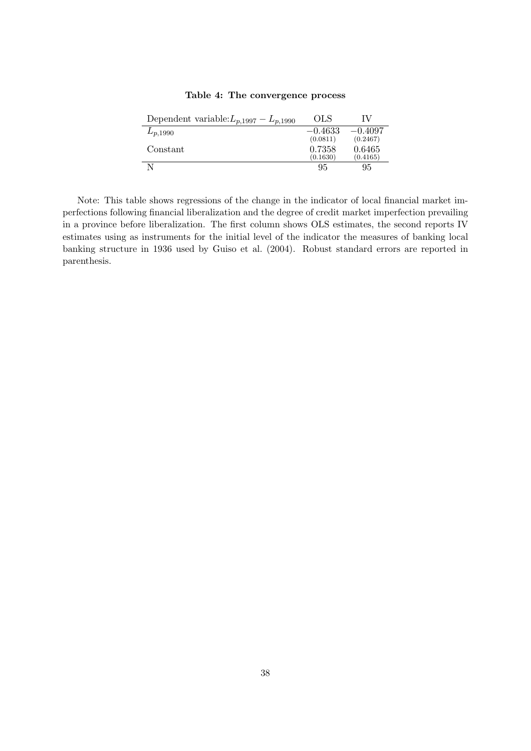**Table 4: The convergence process**

| Dependent variable: $L_{p,1997} - L_{p,1990}$ | OLS | IV |
|---|---|---|
| $L_{p,1990}$ | $-0.4633$ | $-0.4097$ |
| | (0.0811) | (0.2467) |
| Constant | 0.7358 | 0.6465 |
| | (0.1630) | (0.4165) |
| N | 95 | 95 |

Note: This table shows regressions of the change in the indicator of local financial market imperfections following financial liberalization and the degree of credit market imperfection prevailing in a province before liberalization. The first column shows OLS estimates, the second reports IV estimates using as instruments for the initial level of the indicator the measures of banking local banking structure in 1936 used by Guiso et al. (2004). Robust standard errors are reported in parenthesis.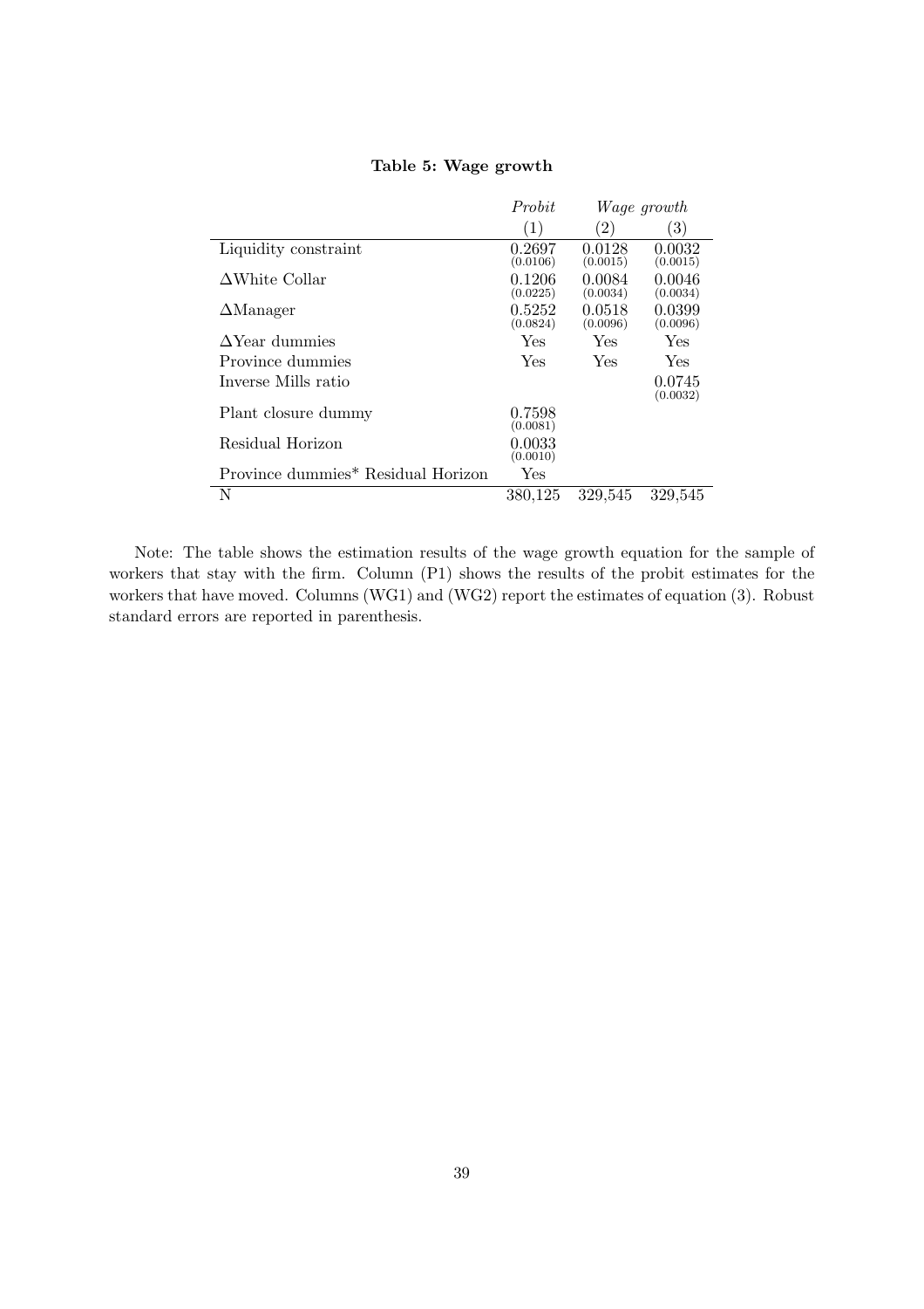**Table 5: Wage growth**

| | *Probit* | *Wage growth* | |
|---|---|---|---|
| | (1) | (2) | (3) |
| Liquidity constraint | 0.2697 (0.0106) | 0.0128 (0.0015) | 0.0032 (0.0015) |
| $\Delta$White Collar | 0.1206 (0.0225) | 0.0084 (0.0034) | 0.0046 (0.0034) |
| $\Delta$Manager | 0.5252 (0.0824) | 0.0518 (0.0096) | 0.0399 (0.0096) |
| $\Delta$Year dummies | Yes | Yes | Yes |
| Province dummies | Yes | Yes | Yes |
| Inverse Mills ratio | | | 0.0745 (0.0032) |
| Plant closure dummy | 0.7598 (0.0081) | | |
| Residual Horizon | 0.0033 (0.0010) | | |
| Province dummies* Residual Horizon | Yes | | |
| N | 380,125 | 329,545 | 329,545 |

Note: The table shows the estimation results of the wage growth equation for the sample of workers that stay with the firm. Column (P1) shows the results of the probit estimates for the workers that have moved. Columns (WG1) and (WG2) report the estimates of equation (3). Robust standard errors are reported in parenthesis.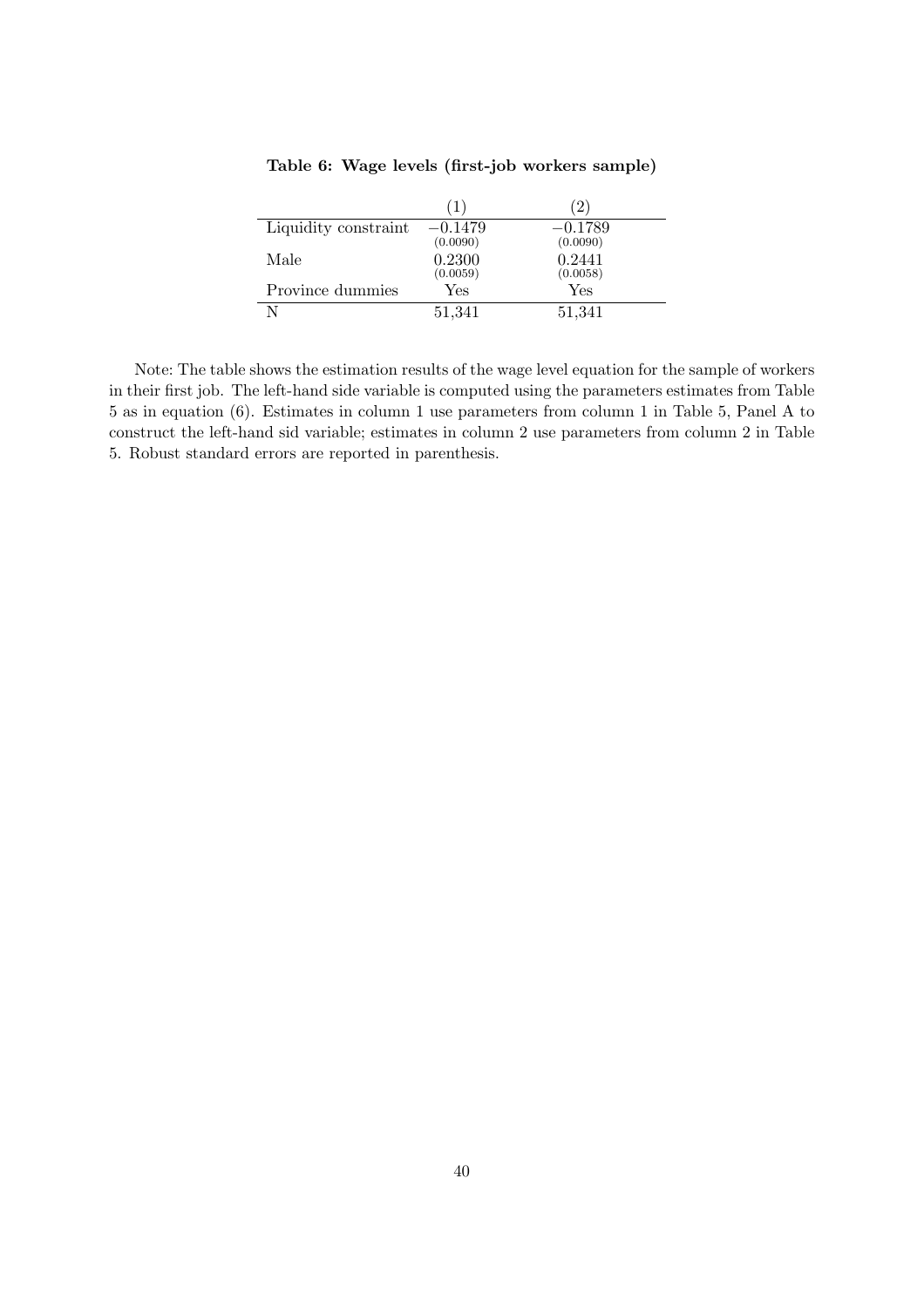**Table 6: Wage levels (first-job workers sample)**

| | (1) | (2) |
|---|---|---|
| Liquidity constraint | −0.1479 | −0.1789 |
| | (0.0090) | (0.0090) |
| Male | 0.2300 | 0.2441 |
| | (0.0059) | (0.0058) |
| Province dummies | Yes | Yes |
| N | 51,341 | 51,341 |

Note: The table shows the estimation results of the wage level equation for the sample of workers in their first job. The left-hand side variable is computed using the parameters estimates from Table 5 as in equation (6). Estimates in column 1 use parameters from column 1 in Table 5, Panel A to construct the left-hand sid variable; estimates in column 2 use parameters from column 2 in Table 5. Robust standard errors are reported in parenthesis.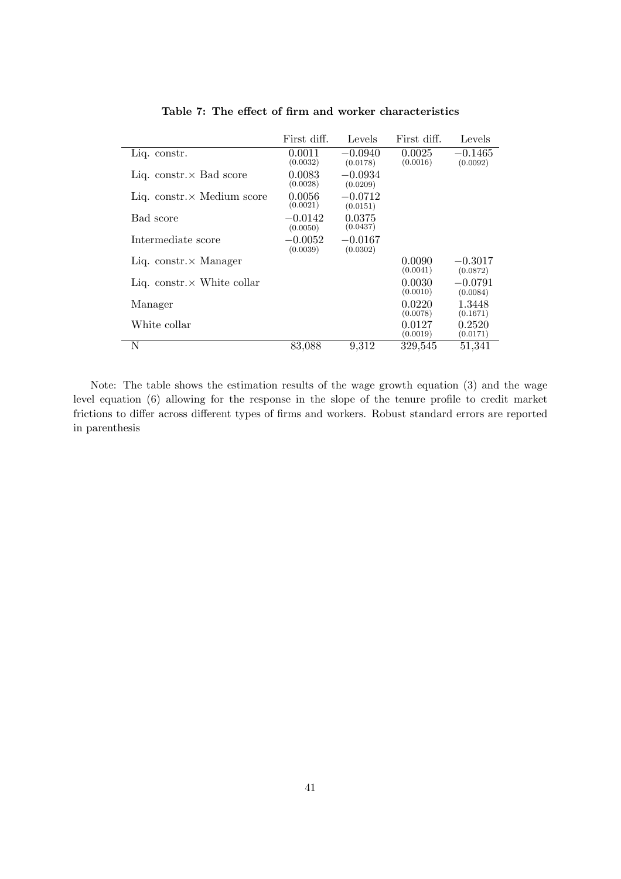**Table 7: The effect of firm and worker characteristics**

| | First diff. | Levels | First diff. | Levels |
|---|---|---|---|---|
| Liq. constr. | 0.0011<br>(0.0032) | −0.0940<br>(0.0178) | 0.0025<br>(0.0016) | −0.1465<br>(0.0092) |
| Liq. constr.× Bad score | 0.0083<br>(0.0028) | −0.0934<br>(0.0209) | | |
| Liq. constr.× Medium score | 0.0056<br>(0.0021) | −0.0712<br>(0.0151) | | |
| Bad score | −0.0142<br>(0.0050) | 0.0375<br>(0.0437) | | |
| Intermediate score | −0.0052<br>(0.0039) | −0.0167<br>(0.0302) | | |
| Liq. constr.× Manager | | | 0.0090<br>(0.0041) | −0.3017<br>(0.0872) |
| Liq. constr.× White collar | | | 0.0030<br>(0.0010) | −0.0791<br>(0.0084) |
| Manager | | | 0.0220<br>(0.0078) | 1.3448<br>(0.1671) |
| White collar | | | 0.0127<br>(0.0019) | 0.2520<br>(0.0171) |
| N | 83,088 | 9,312 | 329,545 | 51,341 |

Note: The table shows the estimation results of the wage growth equation (3) and the wage level equation (6) allowing for the response in the slope of the tenure profile to credit market frictions to differ across different types of firms and workers. Robust standard errors are reported in parenthesis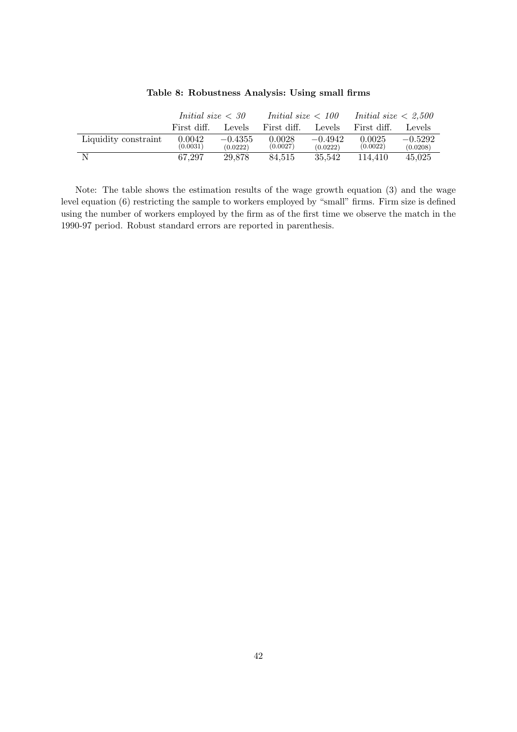**Table 8: Robustness Analysis: Using small firms**

| | *Initial size < 30* | | *Initial size < 100* | | *Initial size < 2,500* | |
|---|---|---|---|---|---|---|
| | First diff. | Levels | First diff. | Levels | First diff. | Levels |
| Liquidity constraint | 0.0042 (0.0031) | −0.4355 (0.0222) | 0.0028 (0.0027) | −0.4942 (0.0222) | 0.0025 (0.0022) | −0.5292 (0.0208) |
| N | 67,297 | 29,878 | 84,515 | 35,542 | 114,410 | 45,025 |

Note: The table shows the estimation results of the wage growth equation (3) and the wage level equation (6) restricting the sample to workers employed by "small" firms. Firm size is defined using the number of workers employed by the firm as of the first time we observe the match in the 1990-97 period. Robust standard errors are reported in parenthesis.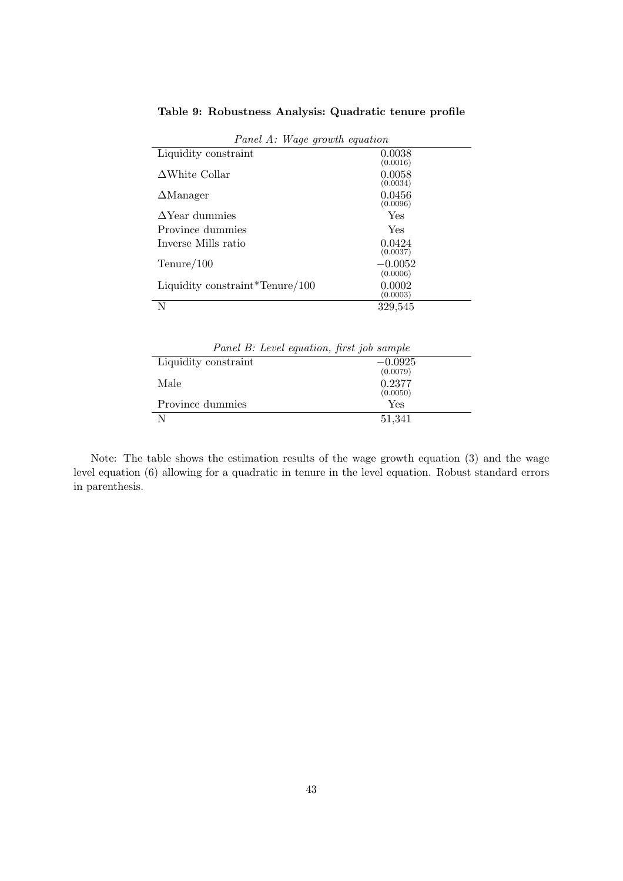**Table 9: Robustness Analysis: Quadratic tenure profile**

*Panel A: Wage growth equation*

| | |
|---|---|
| Liquidity constraint | 0.0038 (0.0016) |
| ΔWhite Collar | 0.0058 (0.0034) |
| ΔManager | 0.0456 (0.0096) |
| ΔYear dummies | Yes |
| Province dummies | Yes |
| Inverse Mills ratio | 0.0424 (0.0037) |
| Tenure/100 | −0.0052 (0.0006) |
| Liquidity constraint*Tenure/100 | 0.0002 (0.0003) |
| N | 329,545 |

*Panel B: Level equation, first job sample*

| | |
|---|---|
| Liquidity constraint | −0.0925 (0.0079) |
| Male | 0.2377 (0.0050) |
| Province dummies | Yes |
| N | 51,341 |

Note: The table shows the estimation results of the wage growth equation (3) and the wage level equation (6) allowing for a quadratic in tenure in the level equation. Robust standard errors in parenthesis.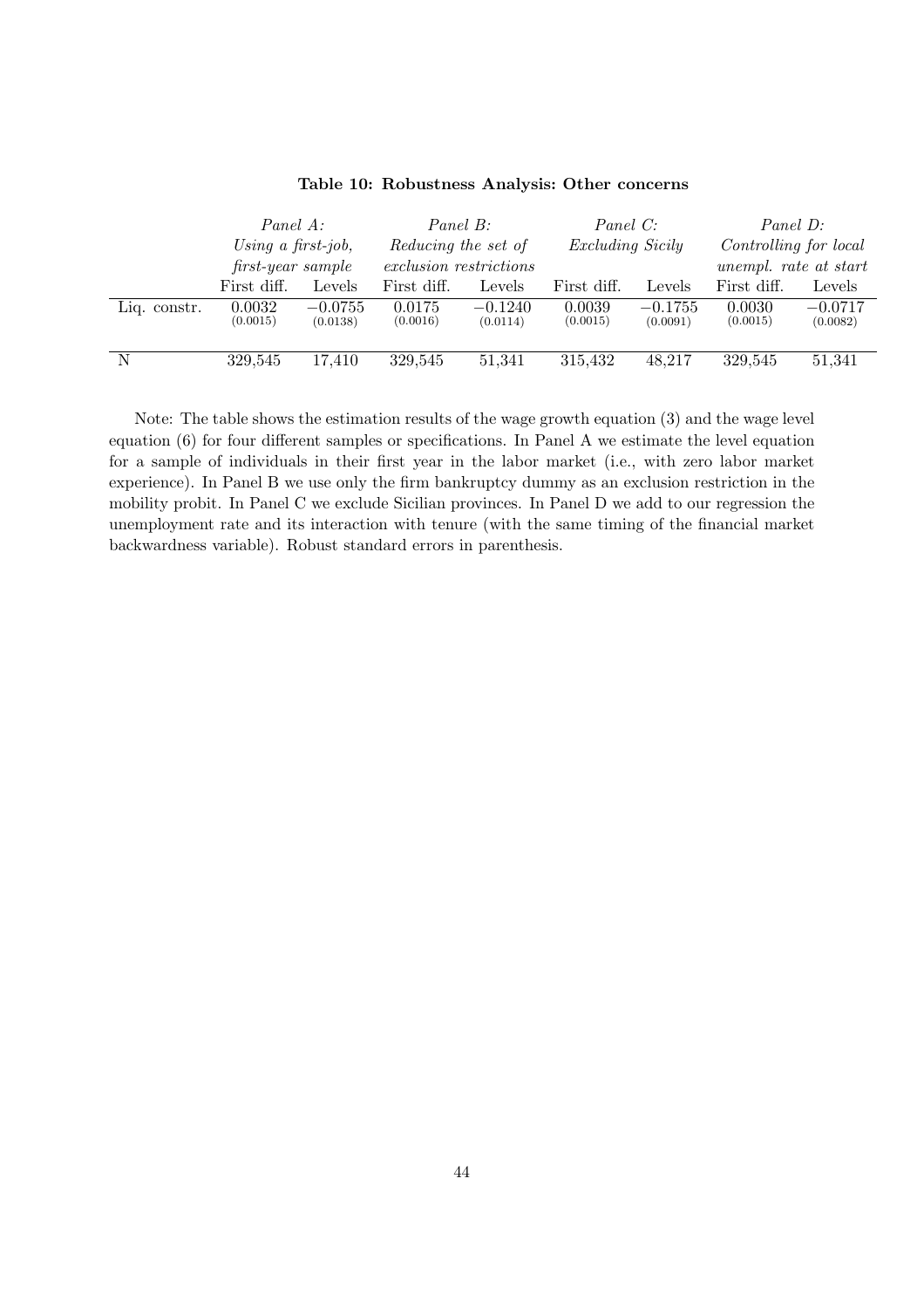**Table 10: Robustness Analysis: Other concerns**

| | *Panel A: Using a first-job, first-year sample* | | *Panel B: Reducing the set of exclusion restrictions* | | *Panel C: Excluding Sicily* | | *Panel D: Controlling for local unempl. rate at start* | |
|---|---|---|---|---|---|---|---|---|
| | First diff. | Levels | First diff. | Levels | First diff. | Levels | First diff. | Levels |
| Liq. constr. | 0.0032 | −0.0755 | 0.0175 | −0.1240 | 0.0039 | −0.1755 | 0.0030 | −0.0717 |
| | (0.0015) | (0.0138) | (0.0016) | (0.0114) | (0.0015) | (0.0091) | (0.0015) | (0.0082) |
| N | 329,545 | 17,410 | 329,545 | 51,341 | 315,432 | 48,217 | 329,545 | 51,341 |

Note: The table shows the estimation results of the wage growth equation (3) and the wage level equation (6) for four different samples or specifications. In Panel A we estimate the level equation for a sample of individuals in their first year in the labor market (i.e., with zero labor market experience). In Panel B we use only the firm bankruptcy dummy as an exclusion restriction in the mobility probit. In Panel C we exclude Sicilian provinces. In Panel D we add to our regression the unemployment rate and its interaction with tenure (with the same timing of the financial market backwardness variable). Robust standard errors in parenthesis.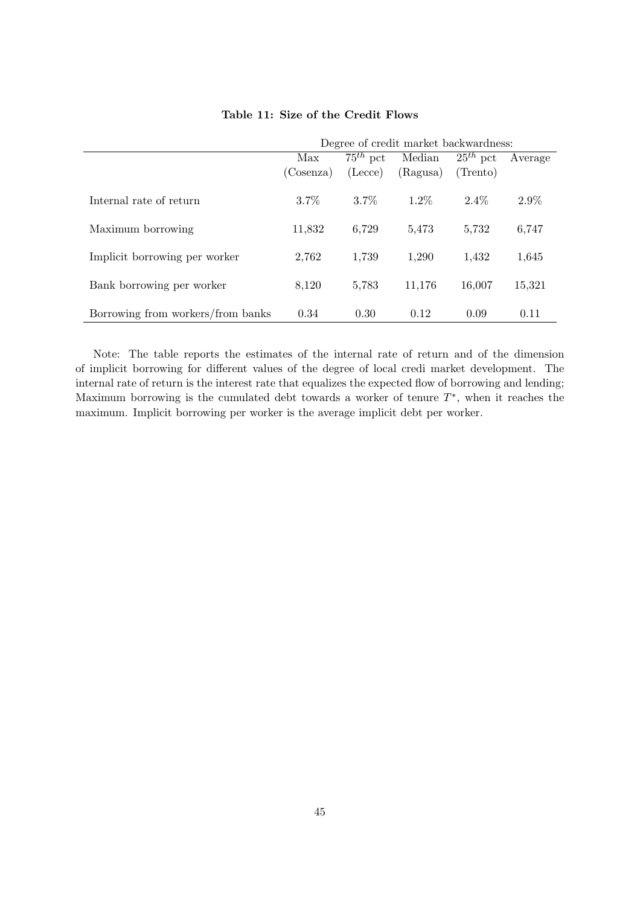**Table 11: Size of the Credit Flows**

| | Degree of credit market backwardness: | | | | |
|---|---|---|---|---|---|
| | Max (Cosenza) | $75^{th}$ pct (Lecce) | Median (Ragusa) | $25^{th}$ pct (Trento) | Average |
| Internal rate of return | 3.7% | 3.7% | 1.2% | 2.4% | 2.9% |
| Maximum borrowing | 11,832 | 6,729 | 5,473 | 5,732 | 6,747 |
| Implicit borrowing per worker | 2,762 | 1,739 | 1,290 | 1,432 | 1,645 |
| Bank borrowing per worker | 8,120 | 5,783 | 11,176 | 16,007 | 15,321 |
| Borrowing from workers/from banks | 0.34 | 0.30 | 0.12 | 0.09 | 0.11 |

Note: The table reports the estimates of the internal rate of return and of the dimension of implicit borrowing for different values of the degree of local credi market development. The internal rate of return is the interest rate that equalizes the expected flow of borrowing and lending; Maximum borrowing is the cumulated debt towards a worker of tenure $T^*$, when it reaches the maximum. Implicit borrowing per worker is the average implicit debt per worker.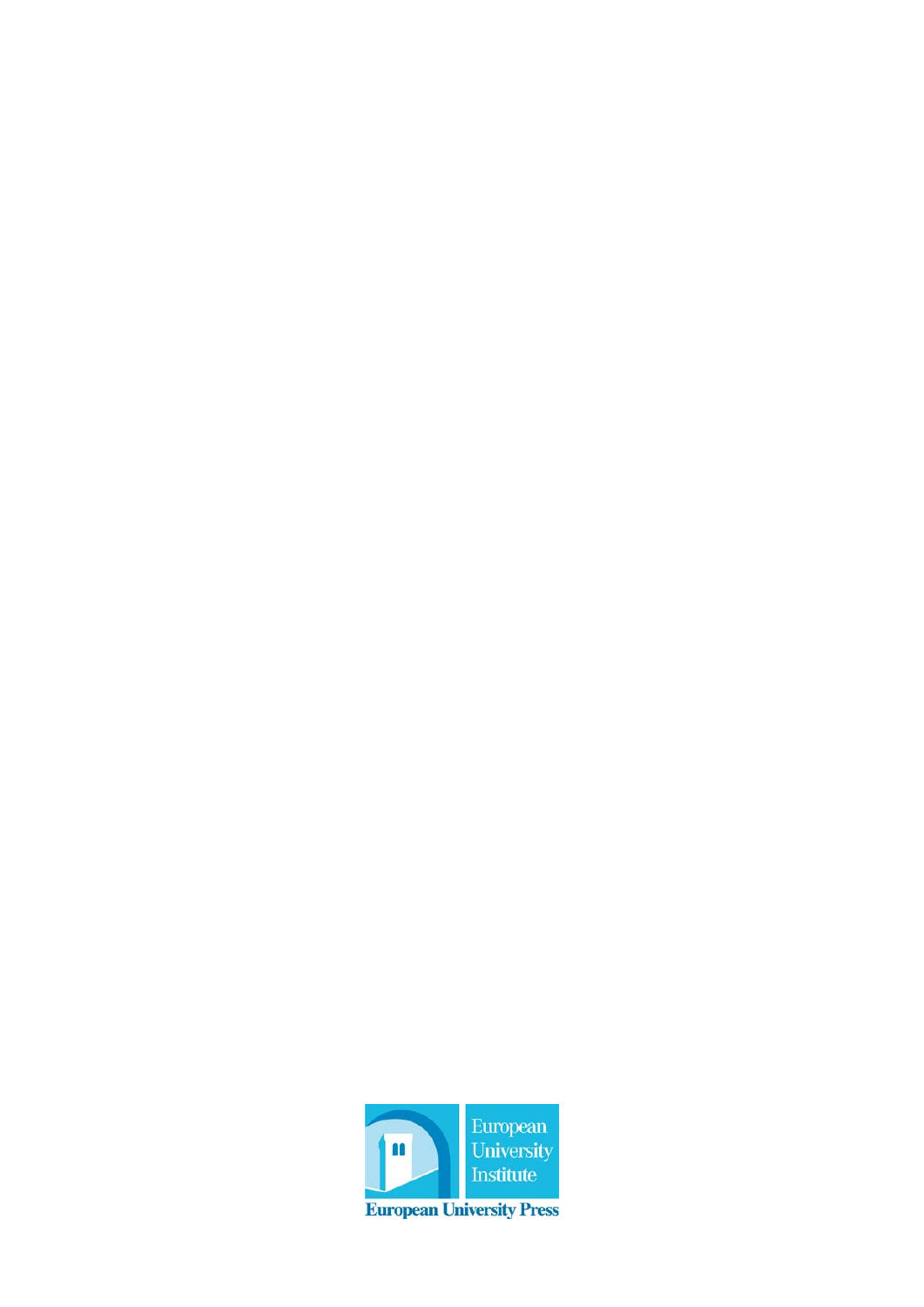European
University
Institute

European University Press